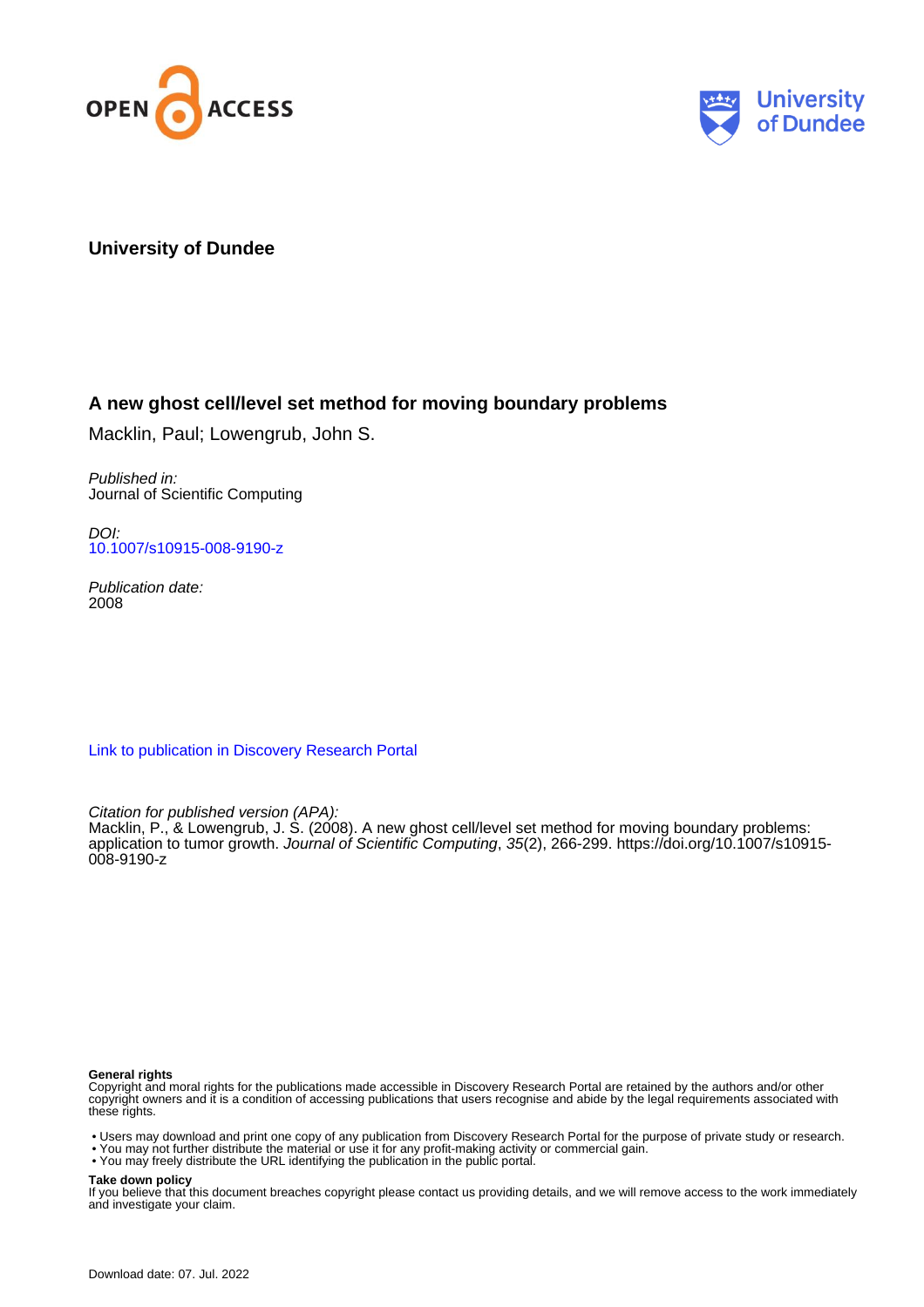OPEN ACCESS

University of Dundee

**University of Dundee**

# A new ghost cell/level set method for moving boundary problems

Macklin, Paul; Lowengrub, John S.

*Published in:*
Journal of Scientific Computing

*DOI:*
10.1007/s10915-008-9190-z

*Publication date:*
2008

Link to publication in Discovery Research Portal

*Citation for published version (APA):*
Macklin, P., & Lowengrub, J. S. (2008). A new ghost cell/level set method for moving boundary problems: application to tumor growth. *Journal of Scientific Computing*, *35*(2), 266-299. https://doi.org/10.1007/s10915-008-9190-z

**General rights**
Copyright and moral rights for the publications made accessible in Discovery Research Portal are retained by the authors and/or other copyright owners and it is a condition of accessing publications that users recognise and abide by the legal requirements associated with these rights.

- Users may download and print one copy of any publication from Discovery Research Portal for the purpose of private study or research.
- You may not further distribute the material or use it for any profit-making activity or commercial gain.
- You may freely distribute the URL identifying the publication in the public portal.

**Take down policy**
If you believe that this document breaches copyright please contact us providing details, and we will remove access to the work immediately and investigate your claim.

Download date: 07. Jul. 2022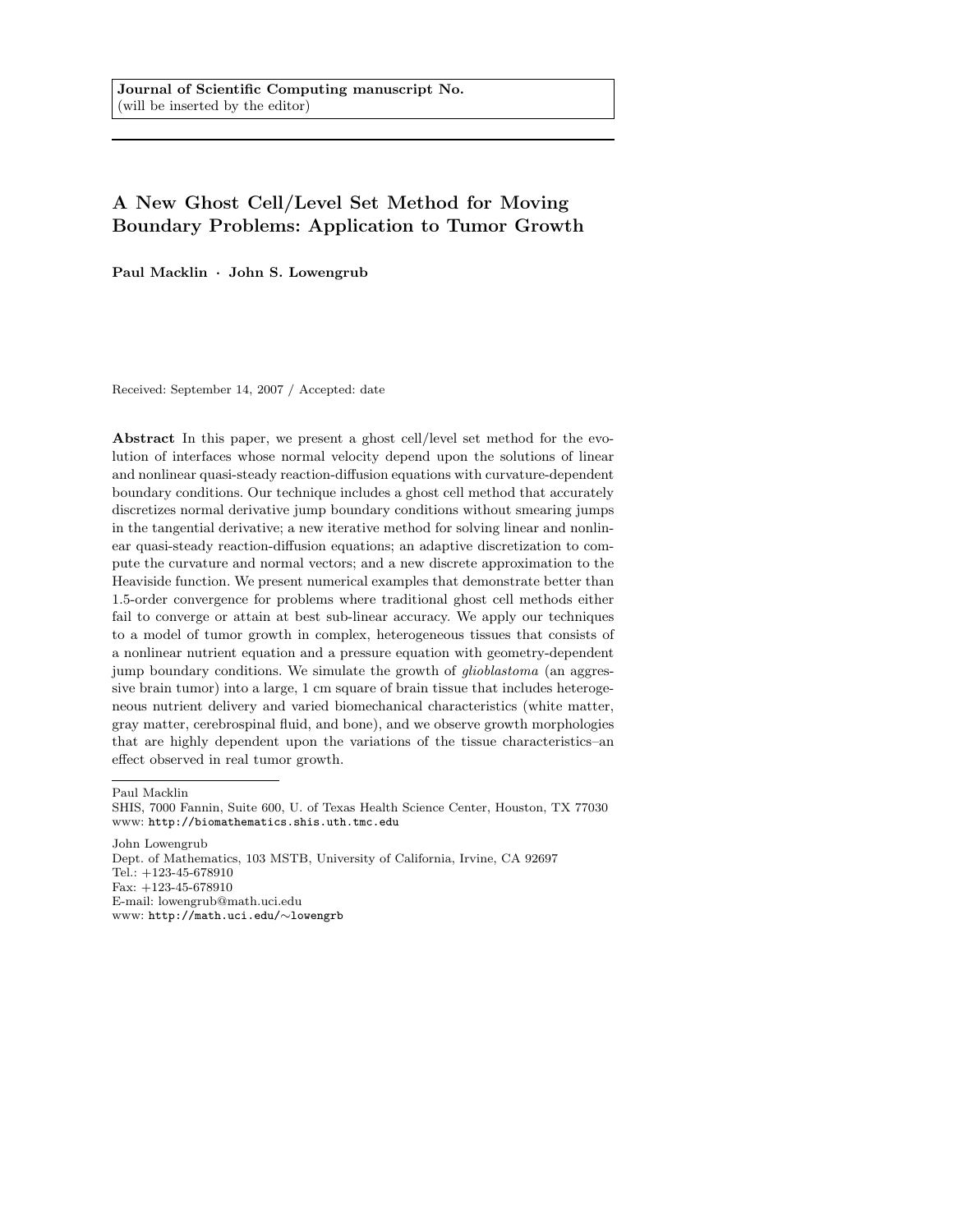**Journal of Scientific Computing manuscript No.**
(will be inserted by the editor)

# A New Ghost Cell/Level Set Method for Moving Boundary Problems: Application to Tumor Growth

**Paul Macklin · John S. Lowengrub**

Received: September 14, 2007 / Accepted: date

**Abstract** In this paper, we present a ghost cell/level set method for the evolution of interfaces whose normal velocity depend upon the solutions of linear and nonlinear quasi-steady reaction-diffusion equations with curvature-dependent boundary conditions. Our technique includes a ghost cell method that accurately discretizes normal derivative jump boundary conditions without smearing jumps in the tangential derivative; a new iterative method for solving linear and nonlinear quasi-steady reaction-diffusion equations; an adaptive discretization to compute the curvature and normal vectors; and a new discrete approximation to the Heaviside function. We present numerical examples that demonstrate better than 1.5-order convergence for problems where traditional ghost cell methods either fail to converge or attain at best sub-linear accuracy. We apply our techniques to a model of tumor growth in complex, heterogeneous tissues that consists of a nonlinear nutrient equation and a pressure equation with geometry-dependent jump boundary conditions. We simulate the growth of *glioblastoma* (an aggressive brain tumor) into a large, 1 cm square of brain tissue that includes heterogeneous nutrient delivery and varied biomechanical characteristics (white matter, gray matter, cerebrospinal fluid, and bone), and we observe growth morphologies that are highly dependent upon the variations of the tissue characteristics–an effect observed in real tumor growth.

Paul Macklin
SHIS, 7000 Fannin, Suite 600, U. of Texas Health Science Center, Houston, TX 77030
www: http://biomathematics.shis.uth.tmc.edu

John Lowengrub
Dept. of Mathematics, 103 MSTB, University of California, Irvine, CA 92697
Tel.: +123-45-678910
Fax: +123-45-678910
E-mail: lowengrub@math.uci.edu
www: http://math.uci.edu/∼lowengrb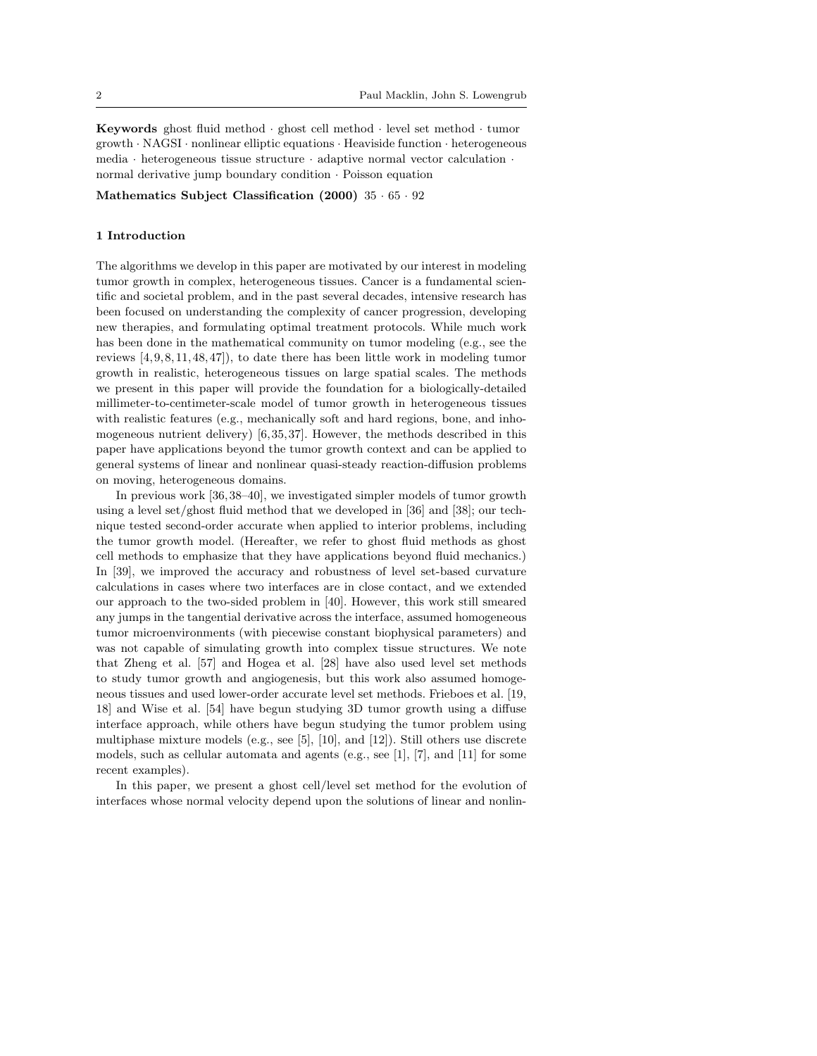**Keywords** ghost fluid method · ghost cell method · level set method · tumor growth · NAGSI · nonlinear elliptic equations · Heaviside function · heterogeneous media · heterogeneous tissue structure · adaptive normal vector calculation · normal derivative jump boundary condition · Poisson equation

**Mathematics Subject Classification (2000)** 35 · 65 · 92

## 1 Introduction

The algorithms we develop in this paper are motivated by our interest in modeling tumor growth in complex, heterogeneous tissues. Cancer is a fundamental scientific and societal problem, and in the past several decades, intensive research has been focused on understanding the complexity of cancer progression, developing new therapies, and formulating optimal treatment protocols. While much work has been done in the mathematical community on tumor modeling (e.g., see the reviews [4,9,8,11,48,47]), to date there has been little work in modeling tumor growth in realistic, heterogeneous tissues on large spatial scales. The methods we present in this paper will provide the foundation for a biologically-detailed millimeter-to-centimeter-scale model of tumor growth in heterogeneous tissues with realistic features (e.g., mechanically soft and hard regions, bone, and inhomogeneous nutrient delivery) [6,35,37]. However, the methods described in this paper have applications beyond the tumor growth context and can be applied to general systems of linear and nonlinear quasi-steady reaction-diffusion problems on moving, heterogeneous domains.

In previous work [36,38–40], we investigated simpler models of tumor growth using a level set/ghost fluid method that we developed in [36] and [38]; our technique tested second-order accurate when applied to interior problems, including the tumor growth model. (Hereafter, we refer to ghost fluid methods as ghost cell methods to emphasize that they have applications beyond fluid mechanics.) In [39], we improved the accuracy and robustness of level set-based curvature calculations in cases where two interfaces are in close contact, and we extended our approach to the two-sided problem in [40]. However, this work still smeared any jumps in the tangential derivative across the interface, assumed homogeneous tumor microenvironments (with piecewise constant biophysical parameters) and was not capable of simulating growth into complex tissue structures. We note that Zheng et al. [57] and Hogea et al. [28] have also used level set methods to study tumor growth and angiogenesis, but this work also assumed homogeneous tissues and used lower-order accurate level set methods. Frieboes et al. [19, 18] and Wise et al. [54] have begun studying 3D tumor growth using a diffuse interface approach, while others have begun studying the tumor problem using multiphase mixture models (e.g., see [5], [10], and [12]). Still others use discrete models, such as cellular automata and agents (e.g., see [1], [7], and [11] for some recent examples).

In this paper, we present a ghost cell/level set method for the evolution of interfaces whose normal velocity depend upon the solutions of linear and nonlin-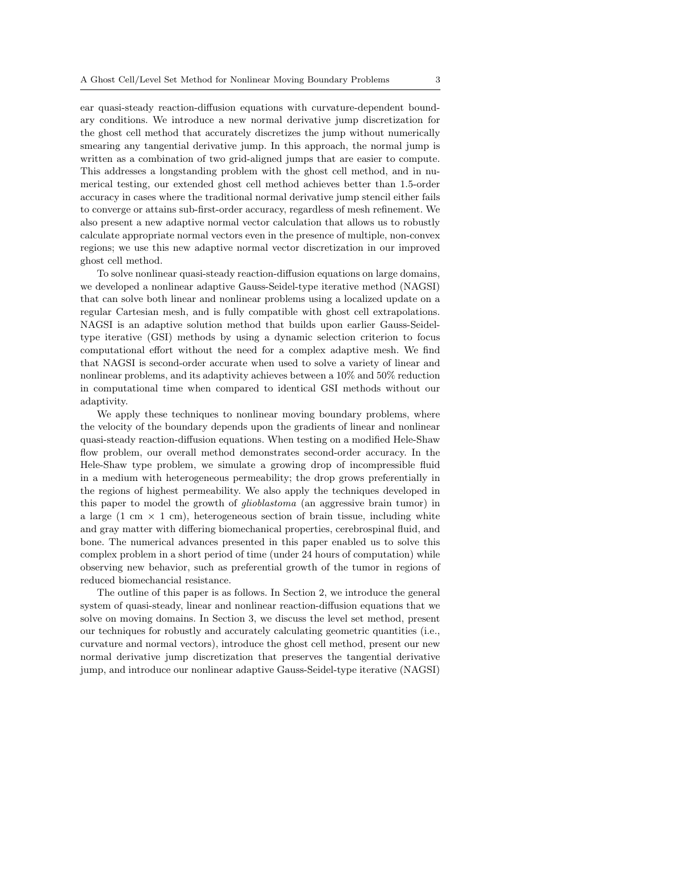ear quasi-steady reaction-diffusion equations with curvature-dependent boundary conditions. We introduce a new normal derivative jump discretization for the ghost cell method that accurately discretizes the jump without numerically smearing any tangential derivative jump. In this approach, the normal jump is written as a combination of two grid-aligned jumps that are easier to compute. This addresses a longstanding problem with the ghost cell method, and in numerical testing, our extended ghost cell method achieves better than 1.5-order accuracy in cases where the traditional normal derivative jump stencil either fails to converge or attains sub-first-order accuracy, regardless of mesh refinement. We also present a new adaptive normal vector calculation that allows us to robustly calculate appropriate normal vectors even in the presence of multiple, non-convex regions; we use this new adaptive normal vector discretization in our improved ghost cell method.

To solve nonlinear quasi-steady reaction-diffusion equations on large domains, we developed a nonlinear adaptive Gauss-Seidel-type iterative method (NAGSI) that can solve both linear and nonlinear problems using a localized update on a regular Cartesian mesh, and is fully compatible with ghost cell extrapolations. NAGSI is an adaptive solution method that builds upon earlier Gauss-Seidel-type iterative (GSI) methods by using a dynamic selection criterion to focus computational effort without the need for a complex adaptive mesh. We find that NAGSI is second-order accurate when used to solve a variety of linear and nonlinear problems, and its adaptivity achieves between a 10% and 50% reduction in computational time when compared to identical GSI methods without our adaptivity.

We apply these techniques to nonlinear moving boundary problems, where the velocity of the boundary depends upon the gradients of linear and nonlinear quasi-steady reaction-diffusion equations. When testing on a modified Hele-Shaw flow problem, our overall method demonstrates second-order accuracy. In the Hele-Shaw type problem, we simulate a growing drop of incompressible fluid in a medium with heterogeneous permeability; the drop grows preferentially in the regions of highest permeability. We also apply the techniques developed in this paper to model the growth of *glioblastoma* (an aggressive brain tumor) in a large (1 cm $\times$ 1 cm), heterogeneous section of brain tissue, including white and gray matter with differing biomechanical properties, cerebrospinal fluid, and bone. The numerical advances presented in this paper enabled us to solve this complex problem in a short period of time (under 24 hours of computation) while observing new behavior, such as preferential growth of the tumor in regions of reduced biomechancial resistance.

The outline of this paper is as follows. In Section 2, we introduce the general system of quasi-steady, linear and nonlinear reaction-diffusion equations that we solve on moving domains. In Section 3, we discuss the level set method, present our techniques for robustly and accurately calculating geometric quantities (i.e., curvature and normal vectors), introduce the ghost cell method, present our new normal derivative jump discretization that preserves the tangential derivative jump, and introduce our nonlinear adaptive Gauss-Seidel-type iterative (NAGSI)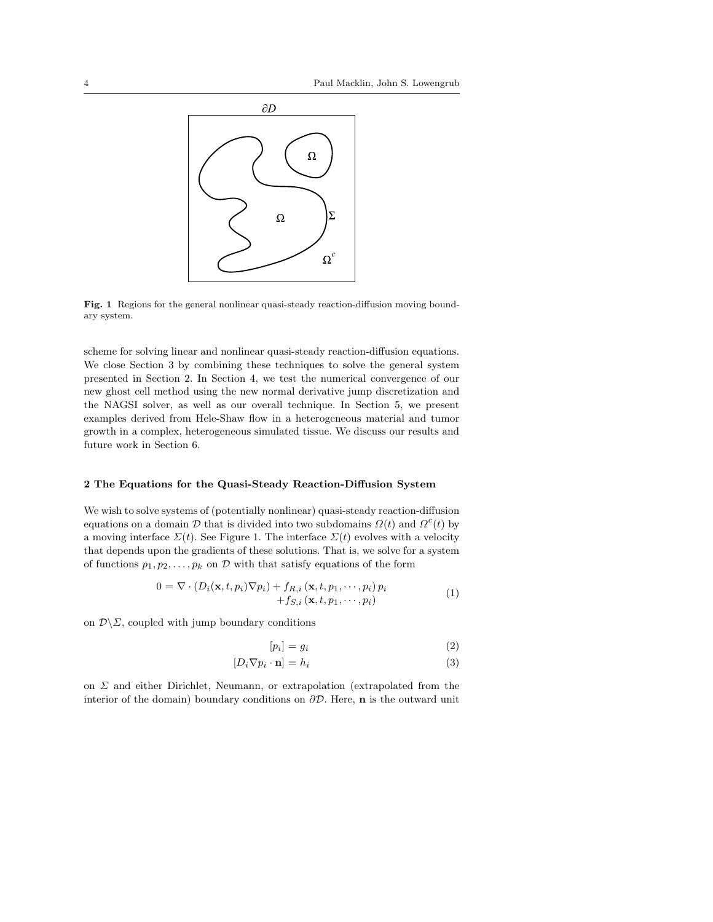**Fig. 1** Regions for the general nonlinear quasi-steady reaction-diffusion moving boundary system.

scheme for solving linear and nonlinear quasi-steady reaction-diffusion equations. We close Section 3 by combining these techniques to solve the general system presented in Section 2. In Section 4, we test the numerical convergence of our new ghost cell method using the new normal derivative jump discretization and the NAGSI solver, as well as our overall technique. In Section 5, we present examples derived from Hele-Shaw flow in a heterogeneous material and tumor growth in a complex, heterogeneous simulated tissue. We discuss our results and future work in Section 6.

## 2 The Equations for the Quasi-Steady Reaction-Diffusion System

We wish to solve systems of (potentially nonlinear) quasi-steady reaction-diffusion equations on a domain $\mathcal{D}$ that is divided into two subdomains $\Omega(t)$ and $\Omega^c(t)$ by a moving interface $\Sigma(t)$. See Figure 1. The interface $\Sigma(t)$ evolves with a velocity that depends upon the gradients of these solutions. That is, we solve for a system of functions $p_1, p_2, \ldots, p_k$ on $\mathcal{D}$ with that satisfy equations of the form

$$
\begin{aligned}
0 = \nabla \cdot \left(D_i(\mathbf{x}, t, p_i)\nabla p_i\right) + f_{R,i}\left(\mathbf{x}, t, p_1, \cdots, p_i\right) p_i \\
+ f_{S,i}\left(\mathbf{x}, t, p_1, \cdots, p_i\right)
\end{aligned}
\tag{1}
$$

on $\mathcal{D}\backslash\Sigma$, coupled with jump boundary conditions

$$
[p_i] = g_i \tag{2}
$$

$$
[D_i \nabla p_i \cdot \mathbf{n}] = h_i \tag{3}
$$

on $\Sigma$ and either Dirichlet, Neumann, or extrapolation (extrapolated from the interior of the domain) boundary conditions on $\partial\mathcal{D}$. Here, $\mathbf{n}$ is the outward unit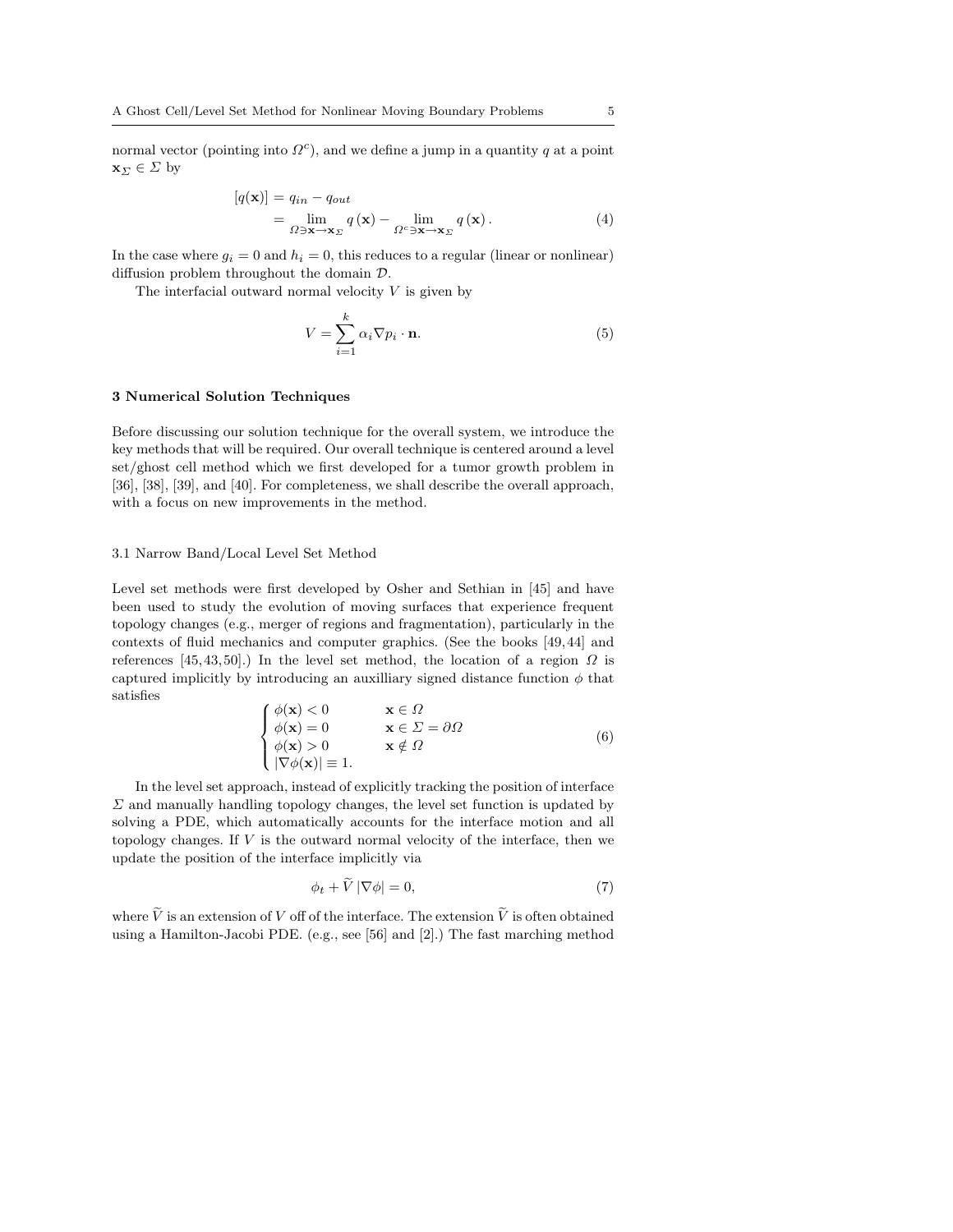normal vector (pointing into $\Omega^c$), and we define a jump in a quantity $q$ at a point $\mathbf{x}_\Sigma \in \Sigma$ by

$$
\begin{aligned}
[q(\mathbf{x})] &= q_{in} - q_{out} \\
&= \lim_{\Omega \ni \mathbf{x} \to \mathbf{x}_\Sigma} q(\mathbf{x}) - \lim_{\Omega^c \ni \mathbf{x} \to \mathbf{x}_\Sigma} q(\mathbf{x}) .
\end{aligned}
\tag{4}
$$

In the case where $g_i = 0$ and $h_i = 0$, this reduces to a regular (linear or nonlinear) diffusion problem throughout the domain $\mathcal{D}$.

The interfacial outward normal velocity $V$ is given by

$$
V = \sum_{i=1}^{k} \alpha_i \nabla p_i \cdot \mathbf{n}. \tag{5}
$$

## 3 Numerical Solution Techniques

Before discussing our solution technique for the overall system, we introduce the key methods that will be required. Our overall technique is centered around a level set/ghost cell method which we first developed for a tumor growth problem in [36], [38], [39], and [40]. For completeness, we shall describe the overall approach, with a focus on new improvements in the method.

### 3.1 Narrow Band/Local Level Set Method

Level set methods were first developed by Osher and Sethian in [45] and have been used to study the evolution of moving surfaces that experience frequent topology changes (e.g., merger of regions and fragmentation), particularly in the contexts of fluid mechanics and computer graphics. (See the books [49,44] and references [45,43,50].) In the level set method, the location of a region $\Omega$ is captured implicitly by introducing an auxilliary signed distance function $\phi$ that satisfies

$$
\begin{cases}
\phi(\mathbf{x}) < 0 & \mathbf{x} \in \Omega \\
\phi(\mathbf{x}) = 0 & \mathbf{x} \in \Sigma = \partial\Omega \\
\phi(\mathbf{x}) > 0 & \mathbf{x} \notin \Omega \\
|\nabla \phi(\mathbf{x})| \equiv 1.
\end{cases}
\tag{6}
$$

In the level set approach, instead of explicitly tracking the position of interface $\Sigma$ and manually handling topology changes, the level set function is updated by solving a PDE, which automatically accounts for the interface motion and all topology changes. If $V$ is the outward normal velocity of the interface, then we update the position of the interface implicitly via

$$
\phi_t + \widetilde{V} \, |\nabla \phi| = 0, \tag{7}
$$

where $\widetilde{V}$ is an extension of $V$ off of the interface. The extension $\widetilde{V}$ is often obtained using a Hamilton-Jacobi PDE. (e.g., see [56] and [2].) The fast marching method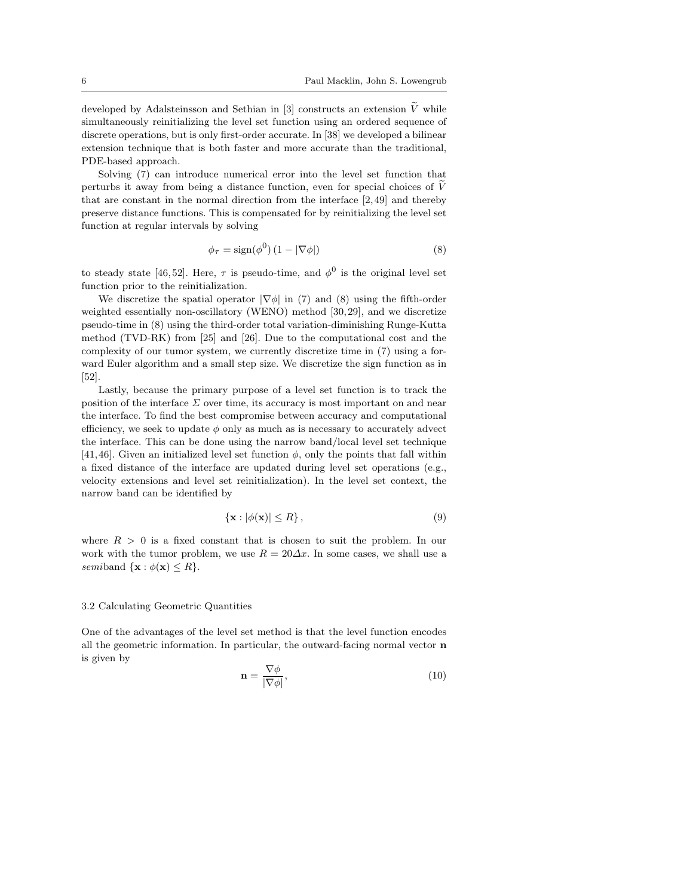developed by Adalsteinsson and Sethian in [3] constructs an extension $\widetilde{V}$ while simultaneously reinitializing the level set function using an ordered sequence of discrete operations, but is only first-order accurate. In [38] we developed a bilinear extension technique that is both faster and more accurate than the traditional, PDE-based approach.

Solving (7) can introduce numerical error into the level set function that perturbs it away from being a distance function, even for special choices of $\widetilde{V}$ that are constant in the normal direction from the interface [2,49] and thereby preserve distance functions. This is compensated for by reinitializing the level set function at regular intervals by solving

$$\phi_\tau = \operatorname{sign}(\phi^0)\left(1 - |\nabla\phi|\right) \tag{8}$$

to steady state [46,52]. Here, $\tau$ is pseudo-time, and $\phi^0$ is the original level set function prior to the reinitialization.

We discretize the spatial operator $|\nabla\phi|$ in (7) and (8) using the fifth-order weighted essentially non-oscillatory (WENO) method [30,29], and we discretize pseudo-time in (8) using the third-order total variation-diminishing Runge-Kutta method (TVD-RK) from [25] and [26]. Due to the computational cost and the complexity of our tumor system, we currently discretize time in (7) using a forward Euler algorithm and a small step size. We discretize the sign function as in [52].

Lastly, because the primary purpose of a level set function is to track the position of the interface $\Sigma$ over time, its accuracy is most important on and near the interface. To find the best compromise between accuracy and computational efficiency, we seek to update $\phi$ only as much as is necessary to accurately advect the interface. This can be done using the narrow band/local level set technique [41,46]. Given an initialized level set function $\phi$, only the points that fall within a fixed distance of the interface are updated during level set operations (e.g., velocity extensions and level set reinitialization). In the level set context, the narrow band can be identified by

$$\left\{ \mathbf{x} : |\phi(\mathbf{x})| \leq R \right\}, \tag{9}$$

where $R > 0$ is a fixed constant that is chosen to suit the problem. In our work with the tumor problem, we use $R = 20\Delta x$. In some cases, we shall use a *semi*band $\{\mathbf{x} : \phi(\mathbf{x}) \leq R\}$.

### 3.2 Calculating Geometric Quantities

One of the advantages of the level set method is that the level function encodes all the geometric information. In particular, the outward-facing normal vector $\mathbf{n}$ is given by

$$\mathbf{n} = \frac{\nabla\phi}{|\nabla\phi|}, \tag{10}$$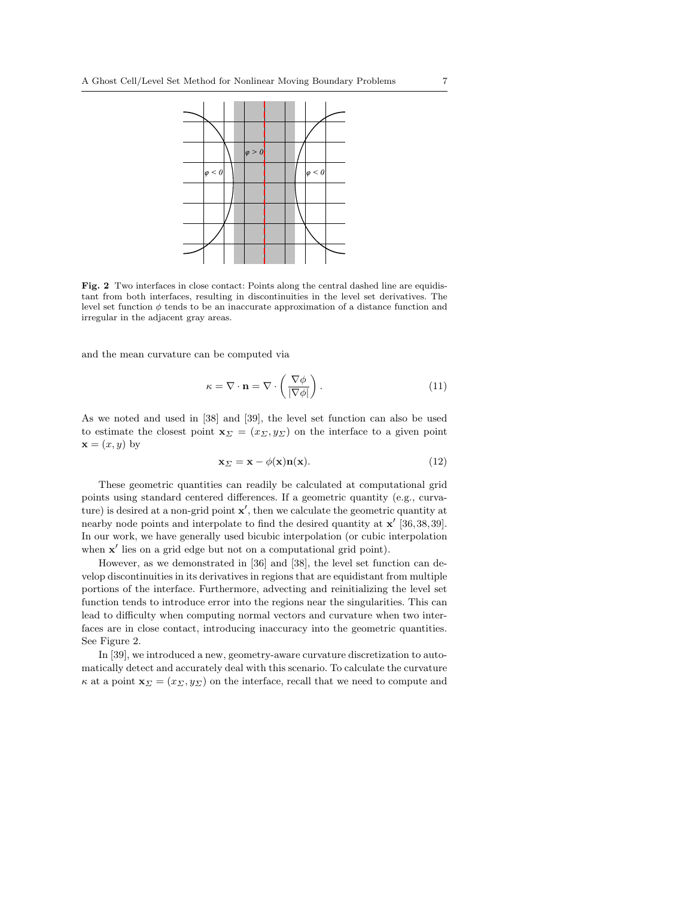**Fig. 2** Two interfaces in close contact: Points along the central dashed line are equidistant from both interfaces, resulting in discontinuities in the level set derivatives. The level set function $\phi$ tends to be an inaccurate approximation of a distance function and irregular in the adjacent gray areas.

and the mean curvature can be computed via

$$\kappa = \nabla \cdot \mathbf{n} = \nabla \cdot \left( \frac{\nabla \phi}{|\nabla \phi|} \right). \tag{11}$$

As we noted and used in [38] and [39], the level set function can also be used to estimate the closest point $\mathbf{x}_\Sigma = (x_\Sigma, y_\Sigma)$ on the interface to a given point $\mathbf{x} = (x, y)$ by

$$\mathbf{x}_\Sigma = \mathbf{x} - \phi(\mathbf{x})\mathbf{n}(\mathbf{x}). \tag{12}$$

These geometric quantities can readily be calculated at computational grid points using standard centered differences. If a geometric quantity (e.g., curvature) is desired at a non-grid point $\mathbf{x}'$, then we calculate the geometric quantity at nearby node points and interpolate to find the desired quantity at $\mathbf{x}'$ [36,38,39]. In our work, we have generally used bicubic interpolation (or cubic interpolation when $\mathbf{x}'$ lies on a grid edge but not on a computational grid point).

However, as we demonstrated in [36] and [38], the level set function can develop discontinuities in its derivatives in regions that are equidistant from multiple portions of the interface. Furthermore, advecting and reinitializing the level set function tends to introduce error into the regions near the singularities. This can lead to difficulty when computing normal vectors and curvature when two interfaces are in close contact, introducing inaccuracy into the geometric quantities. See Figure 2.

In [39], we introduced a new, geometry-aware curvature discretization to automatically detect and accurately deal with this scenario. To calculate the curvature $\kappa$ at a point $\mathbf{x}_\Sigma = (x_\Sigma, y_\Sigma)$ on the interface, recall that we need to compute and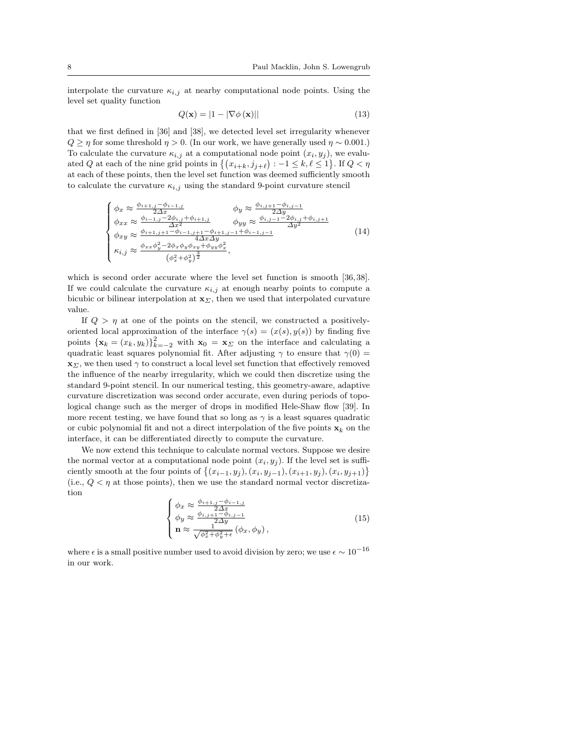interpolate the curvature $\kappa_{i,j}$ at nearby computational node points. Using the level set quality function

$$Q(\mathbf{x}) = |1 - |\nabla\phi(\mathbf{x})|| \tag{13}$$

that we first defined in [36] and [38], we detected level set irregularity whenever $Q \geq \eta$ for some threshold $\eta > 0$. (In our work, we have generally used $\eta \sim 0.001$.) To calculate the curvature $\kappa_{i,j}$ at a computational node point $(x_i, y_j)$, we evaluated $Q$ at each of the nine grid points in $\left\{\left(x_{i+k}, j_{j+\ell}\right) : -1 \leq k, \ell \leq 1\right\}$. If $Q < \eta$ at each of these points, then the level set function was deemed sufficiently smooth to calculate the curvature $\kappa_{i,j}$ using the standard 9-point curvature stencil

$$\begin{cases} \phi_x \approx \frac{\phi_{i+1,j}-\phi_{i-1,j}}{2\Delta x} & \phi_y \approx \frac{\phi_{i,j+1}-\phi_{i,j-1}}{2\Delta y} \\ \phi_{xx} \approx \frac{\phi_{i-1,j}-2\phi_{i,j}+\phi_{i+1,j}}{\Delta x^2} & \phi_{yy} \approx \frac{\phi_{i,j-1}-2\phi_{i,j}+\phi_{i,j+1}}{\Delta y^2} \\ \phi_{xy} \approx \frac{\phi_{i+1,j+1}-\phi_{i-1,j+1}-\phi_{i+1,j-1}+\phi_{i-1,j-1}}{4\Delta x \Delta y} & \\ \kappa_{i,j} \approx \frac{\phi_{xx}\phi_y^2 - 2\phi_x\phi_y\phi_{xy} + \phi_{yy}\phi_x^2}{\left(\phi_x^2+\phi_y^2\right)^{\frac{3}{2}}}, & \end{cases} \tag{14}$$

which is second order accurate where the level set function is smooth [36,38]. If we could calculate the curvature $\kappa_{i,j}$ at enough nearby points to compute a bicubic or bilinear interpolation at $\mathbf{x}_\Sigma$, then we used that interpolated curvature value.

If $Q > \eta$ at one of the points on the stencil, we constructed a positively-oriented local approximation of the interface $\gamma(s) = (x(s), y(s))$ by finding five points $\{\mathbf{x}_k = (x_k, y_k)\}_{k=-2}^{2}$ with $\mathbf{x}_0 = \mathbf{x}_\Sigma$ on the interface and calculating a quadratic least squares polynomial fit. After adjusting $\gamma$ to ensure that $\gamma(0) = \mathbf{x}_\Sigma$, we then used $\gamma$ to construct a local level set function that effectively removed the influence of the nearby irregularity, which we could then discretize using the standard 9-point stencil. In our numerical testing, this geometry-aware, adaptive curvature discretization was second order accurate, even during periods of topological change such as the merger of drops in modified Hele-Shaw flow [39]. In more recent testing, we have found that so long as $\gamma$ is a least squares quadratic or cubic polynomial fit and not a direct interpolation of the five points $\mathbf{x}_k$ on the interface, it can be differentiated directly to compute the curvature.

We now extend this technique to calculate normal vectors. Suppose we desire the normal vector at a computational node point $(x_i, y_j)$. If the level set is sufficiently smooth at the four points of $\left\{(x_{i-1}, y_j), (x_i, y_{j-1}), (x_{i+1}, y_j), (x_i, y_{j+1})\right\}$ (i.e., $Q < \eta$ at those points), then we use the standard normal vector discretization

$$\begin{cases} \phi_x \approx \frac{\phi_{i+1,j}-\phi_{i-1,j}}{2\Delta x} \\ \phi_y \approx \frac{\phi_{i,j+1}-\phi_{i,j-1}}{2\Delta y} \\ \mathbf{n} \approx \frac{1}{\sqrt{\phi_x^2+\phi_y^2+\epsilon}}\left(\phi_x, \phi_y\right), \end{cases} \tag{15}$$

where $\epsilon$ is a small positive number used to avoid division by zero; we use $\epsilon \sim 10^{-16}$ in our work.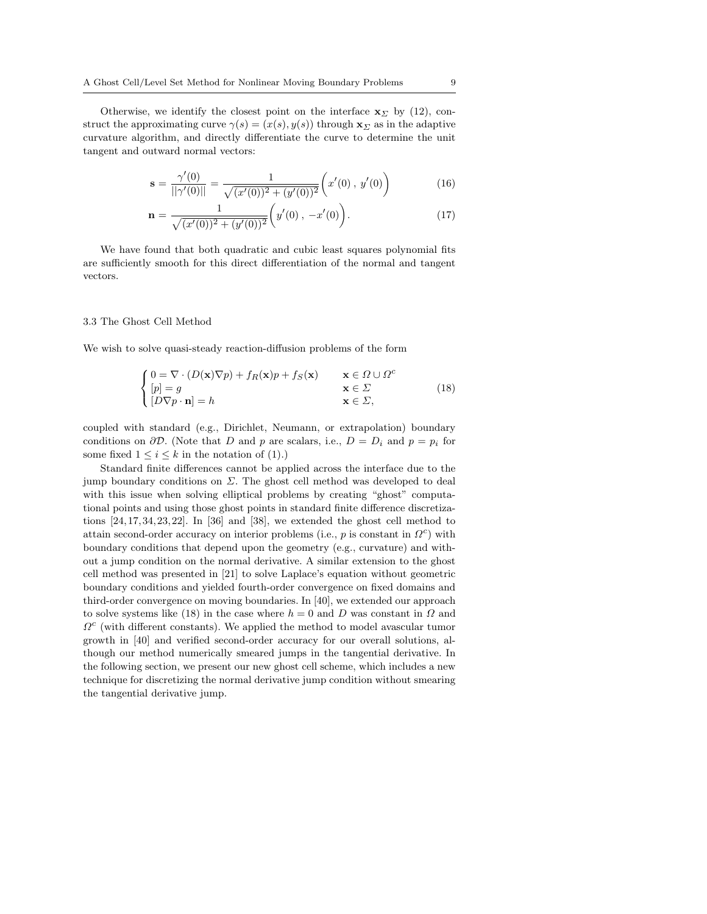Otherwise, we identify the closest point on the interface $\mathbf{x}_\Sigma$ by (12), construct the approximating curve $\gamma(s) = (x(s), y(s))$ through $\mathbf{x}_\Sigma$ as in the adaptive curvature algorithm, and directly differentiate the curve to determine the unit tangent and outward normal vectors:

$$\mathbf{s} = \frac{\gamma'(0)}{||\gamma'(0)||} = \frac{1}{\sqrt{(x'(0))^2 + (y'(0))^2}}\Big(x'(0)\,,\, y'(0)\Big) \tag{16}$$

$$\mathbf{n} = \frac{1}{\sqrt{(x'(0))^2 + (y'(0))^2}}\Big(y'(0)\,,\, -x'(0)\Big). \tag{17}$$

We have found that both quadratic and cubic least squares polynomial fits are sufficiently smooth for this direct differentiation of the normal and tangent vectors.

### 3.3 The Ghost Cell Method

We wish to solve quasi-steady reaction-diffusion problems of the form

$$\begin{cases} 0 = \nabla \cdot (D(\mathbf{x})\nabla p) + f_R(\mathbf{x})p + f_S(\mathbf{x}) & \mathbf{x} \in \Omega \cup \Omega^c \\ [p] = g & \mathbf{x} \in \Sigma \\ [D\nabla p \cdot \mathbf{n}] = h & \mathbf{x} \in \Sigma, \end{cases} \tag{18}$$

coupled with standard (e.g., Dirichlet, Neumann, or extrapolation) boundary conditions on $\partial\mathcal{D}$. (Note that $D$ and $p$ are scalars, i.e., $D = D_i$ and $p = p_i$ for some fixed $1 \le i \le k$ in the notation of (1).)

Standard finite differences cannot be applied across the interface due to the jump boundary conditions on $\Sigma$. The ghost cell method was developed to deal with this issue when solving elliptical problems by creating "ghost" computational points and using those ghost points in standard finite difference discretizations [24, 17, 34, 23, 22]. In [36] and [38], we extended the ghost cell method to attain second-order accuracy on interior problems (i.e., $p$ is constant in $\Omega^c$) with boundary conditions that depend upon the geometry (e.g., curvature) and without a jump condition on the normal derivative. A similar extension to the ghost cell method was presented in [21] to solve Laplace's equation without geometric boundary conditions and yielded fourth-order convergence on fixed domains and third-order convergence on moving boundaries. In [40], we extended our approach to solve systems like (18) in the case where $h = 0$ and $D$ was constant in $\Omega$ and $\Omega^c$ (with different constants). We applied the method to model avascular tumor growth in [40] and verified second-order accuracy for our overall solutions, although our method numerically smeared jumps in the tangential derivative. In the following section, we present our new ghost cell scheme, which includes a new technique for discretizing the normal derivative jump condition without smearing the tangential derivative jump.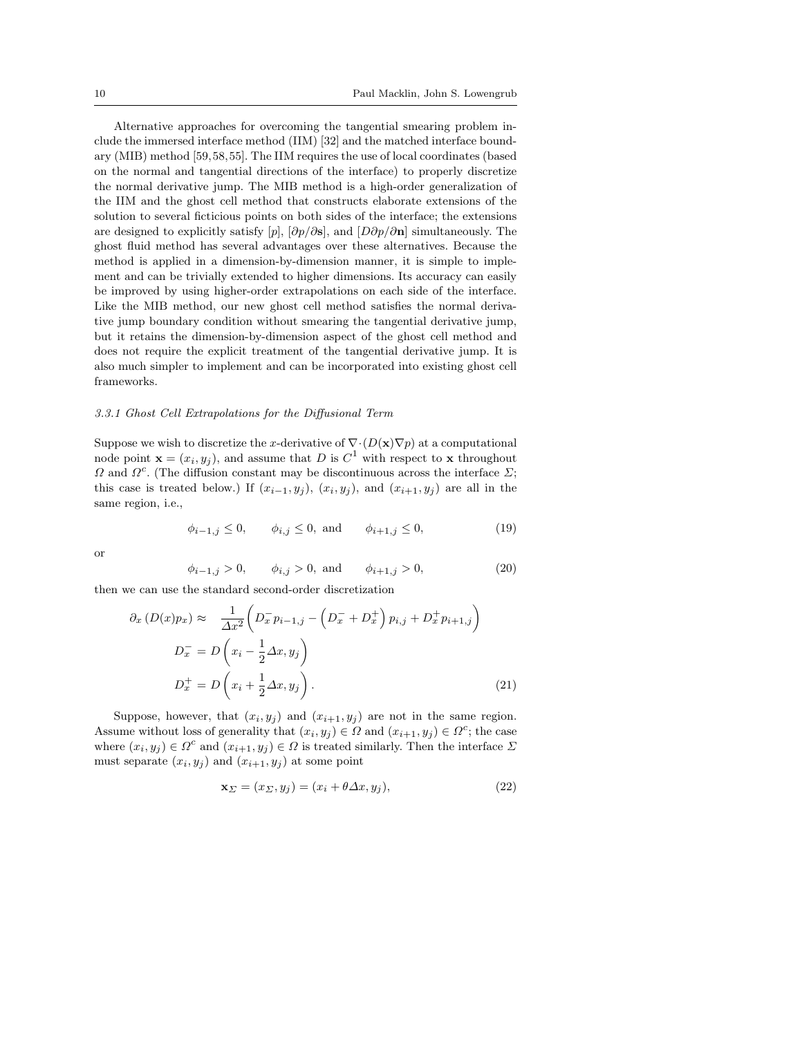Alternative approaches for overcoming the tangential smearing problem include the immersed interface method (IIM) [32] and the matched interface boundary (MIB) method [59, 58, 55]. The IIM requires the use of local coordinates (based on the normal and tangential directions of the interface) to properly discretize the normal derivative jump. The MIB method is a high-order generalization of the IIM and the ghost cell method that constructs elaborate extensions of the solution to several ficticious points on both sides of the interface; the extensions are designed to explicitly satisfy $[p]$, $[\partial p/\partial \mathbf{s}]$, and $[D\partial p/\partial \mathbf{n}]$ simultaneously. The ghost fluid method has several advantages over these alternatives. Because the method is applied in a dimension-by-dimension manner, it is simple to implement and can be trivially extended to higher dimensions. Its accuracy can easily be improved by using higher-order extrapolations on each side of the interface. Like the MIB method, our new ghost cell method satisfies the normal derivative jump boundary condition without smearing the tangential derivative jump, but it retains the dimension-by-dimension aspect of the ghost cell method and does not require the explicit treatment of the tangential derivative jump. It is also much simpler to implement and can be incorporated into existing ghost cell frameworks.

#### *3.3.1 Ghost Cell Extrapolations for the Diffusional Term*

Suppose we wish to discretize the $x$-derivative of $\nabla\cdot(D(\mathbf{x})\nabla p)$ at a computational node point $\mathbf{x} = (x_i, y_j)$, and assume that $D$ is $C^1$ with respect to $\mathbf{x}$ throughout $\Omega$ and $\Omega^c$. (The diffusion constant may be discontinuous across the interface $\Sigma$; this case is treated below.) If $(x_{i-1}, y_j)$, $(x_i, y_j)$, and $(x_{i+1}, y_j)$ are all in the same region, i.e.,

$$\phi_{i-1,j} \le 0, \qquad \phi_{i,j} \le 0, \text{ and } \qquad \phi_{i+1,j} \le 0, \tag{19}$$

or

$$\phi_{i-1,j} > 0, \qquad \phi_{i,j} > 0, \text{ and } \qquad \phi_{i+1,j} > 0, \tag{20}$$

then we can use the standard second-order discretization

$$\begin{aligned}
\partial_x\left(D(x)p_x\right) \approx \quad & \frac{1}{\Delta x^2}\left(D_x^- p_{i-1,j} - \left(D_x^- + D_x^+\right)p_{i,j} + D_x^+ p_{i+1,j}\right) \\
D_x^- &= D\left(x_i - \frac{1}{2}\Delta x, y_j\right) \\
D_x^+ &= D\left(x_i + \frac{1}{2}\Delta x, y_j\right).
\end{aligned} \tag{21}$$

Suppose, however, that $(x_i, y_j)$ and $(x_{i+1}, y_j)$ are not in the same region. Assume without loss of generality that $(x_i, y_j) \in \Omega$ and $(x_{i+1}, y_j) \in \Omega^c$; the case where $(x_i, y_j) \in \Omega^c$ and $(x_{i+1}, y_j) \in \Omega$ is treated similarly. Then the interface $\Sigma$ must separate $(x_i, y_j)$ and $(x_{i+1}, y_j)$ at some point

$$\mathbf{x}_\Sigma = (x_\Sigma, y_j) = (x_i + \theta\Delta x, y_j), \tag{22}$$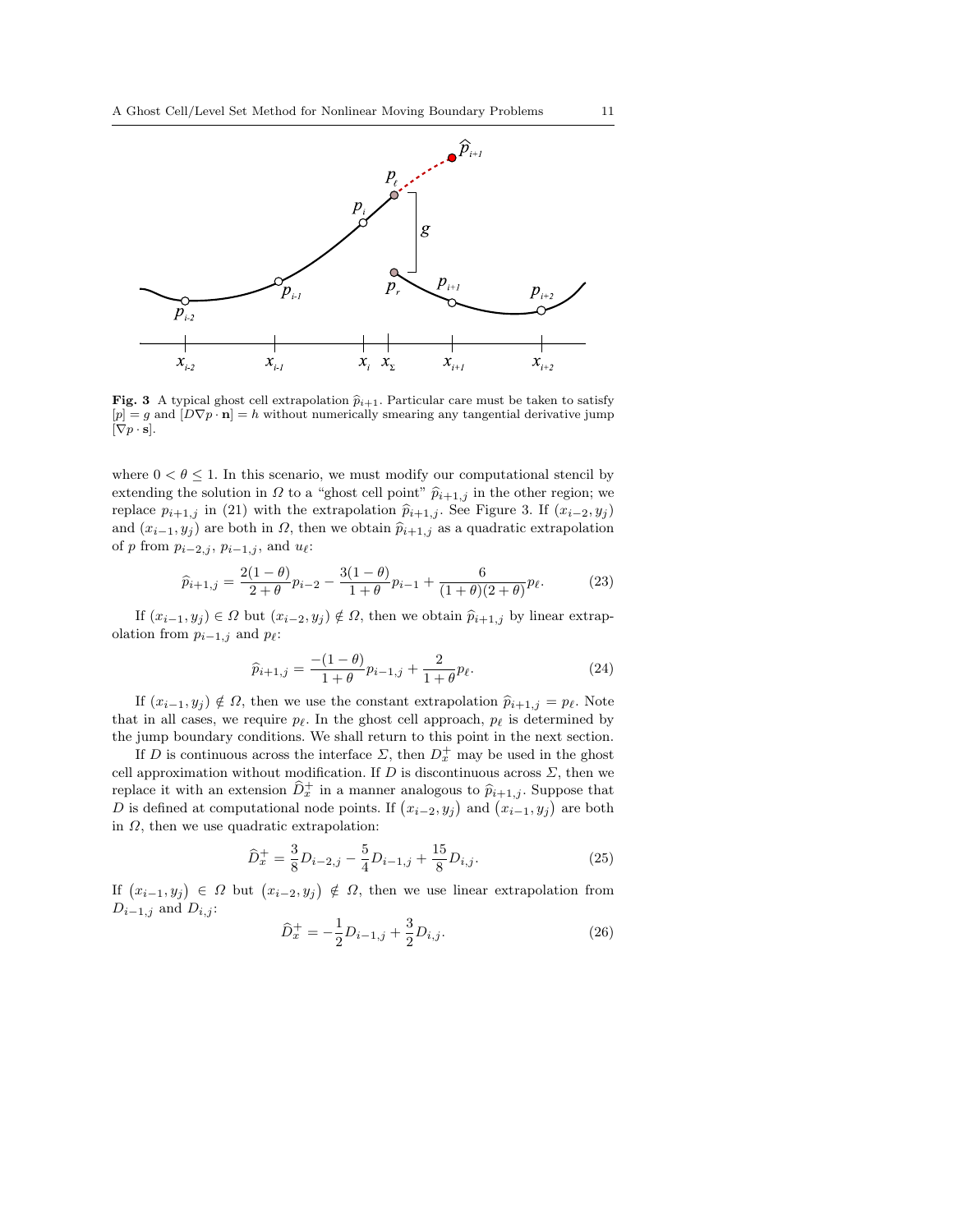**Fig. 3** A typical ghost cell extrapolation $\widehat{p}_{i+1}$. Particular care must be taken to satisfy $[p] = g$ and $[D\nabla p \cdot \mathbf{n}] = h$ without numerically smearing any tangential derivative jump $[\nabla p \cdot \mathbf{s}]$.

where $0 < \theta \leq 1$. In this scenario, we must modify our computational stencil by extending the solution in $\Omega$ to a "ghost cell point" $\widehat{p}_{i+1,j}$ in the other region; we replace $p_{i+1,j}$ in (21) with the extrapolation $\widehat{p}_{i+1,j}$. See Figure 3. If $(x_{i-2}, y_j)$ and $(x_{i-1}, y_j)$ are both in $\Omega$, then we obtain $\widehat{p}_{i+1,j}$ as a quadratic extrapolation of $p$ from $p_{i-2,j}$, $p_{i-1,j}$, and $u_\ell$:

$$\widehat{p}_{i+1,j} = \frac{2(1-\theta)}{2+\theta} p_{i-2} - \frac{3(1-\theta)}{1+\theta} p_{i-1} + \frac{6}{(1+\theta)(2+\theta)} p_\ell. \tag{23}$$

If $(x_{i-1}, y_j) \in \Omega$ but $(x_{i-2}, y_j) \notin \Omega$, then we obtain $\widehat{p}_{i+1,j}$ by linear extrapolation from $p_{i-1,j}$ and $p_\ell$:

$$\widehat{p}_{i+1,j} = \frac{-(1-\theta)}{1+\theta} p_{i-1,j} + \frac{2}{1+\theta} p_\ell. \tag{24}$$

If $(x_{i-1}, y_j) \notin \Omega$, then we use the constant extrapolation $\widehat{p}_{i+1,j} = p_\ell$. Note that in all cases, we require $p_\ell$. In the ghost cell approach, $p_\ell$ is determined by the jump boundary conditions. We shall return to this point in the next section.

If $D$ is continuous across the interface $\Sigma$, then $D_x^+$ may be used in the ghost cell approximation without modification. If $D$ is discontinuous across $\Sigma$, then we replace it with an extension $\widehat{D}_x^+$ in a manner analogous to $\widehat{p}_{i+1,j}$. Suppose that $D$ is defined at computational node points. If $(x_{i-2}, y_j)$ and $(x_{i-1}, y_j)$ are both in $\Omega$, then we use quadratic extrapolation:

$$\widehat{D}_x^+ = \frac{3}{8} D_{i-2,j} - \frac{5}{4} D_{i-1,j} + \frac{15}{8} D_{i,j}. \tag{25}$$

If $(x_{i-1}, y_j) \in \Omega$ but $(x_{i-2}, y_j) \notin \Omega$, then we use linear extrapolation from $D_{i-1,j}$ and $D_{i,j}$:

$$\widehat{D}_x^+ = -\frac{1}{2} D_{i-1,j} + \frac{3}{2} D_{i,j}. \tag{26}$$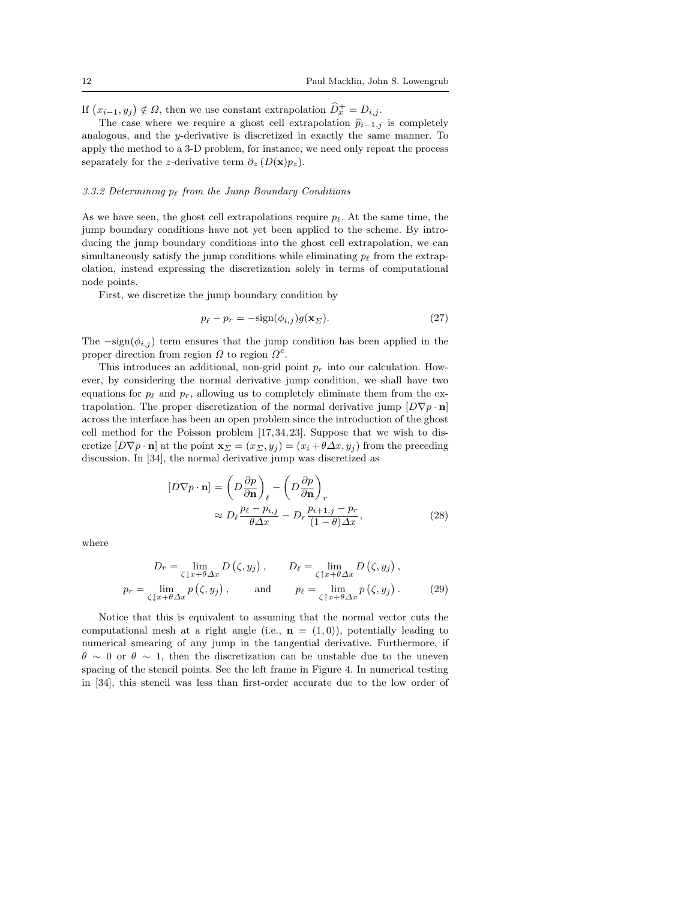If $(x_{i-1}, y_j) \notin \Omega$, then we use constant extrapolation $\widehat{D}_x^+ = D_{i,j}$.

The case where we require a ghost cell extrapolation $\widehat{p}_{i-1,j}$ is completely analogous, and the $y$-derivative is discretized in exactly the same manner. To apply the method to a 3-D problem, for instance, we need only repeat the process separately for the $z$-derivative term $\partial_z (D(\mathbf{x}) p_z)$.

### 3.3.2 Determining $p_\ell$ from the Jump Boundary Conditions

As we have seen, the ghost cell extrapolations require $p_\ell$. At the same time, the jump boundary conditions have not yet been applied to the scheme. By introducing the jump boundary conditions into the ghost cell extrapolation, we can simultaneously satisfy the jump conditions while eliminating $p_\ell$ from the extrapolation, instead expressing the discretization solely in terms of computational node points.

First, we discretize the jump boundary condition by

$$p_\ell - p_r = -\text{sign}(\phi_{i,j}) g(\mathbf{x}_\Sigma). \tag{27}$$

The $-\text{sign}(\phi_{i,j})$ term ensures that the jump condition has been applied in the proper direction from region $\Omega$ to region $\Omega^c$.

This introduces an additional, non-grid point $p_r$ into our calculation. However, by considering the normal derivative jump condition, we shall have two equations for $p_\ell$ and $p_r$, allowing us to completely eliminate them from the extrapolation. The proper discretization of the normal derivative jump $[D\nabla p \cdot \mathbf{n}]$ across the interface has been an open problem since the introduction of the ghost cell method for the Poisson problem [17,34,23]. Suppose that we wish to discretize $[D\nabla p \cdot \mathbf{n}]$ at the point $\mathbf{x}_\Sigma = (x_\Sigma, y_j) = (x_i + \theta \Delta x, y_j)$ from the preceding discussion. In [34], the normal derivative jump was discretized as

$$\begin{aligned}
[D\nabla p \cdot \mathbf{n}] &= \left( D \frac{\partial p}{\partial \mathbf{n}} \right)_\ell - \left( D \frac{\partial p}{\partial \mathbf{n}} \right)_r \\
&\approx D_\ell \frac{p_\ell - p_{i,j}}{\theta \Delta x} - D_r \frac{p_{i+1,j} - p_r}{(1-\theta)\Delta x},
\end{aligned} \tag{28}$$

where

$$\begin{aligned}
D_r &= \lim_{\zeta \downarrow x + \theta \Delta x} D(\zeta, y_j), \qquad & D_\ell &= \lim_{\zeta \uparrow x + \theta \Delta x} D(\zeta, y_j), \\
p_r &= \lim_{\zeta \downarrow x + \theta \Delta x} p(\zeta, y_j), \qquad \text{and} \qquad & p_\ell &= \lim_{\zeta \uparrow x + \theta \Delta x} p(\zeta, y_j).
\end{aligned} \tag{29}$$

Notice that this is equivalent to assuming that the normal vector cuts the computational mesh at a right angle (i.e., $\mathbf{n} = (1, 0)$), potentially leading to numerical smearing of any jump in the tangential derivative. Furthermore, if $\theta \sim 0$ or $\theta \sim 1$, then the discretization can be unstable due to the uneven spacing of the stencil points. See the left frame in Figure 4. In numerical testing in [34], this stencil was less than first-order accurate due to the low order of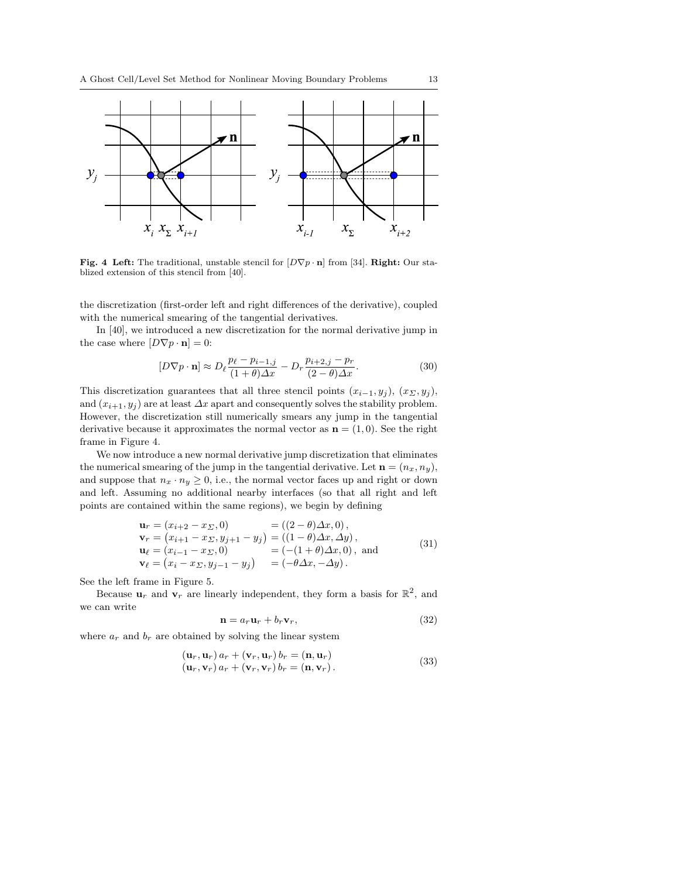**Fig. 4 Left:** The traditional, unstable stencil for $[D\nabla p \cdot \mathbf{n}]$ from [34]. **Right:** Our stablized extension of this stencil from [40].

the discretization (first-order left and right differences of the derivative), coupled with the numerical smearing of the tangential derivatives.

In [40], we introduced a new discretization for the normal derivative jump in the case where $[D\nabla p \cdot \mathbf{n}] = 0$:

$$[D\nabla p \cdot \mathbf{n}] \approx D_\ell \frac{p_\ell - p_{i-1,j}}{(1+\theta)\Delta x} - D_r \frac{p_{i+2,j} - p_r}{(2-\theta)\Delta x}. \tag{30}$$

This discretization guarantees that all three stencil points $(x_{i-1}, y_j)$, $(x_\Sigma, y_j)$, and $(x_{i+1}, y_j)$ are at least $\Delta x$ apart and consequently solves the stability problem. However, the discretization still numerically smears any jump in the tangential derivative because it approximates the normal vector as $\mathbf{n} = (1, 0)$. See the right frame in Figure 4.

We now introduce a new normal derivative jump discretization that eliminates the numerical smearing of the jump in the tangential derivative. Let $\mathbf{n} = (n_x, n_y)$, and suppose that $n_x \cdot n_y \geq 0$, i.e., the normal vector faces up and right or down and left. Assuming no additional nearby interfaces (so that all right and left points are contained within the same regions), we begin by defining

$$\begin{aligned}
\mathbf{u}_r &= (x_{i+2} - x_\Sigma, 0) &&= ((2-\theta)\Delta x, 0)\,, \\
\mathbf{v}_r &= \left(x_{i+1} - x_\Sigma, y_{j+1} - y_j\right) &&= ((1-\theta)\Delta x, \Delta y)\,, \\
\mathbf{u}_\ell &= (x_{i-1} - x_\Sigma, 0) &&= (-(1+\theta)\Delta x, 0)\,, \text{ and} \\
\mathbf{v}_\ell &= \left(x_i - x_\Sigma, y_{j-1} - y_j\right) &&= (-\theta \Delta x, -\Delta y)\,.
\end{aligned} \tag{31}$$

See the left frame in Figure 5.

Because $\mathbf{u}_r$ and $\mathbf{v}_r$ are linearly independent, they form a basis for $\mathbb{R}^2$, and we can write

$$\mathbf{n} = a_r \mathbf{u}_r + b_r \mathbf{v}_r, \tag{32}$$

where $a_r$ and $b_r$ are obtained by solving the linear system

$$\begin{aligned}
\left(\mathbf{u}_r, \mathbf{u}_r\right) a_r + \left(\mathbf{v}_r, \mathbf{u}_r\right) b_r &= \left(\mathbf{n}, \mathbf{u}_r\right) \\
\left(\mathbf{u}_r, \mathbf{v}_r\right) a_r + \left(\mathbf{v}_r, \mathbf{v}_r\right) b_r &= \left(\mathbf{n}, \mathbf{v}_r\right).
\end{aligned} \tag{33}$$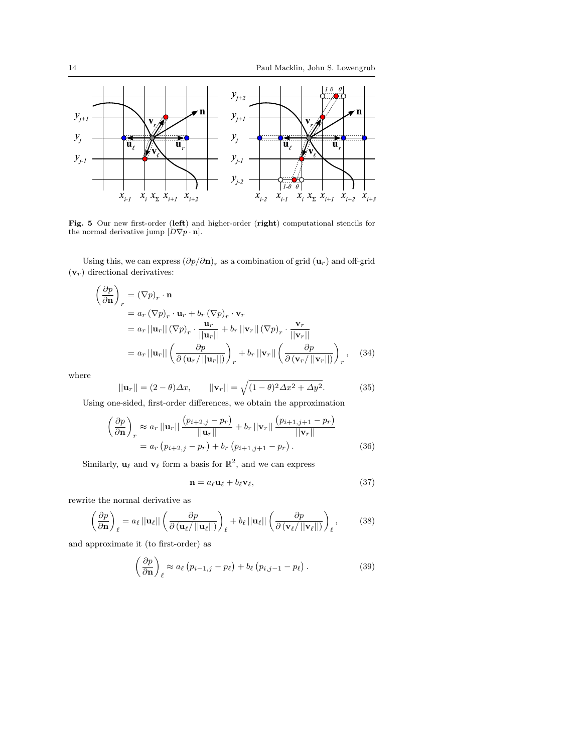**Fig. 5** Our new first-order (**left**) and higher-order (**right**) computational stencils for the normal derivative jump $[D\nabla p \cdot \mathbf{n}]$.

Using this, we can express $(\partial p/\partial \mathbf{n})_r$ as a combination of grid ($\mathbf{u}_r$) and off-grid ($\mathbf{v}_r$) directional derivatives:

$$
\begin{aligned}
\left(\frac{\partial p}{\partial \mathbf{n}}\right)_r &= (\nabla p)_r \cdot \mathbf{n} \\
&= a_r (\nabla p)_r \cdot \mathbf{u}_r + b_r (\nabla p)_r \cdot \mathbf{v}_r \\
&= a_r ||\mathbf{u}_r|| (\nabla p)_r \cdot \frac{\mathbf{u}_r}{||\mathbf{u}_r||} + b_r ||\mathbf{v}_r|| (\nabla p)_r \cdot \frac{\mathbf{v}_r}{||\mathbf{v}_r||} \\
&= a_r ||\mathbf{u}_r|| \left(\frac{\partial p}{\partial (\mathbf{u}_r / ||\mathbf{u}_r||)}\right)_r + b_r ||\mathbf{v}_r|| \left(\frac{\partial p}{\partial (\mathbf{v}_r / ||\mathbf{v}_r||)}\right)_r, \qquad (34)
\end{aligned}
$$

where

$$
||\mathbf{u}_r|| = (2-\theta)\Delta x, \qquad ||\mathbf{v}_r|| = \sqrt{(1-\theta)^2 \Delta x^2 + \Delta y^2}. \qquad (35)
$$

Using one-sided, first-order differences, we obtain the approximation

$$
\begin{aligned}
\left(\frac{\partial p}{\partial \mathbf{n}}\right)_r &\approx a_r ||\mathbf{u}_r|| \frac{(p_{i+2,j} - p_r)}{||\mathbf{u}_r||} + b_r ||\mathbf{v}_r|| \frac{(p_{i+1,j+1} - p_r)}{||\mathbf{v}_r||} \\
&= a_r (p_{i+2,j} - p_r) + b_r (p_{i+1,j+1} - p_r). \qquad (36)
\end{aligned}
$$

Similarly, $\mathbf{u}_\ell$ and $\mathbf{v}_\ell$ form a basis for $\mathbb{R}^2$, and we can express

$$
\mathbf{n} = a_\ell \mathbf{u}_\ell + b_\ell \mathbf{v}_\ell, \qquad (37)
$$

rewrite the normal derivative as

$$
\left(\frac{\partial p}{\partial \mathbf{n}}\right)_\ell = a_\ell ||\mathbf{u}_\ell|| \left(\frac{\partial p}{\partial (\mathbf{u}_\ell / ||\mathbf{u}_\ell||)}\right)_\ell + b_\ell ||\mathbf{u}_\ell|| \left(\frac{\partial p}{\partial (\mathbf{v}_\ell / ||\mathbf{v}_\ell||)}\right)_\ell, \qquad (38)
$$

and approximate it (to first-order) as

$$
\left(\frac{\partial p}{\partial \mathbf{n}}\right)_\ell \approx a_\ell (p_{i-1,j} - p_\ell) + b_\ell (p_{i,j-1} - p_\ell). \qquad (39)
$$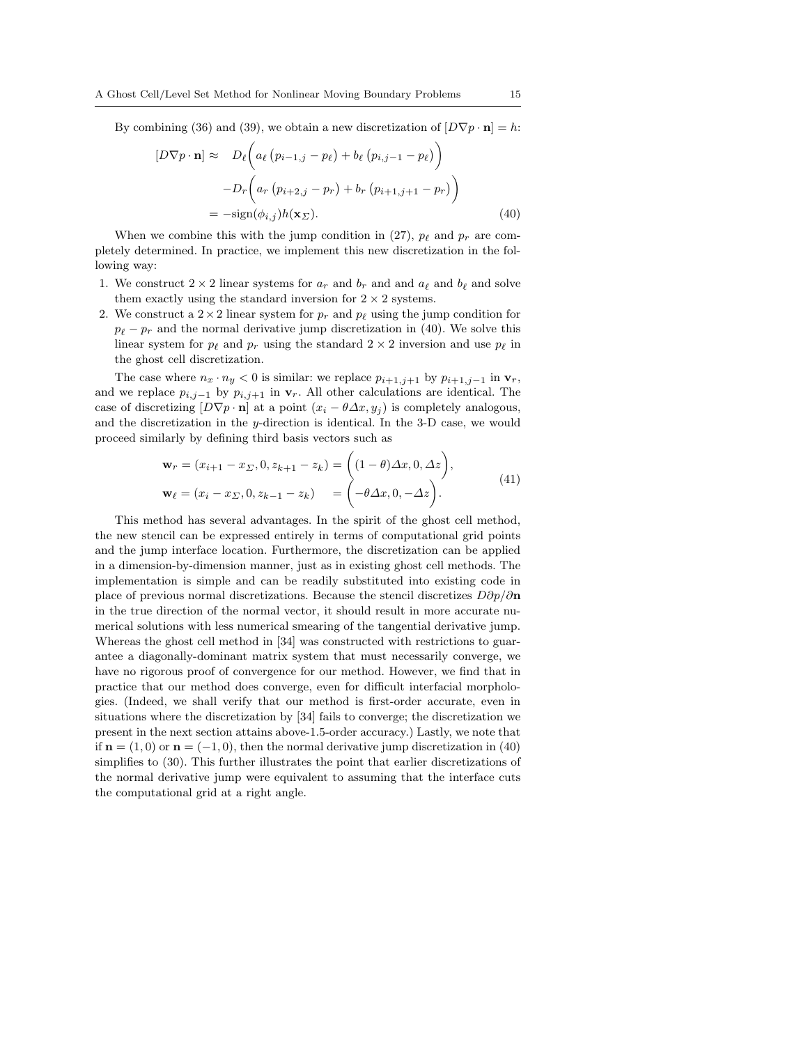By combining (36) and (39), we obtain a new discretization of $[D\nabla p \cdot \mathbf{n}] = h$:

$$
\begin{aligned}
[D\nabla p \cdot \mathbf{n}] \approx \quad & D_\ell \bigg( a_\ell \left(p_{i-1,j} - p_\ell\right) + b_\ell \left(p_{i,j-1} - p_\ell\right) \bigg) \\
& - D_r \bigg( a_r \left(p_{i+2,j} - p_r\right) + b_r \left(p_{i+1,j+1} - p_r\right) \bigg) \\
= & -\mathrm{sign}(\phi_{i,j}) h(\mathbf{x}_\Sigma).
\end{aligned} \tag{40}
$$

When we combine this with the jump condition in (27), $p_\ell$ and $p_r$ are completely determined. In practice, we implement this new discretization in the following way:

1. We construct $2 \times 2$ linear systems for $a_r$ and $b_r$ and and $a_\ell$ and $b_\ell$ and solve them exactly using the standard inversion for $2 \times 2$ systems.
2. We construct a $2 \times 2$ linear system for $p_r$ and $p_\ell$ using the jump condition for $p_\ell - p_r$ and the normal derivative jump discretization in (40). We solve this linear system for $p_\ell$ and $p_r$ using the standard $2 \times 2$ inversion and use $p_\ell$ in the ghost cell discretization.

The case where $n_x \cdot n_y < 0$ is similar: we replace $p_{i+1,j+1}$ by $p_{i+1,j-1}$ in $\mathbf{v}_r$, and we replace $p_{i,j-1}$ by $p_{i,j+1}$ in $\mathbf{v}_r$. All other calculations are identical. The case of discretizing $[D\nabla p \cdot \mathbf{n}]$ at a point $(x_i - \theta \Delta x, y_j)$ is completely analogous, and the discretization in the $y$-direction is identical. In the 3-D case, we would proceed similarly by defining third basis vectors such as

$$
\begin{aligned}
\mathbf{w}_r &= (x_{i+1} - x_\Sigma, 0, z_{k+1} - z_k) = \bigg( (1-\theta)\Delta x, 0, \Delta z \bigg), \\
\mathbf{w}_\ell &= (x_i - x_\Sigma, 0, z_{k-1} - z_k) \quad = \bigg( -\theta \Delta x, 0, -\Delta z \bigg).
\end{aligned} \tag{41}
$$

This method has several advantages. In the spirit of the ghost cell method, the new stencil can be expressed entirely in terms of computational grid points and the jump interface location. Furthermore, the discretization can be applied in a dimension-by-dimension manner, just as in existing ghost cell methods. The implementation is simple and can be readily substituted into existing code in place of previous normal discretizations. Because the stencil discretizes $D\partial p/\partial \mathbf{n}$ in the true direction of the normal vector, it should result in more accurate numerical solutions with less numerical smearing of the tangential derivative jump. Whereas the ghost cell method in [34] was constructed with restrictions to guarantee a diagonally-dominant matrix system that must necessarily converge, we have no rigorous proof of convergence for our method. However, we find that in practice that our method does converge, even for difficult interfacial morphologies. (Indeed, we shall verify that our method is first-order accurate, even in situations where the discretization by [34] fails to converge; the discretization we present in the next section attains above-1.5-order accuracy.) Lastly, we note that if $\mathbf{n} = (1, 0)$ or $\mathbf{n} = (-1, 0)$, then the normal derivative jump discretization in (40) simplifies to (30). This further illustrates the point that earlier discretizations of the normal derivative jump were equivalent to assuming that the interface cuts the computational grid at a right angle.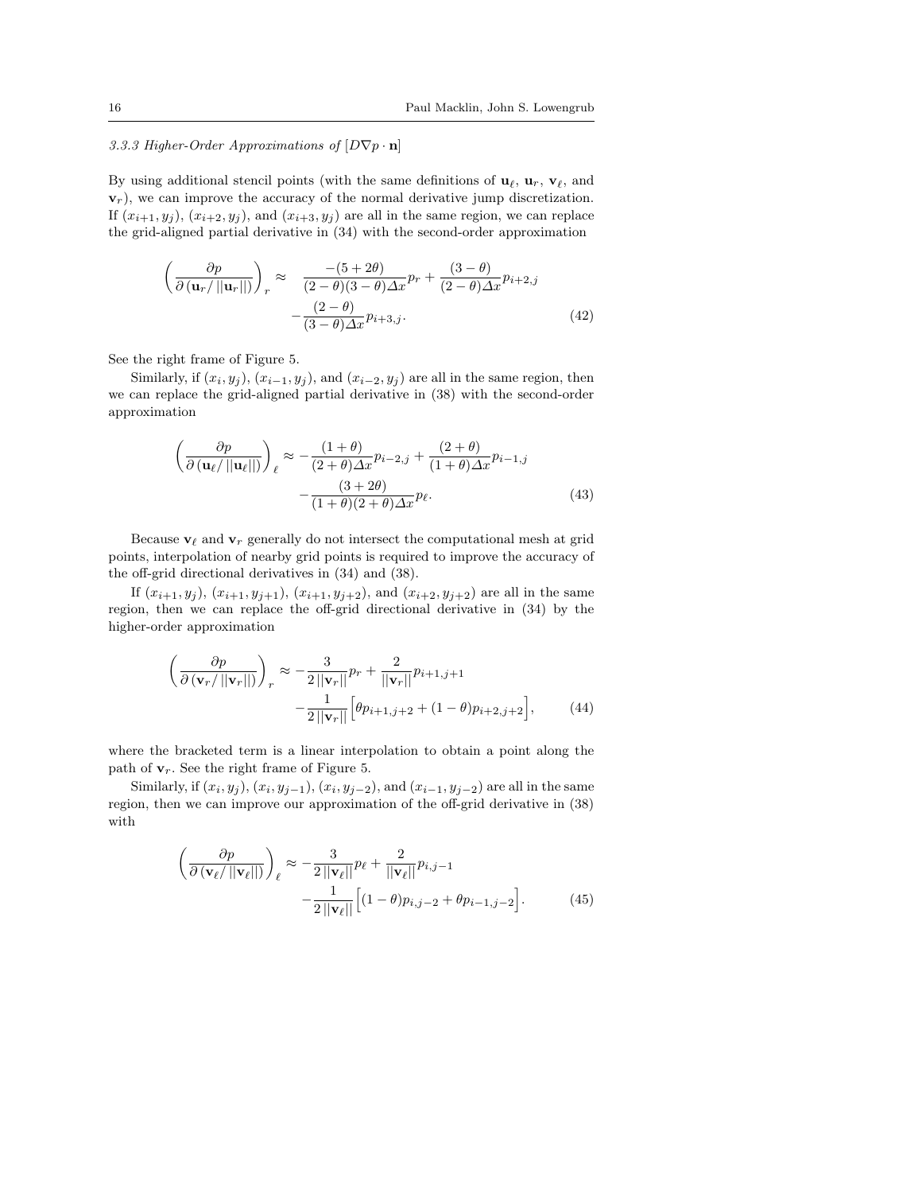#### 3.3.3 Higher-Order Approximations of $[D\nabla p \cdot \mathbf{n}]$

By using additional stencil points (with the same definitions of $\mathbf{u}_\ell$, $\mathbf{u}_r$, $\mathbf{v}_\ell$, and $\mathbf{v}_r$), we can improve the accuracy of the normal derivative jump discretization. If $(x_{i+1}, y_j)$, $(x_{i+2}, y_j)$, and $(x_{i+3}, y_j)$ are all in the same region, we can replace the grid-aligned partial derivative in (34) with the second-order approximation

$$
\left( \frac{\partial p}{\partial \left( \mathbf{u}_r / \left|\left|\mathbf{u}_r\right|\right| \right)} \right)_r \approx \frac{-(5+2\theta)}{(2-\theta)(3-\theta)\Delta x} p_r + \frac{(3-\theta)}{(2-\theta)\Delta x} p_{i+2,j} - \frac{(2-\theta)}{(3-\theta)\Delta x} p_{i+3,j}. \tag{42}
$$

See the right frame of Figure 5.

Similarly, if $(x_i, y_j)$, $(x_{i-1}, y_j)$, and $(x_{i-2}, y_j)$ are all in the same region, then we can replace the grid-aligned partial derivative in (38) with the second-order approximation

$$
\left( \frac{\partial p}{\partial \left( \mathbf{u}_\ell / \left|\left|\mathbf{u}_\ell\right|\right| \right)} \right)_\ell \approx -\frac{(1+\theta)}{(2+\theta)\Delta x} p_{i-2,j} + \frac{(2+\theta)}{(1+\theta)\Delta x} p_{i-1,j} - \frac{(3+2\theta)}{(1+\theta)(2+\theta)\Delta x} p_\ell. \tag{43}
$$

Because $\mathbf{v}_\ell$ and $\mathbf{v}_r$ generally do not intersect the computational mesh at grid points, interpolation of nearby grid points is required to improve the accuracy of the off-grid directional derivatives in (34) and (38).

If $(x_{i+1}, y_j)$, $(x_{i+1}, y_{j+1})$, $(x_{i+1}, y_{j+2})$, and $(x_{i+2}, y_{j+2})$ are all in the same region, then we can replace the off-grid directional derivative in (34) by the higher-order approximation

$$
\left( \frac{\partial p}{\partial \left( \mathbf{v}_r / \left|\left|\mathbf{v}_r\right|\right| \right)} \right)_r \approx -\frac{3}{2\left|\left|\mathbf{v}_r\right|\right|} p_r + \frac{2}{\left|\left|\mathbf{v}_r\right|\right|} p_{i+1,j+1} - \frac{1}{2\left|\left|\mathbf{v}_r\right|\right|} \Big[ \theta p_{i+1,j+2} + (1-\theta) p_{i+2,j+2} \Big], \tag{44}
$$

where the bracketed term is a linear interpolation to obtain a point along the path of $\mathbf{v}_r$. See the right frame of Figure 5.

Similarly, if $(x_i, y_j)$, $(x_i, y_{j-1})$, $(x_i, y_{j-2})$, and $(x_{i-1}, y_{j-2})$ are all in the same region, then we can improve our approximation of the off-grid derivative in (38) with

$$
\left( \frac{\partial p}{\partial \left( \mathbf{v}_\ell / \left|\left|\mathbf{v}_\ell\right|\right| \right)} \right)_\ell \approx -\frac{3}{2\left|\left|\mathbf{v}_\ell\right|\right|} p_\ell + \frac{2}{\left|\left|\mathbf{v}_\ell\right|\right|} p_{i,j-1} - \frac{1}{2\left|\left|\mathbf{v}_\ell\right|\right|} \Big[ (1-\theta) p_{i,j-2} + \theta p_{i-1,j-2} \Big]. \tag{45}
$$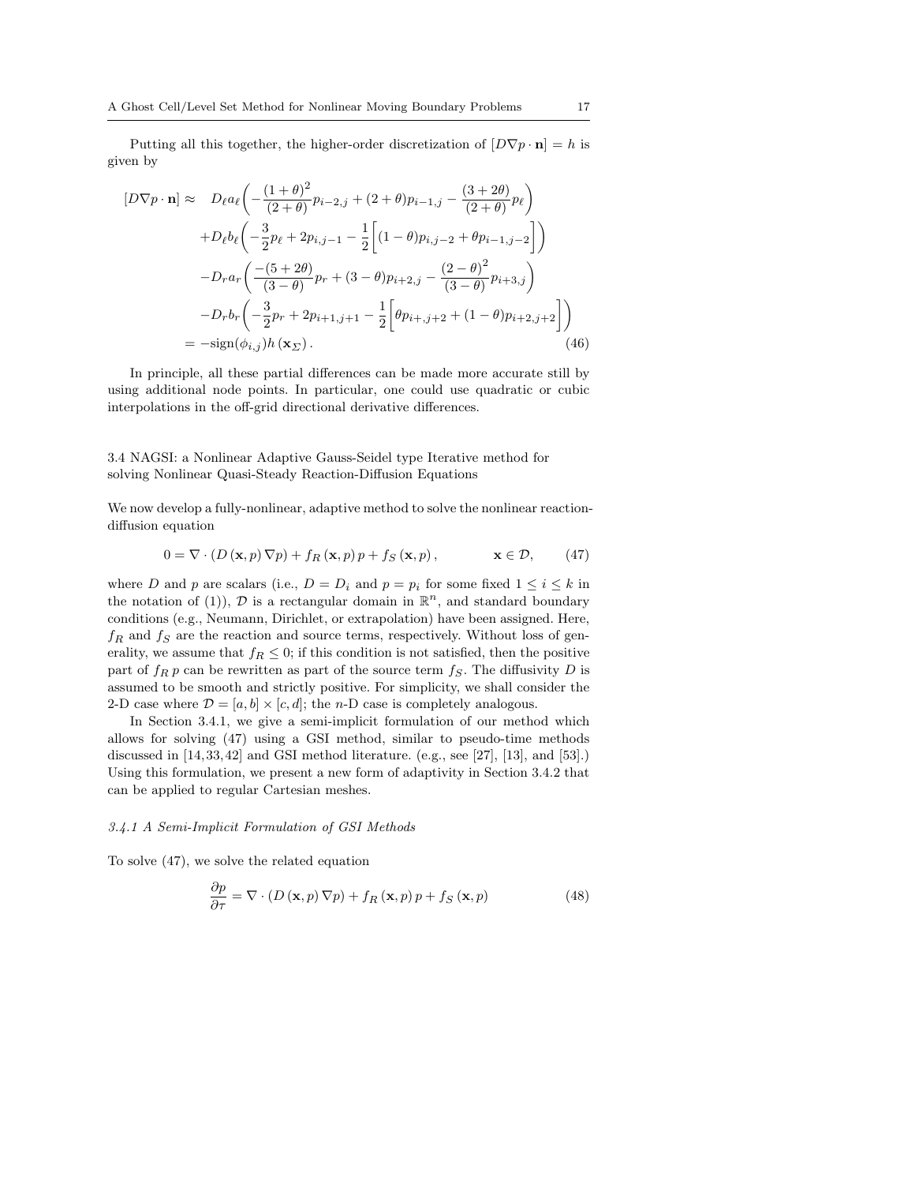Putting all this together, the higher-order discretization of $[D\nabla p \cdot \mathbf{n}] = h$ is given by

$$
\begin{aligned}
[D\nabla p \cdot \mathbf{n}] \approx \quad & D_\ell a_\ell \bigg( -\frac{(1+\theta)^2}{(2+\theta)} p_{i-2,j} + (2+\theta) p_{i-1,j} - \frac{(3+2\theta)}{(2+\theta)} p_\ell \bigg) \\
& + D_\ell b_\ell \bigg( -\frac{3}{2} p_\ell + 2 p_{i,j-1} - \frac{1}{2} \bigg[ (1-\theta) p_{i,j-2} + \theta p_{i-1,j-2} \bigg] \bigg) \\
& - D_r a_r \bigg( \frac{-(5+2\theta)}{(3-\theta)} p_r + (3-\theta) p_{i+2,j} - \frac{(2-\theta)^2}{(3-\theta)} p_{i+3,j} \bigg) \\
& - D_r b_r \bigg( -\frac{3}{2} p_r + 2 p_{i+1,j+1} - \frac{1}{2} \bigg[ \theta p_{i+,j+2} + (1-\theta) p_{i+2,j+2} \bigg] \bigg) \\
= & -\mathrm{sign}(\phi_{i,j}) h \left( \mathbf{x}_\Sigma \right).
\end{aligned}
\tag{46}
$$

In principle, all these partial differences can be made more accurate still by using additional node points. In particular, one could use quadratic or cubic interpolations in the off-grid directional derivative differences.

### 3.4 NAGSI: a Nonlinear Adaptive Gauss-Seidel type Iterative method for solving Nonlinear Quasi-Steady Reaction-Diffusion Equations

We now develop a fully-nonlinear, adaptive method to solve the nonlinear reaction-diffusion equation

$$
0 = \nabla \cdot \left( D\left(\mathbf{x}, p\right) \nabla p \right) + f_R\left(\mathbf{x}, p\right) p + f_S\left(\mathbf{x}, p\right), \qquad \mathbf{x} \in \mathcal{D}, \tag{47}
$$

where $D$ and $p$ are scalars (i.e., $D = D_i$ and $p = p_i$ for some fixed $1 \le i \le k$ in the notation of (1)), $\mathcal{D}$ is a rectangular domain in $\mathbb{R}^n$, and standard boundary conditions (e.g., Neumann, Dirichlet, or extrapolation) have been assigned. Here, $f_R$ and $f_S$ are the reaction and source terms, respectively. Without loss of generality, we assume that $f_R \le 0$; if this condition is not satisfied, then the positive part of $f_R\, p$ can be rewritten as part of the source term $f_S$. The diffusivity $D$ is assumed to be smooth and strictly positive. For simplicity, we shall consider the 2-D case where $\mathcal{D} = [a, b] \times [c, d]$; the $n$-D case is completely analogous.

In Section 3.4.1, we give a semi-implicit formulation of our method which allows for solving (47) using a GSI method, similar to pseudo-time methods discussed in [14, 33, 42] and GSI method literature. (e.g., see [27], [13], and [53].) Using this formulation, we present a new form of adaptivity in Section 3.4.2 that can be applied to regular Cartesian meshes.

#### *3.4.1 A Semi-Implicit Formulation of GSI Methods*

To solve (47), we solve the related equation

$$
\frac{\partial p}{\partial \tau} = \nabla \cdot \left( D\left(\mathbf{x}, p\right) \nabla p \right) + f_R\left(\mathbf{x}, p\right) p + f_S\left(\mathbf{x}, p\right) \tag{48}
$$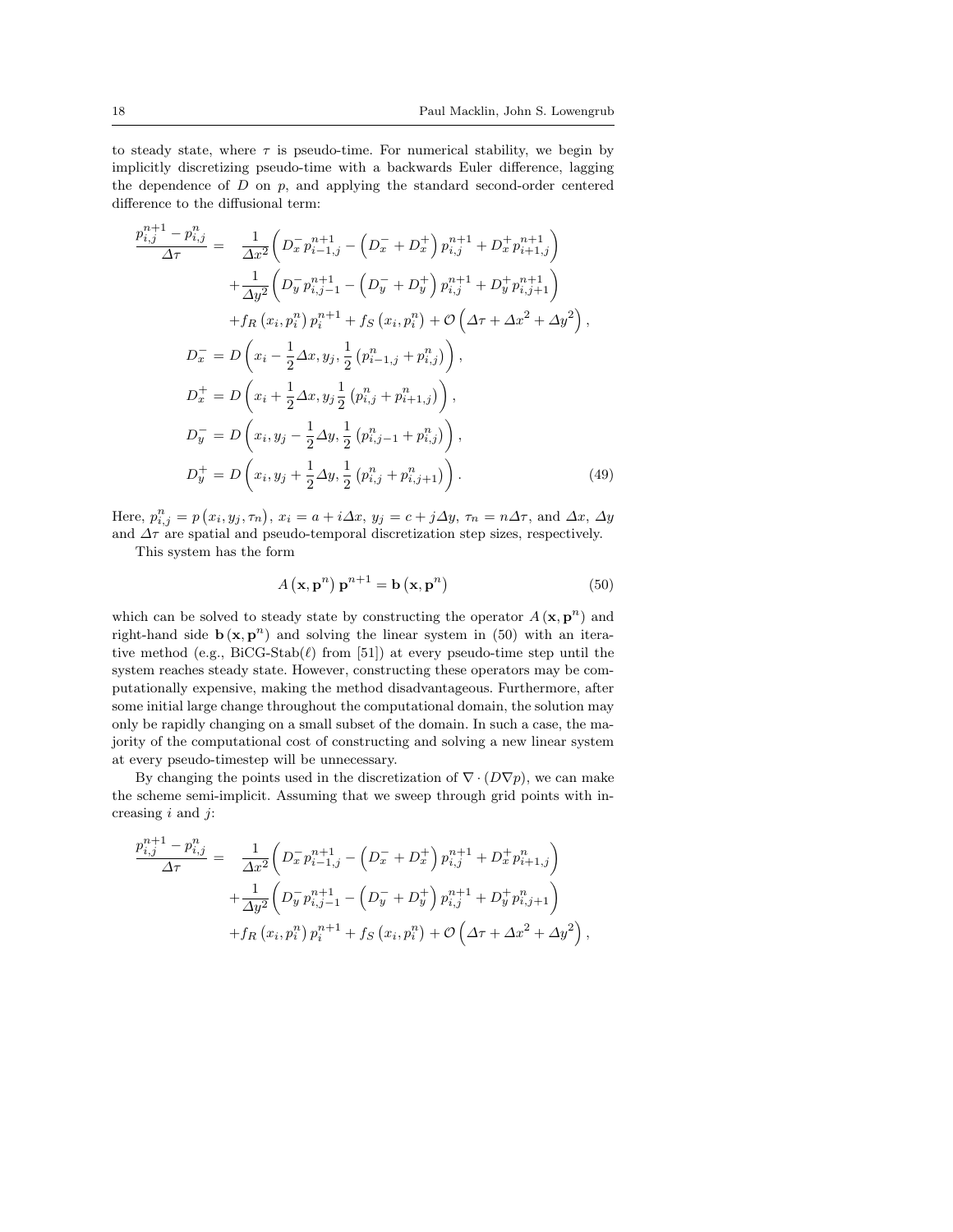to steady state, where $\tau$ is pseudo-time. For numerical stability, we begin by implicitly discretizing pseudo-time with a backwards Euler difference, lagging the dependence of $D$ on $p$, and applying the standard second-order centered difference to the diffusional term:

$$
\begin{aligned}
\frac{p_{i,j}^{n+1} - p_{i,j}^{n}}{\Delta\tau} = & \quad \frac{1}{\Delta x^2}\left( D_x^- p_{i-1,j}^{n+1} - \left( D_x^- + D_x^+ \right) p_{i,j}^{n+1} + D_x^+ p_{i+1,j}^{n+1} \right) \\
& + \frac{1}{\Delta y^2}\left( D_y^- p_{i,j-1}^{n+1} - \left( D_y^- + D_y^+ \right) p_{i,j}^{n+1} + D_y^+ p_{i,j+1}^{n+1} \right) \\
& + f_R\left(x_i, p_i^n\right) p_i^{n+1} + f_S\left(x_i, p_i^n\right) + \mathcal{O}\left( \Delta\tau + \Delta x^2 + \Delta y^2 \right), \\
D_x^- = & \; D\left( x_i - \frac{1}{2}\Delta x, y_j, \frac{1}{2}\left( p_{i-1,j}^n + p_{i,j}^n \right) \right), \\
D_x^+ = & \; D\left( x_i + \frac{1}{2}\Delta x, y_j \frac{1}{2}\left( p_{i,j}^n + p_{i+1,j}^n \right) \right), \\
D_y^- = & \; D\left( x_i, y_j - \frac{1}{2}\Delta y, \frac{1}{2}\left( p_{i,j-1}^n + p_{i,j}^n \right) \right), \\
D_y^+ = & \; D\left( x_i, y_j + \frac{1}{2}\Delta y, \frac{1}{2}\left( p_{i,j}^n + p_{i,j+1}^n \right) \right).
\end{aligned} \tag{49}
$$

Here, $p_{i,j}^n = p\left(x_i, y_j, \tau_n\right)$, $x_i = a + i\Delta x$, $y_j = c + j\Delta y$, $\tau_n = n\Delta\tau$, and $\Delta x$, $\Delta y$ and $\Delta\tau$ are spatial and pseudo-temporal discretization step sizes, respectively.

This system has the form

$$
A\left(\mathbf{x}, \mathbf{p}^n\right) \mathbf{p}^{n+1} = \mathbf{b}\left(\mathbf{x}, \mathbf{p}^n\right) \tag{50}
$$

which can be solved to steady state by constructing the operator $A\left(\mathbf{x}, \mathbf{p}^n\right)$ and right-hand side $\mathbf{b}\left(\mathbf{x}, \mathbf{p}^n\right)$ and solving the linear system in (50) with an iterative method (e.g., BiCG-Stab($\ell$) from [51]) at every pseudo-time step until the system reaches steady state. However, constructing these operators may be computationally expensive, making the method disadvantageous. Furthermore, after some initial large change throughout the computational domain, the solution may only be rapidly changing on a small subset of the domain. In such a case, the majority of the computational cost of constructing and solving a new linear system at every pseudo-timestep will be unnecessary.

By changing the points used in the discretization of $\nabla \cdot (D\nabla p)$, we can make the scheme semi-implicit. Assuming that we sweep through grid points with increasing $i$ and $j$:

$$
\begin{aligned}
\frac{p_{i,j}^{n+1} - p_{i,j}^{n}}{\Delta\tau} = & \quad \frac{1}{\Delta x^2}\left( D_x^- p_{i-1,j}^{n+1} - \left( D_x^- + D_x^+ \right) p_{i,j}^{n+1} + D_x^+ p_{i+1,j}^{n} \right) \\
& + \frac{1}{\Delta y^2}\left( D_y^- p_{i,j-1}^{n+1} - \left( D_y^- + D_y^+ \right) p_{i,j}^{n+1} + D_y^+ p_{i,j+1}^{n} \right) \\
& + f_R\left(x_i, p_i^n\right) p_i^{n+1} + f_S\left(x_i, p_i^n\right) + \mathcal{O}\left( \Delta\tau + \Delta x^2 + \Delta y^2 \right),
\end{aligned}
$$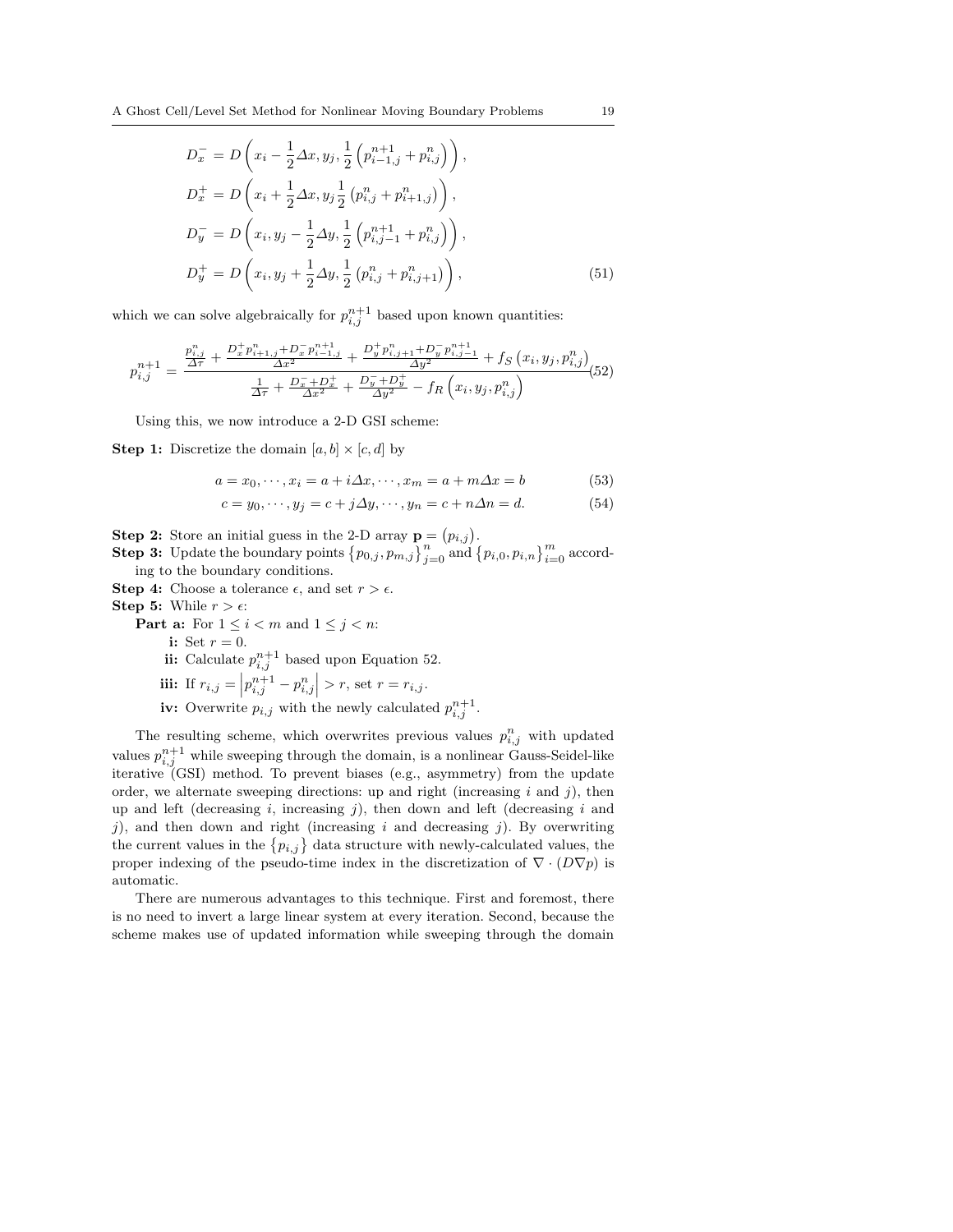$$
\begin{aligned}
D_x^- &= D\left(x_i - \frac{1}{2}\Delta x, y_j, \frac{1}{2}\left(p_{i-1,j}^{n+1} + p_{i,j}^n\right)\right), \\
D_x^+ &= D\left(x_i + \frac{1}{2}\Delta x, y_j \frac{1}{2}\left(p_{i,j}^n + p_{i+1,j}^n\right)\right), \\
D_y^- &= D\left(x_i, y_j - \frac{1}{2}\Delta y, \frac{1}{2}\left(p_{i,j-1}^{n+1} + p_{i,j}^n\right)\right), \\
D_y^+ &= D\left(x_i, y_j + \frac{1}{2}\Delta y, \frac{1}{2}\left(p_{i,j}^n + p_{i,j+1}^n\right)\right),
\end{aligned} \tag{51}
$$

which we can solve algebraically for $p_{i,j}^{n+1}$ based upon known quantities:

$$
p_{i,j}^{n+1} = \frac{\frac{p_{i,j}^n}{\Delta \tau} + \frac{D_x^+ p_{i+1,j}^n + D_x^- p_{i-1,j}^{n+1}}{\Delta x^2} + \frac{D_y^+ p_{i,j+1}^n + D_y^- p_{i,j-1}^{n+1}}{\Delta y^2} + f_S\left(x_i, y_j, p_{i,j}^n\right)}{\frac{1}{\Delta \tau} + \frac{D_x^- + D_x^+}{\Delta x^2} + \frac{D_y^- + D_y^+}{\Delta y^2} - f_R\left(x_i, y_j, p_{i,j}^n\right)} \tag{52}
$$

Using this, we now introduce a 2-D GSI scheme:

**Step 1:** Discretize the domain $[a, b] \times [c, d]$ by

$$
a = x_0, \cdots, x_i = a + i\Delta x, \cdots, x_m = a + m\Delta x = b \tag{53}
$$

$$
c = y_0, \cdots, y_j = c + j\Delta y, \cdots, y_n = c + n\Delta n = d. \tag{54}
$$

**Step 2:** Store an initial guess in the 2-D array $\mathbf{p} = (p_{i,j})$.
**Step 3:** Update the boundary points $\{p_{0,j}, p_{m,j}\}_{j=0}^n$ and $\{p_{i,0}, p_{i,n}\}_{i=0}^m$ according to the boundary conditions.
**Step 4:** Choose a tolerance $\epsilon$, and set $r > \epsilon$.
**Step 5:** While $r > \epsilon$:
- **Part a:** For $1 \leq i < m$ and $1 \leq j < n$:
  - **i:** Set $r = 0$.
  - **ii:** Calculate $p_{i,j}^{n+1}$ based upon Equation 52.
  - **iii:** If $r_{i,j} = \left|p_{i,j}^{n+1} - p_{i,j}^n\right| > r$, set $r = r_{i,j}$.
  - **iv:** Overwrite $p_{i,j}$ with the newly calculated $p_{i,j}^{n+1}$.

The resulting scheme, which overwrites previous values $p_{i,j}^n$ with updated values $p_{i,j}^{n+1}$ while sweeping through the domain, is a nonlinear Gauss-Seidel-like iterative (GSI) method. To prevent biases (e.g., asymmetry) from the update order, we alternate sweeping directions: up and right (increasing $i$ and $j$), then up and left (decreasing $i$, increasing $j$), then down and left (decreasing $i$ and $j$), and then down and right (increasing $i$ and decreasing $j$). By overwriting the current values in the $\{p_{i,j}\}$ data structure with newly-calculated values, the proper indexing of the pseudo-time index in the discretization of $\nabla \cdot (D\nabla p)$ is automatic.

There are numerous advantages to this technique. First and foremost, there is no need to invert a large linear system at every iteration. Second, because the scheme makes use of updated information while sweeping through the domain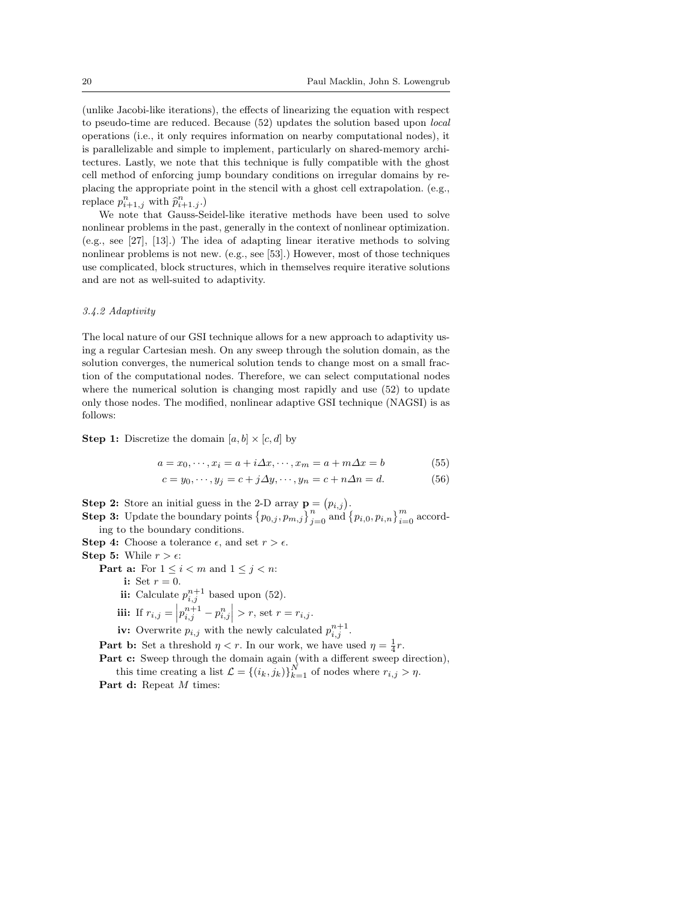(unlike Jacobi-like iterations), the effects of linearizing the equation with respect to pseudo-time are reduced. Because (52) updates the solution based upon *local* operations (i.e., it only requires information on nearby computational nodes), it is parallelizable and simple to implement, particularly on shared-memory architectures. Lastly, we note that this technique is fully compatible with the ghost cell method of enforcing jump boundary conditions on irregular domains by replacing the appropriate point in the stencil with a ghost cell extrapolation. (e.g., replace $p^n_{i+1,j}$ with $\widehat{p}^n_{i+1.j}$.)

We note that Gauss-Seidel-like iterative methods have been used to solve nonlinear problems in the past, generally in the context of nonlinear optimization. (e.g., see [27], [13].) The idea of adapting linear iterative methods to solving nonlinear problems is not new. (e.g., see [53].) However, most of those techniques use complicated, block structures, which in themselves require iterative solutions and are not as well-suited to adaptivity.

### 3.4.2 Adaptivity

The local nature of our GSI technique allows for a new approach to adaptivity using a regular Cartesian mesh. On any sweep through the solution domain, as the solution converges, the numerical solution tends to change most on a small fraction of the computational nodes. Therefore, we can select computational nodes where the numerical solution is changing most rapidly and use (52) to update only those nodes. The modified, nonlinear adaptive GSI technique (NAGSI) is as follows:

**Step 1:** Discretize the domain $[a,b] \times [c,d]$ by

$$a = x_0, \cdots, x_i = a + i\Delta x, \cdots, x_m = a + m\Delta x = b \tag{55}$$

$$c = y_0, \cdots, y_j = c + j\Delta y, \cdots, y_n = c + n\Delta n = d. \tag{56}$$

**Step 2:** Store an initial guess in the 2-D array $\mathbf{p} = \left(p_{i,j}\right)$.

**Step 3:** Update the boundary points $\left\{p_{0,j}, p_{m,j}\right\}_{j=0}^{n}$ and $\left\{p_{i,0}, p_{i,n}\right\}_{i=0}^{m}$ according to the boundary conditions.

**Step 4:** Choose a tolerance $\epsilon$, and set $r > \epsilon$.

**Step 5:** While $r > \epsilon$:

- **Part a:** For $1 \le i < m$ and $1 \le j < n$:
  - **i:** Set $r = 0$.
  - **ii:** Calculate $p^{n+1}_{i,j}$ based upon (52).
  - **iii:** If $r_{i,j} = \left| p^{n+1}_{i,j} - p^{n}_{i,j} \right| > r$, set $r = r_{i,j}$.
  - **iv:** Overwrite $p_{i,j}$ with the newly calculated $p^{n+1}_{i,j}$.
- **Part b:** Set a threshold $\eta < r$. In our work, we have used $\eta = \frac{1}{4}r$.
- **Part c:** Sweep through the domain again (with a different sweep direction), this time creating a list $\mathcal{L} = \left\{(i_k, j_k)\right\}_{k=1}^{N}$ of nodes where $r_{i,j} > \eta$.
- **Part d:** Repeat $M$ times: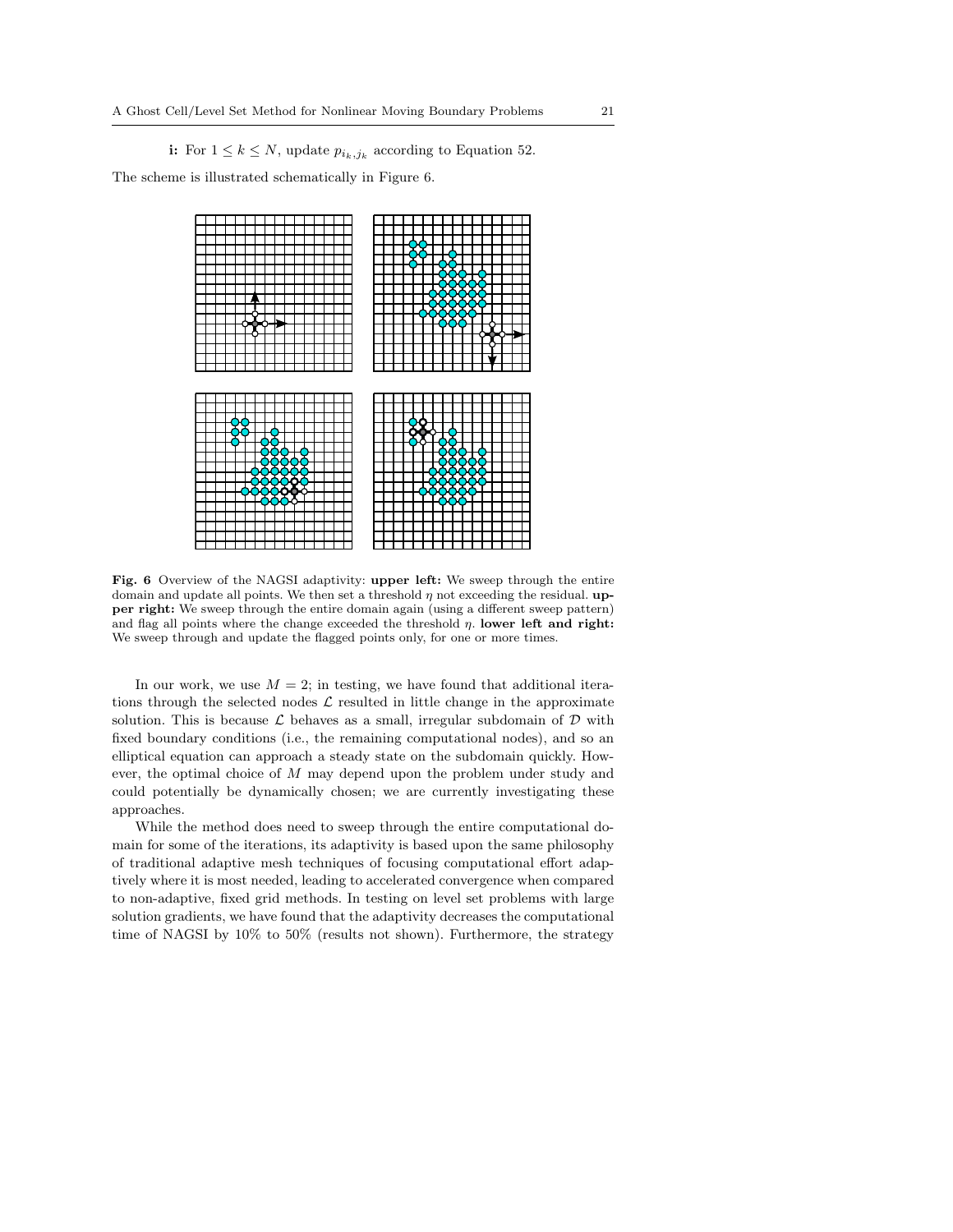**i:** For $1 \leq k \leq N$, update $p_{i_k,j_k}$ according to Equation 52.

The scheme is illustrated schematically in Figure 6.

**Fig. 6** Overview of the NAGSI adaptivity: **upper left:** We sweep through the entire domain and update all points. We then set a threshold $\eta$ not exceeding the residual. **upper right:** We sweep through the entire domain again (using a different sweep pattern) and flag all points where the change exceeded the threshold $\eta$. **lower left and right:** We sweep through and update the flagged points only, for one or more times.

In our work, we use $M = 2$; in testing, we have found that additional iterations through the selected nodes $\mathcal{L}$ resulted in little change in the approximate solution. This is because $\mathcal{L}$ behaves as a small, irregular subdomain of $\mathcal{D}$ with fixed boundary conditions (i.e., the remaining computational nodes), and so an elliptical equation can approach a steady state on the subdomain quickly. However, the optimal choice of $M$ may depend upon the problem under study and could potentially be dynamically chosen; we are currently investigating these approaches.

While the method does need to sweep through the entire computational domain for some of the iterations, its adaptivity is based upon the same philosophy of traditional adaptive mesh techniques of focusing computational effort adaptively where it is most needed, leading to accelerated convergence when compared to non-adaptive, fixed grid methods. In testing on level set problems with large solution gradients, we have found that the adaptivity decreases the computational time of NAGSI by 10% to 50% (results not shown). Furthermore, the strategy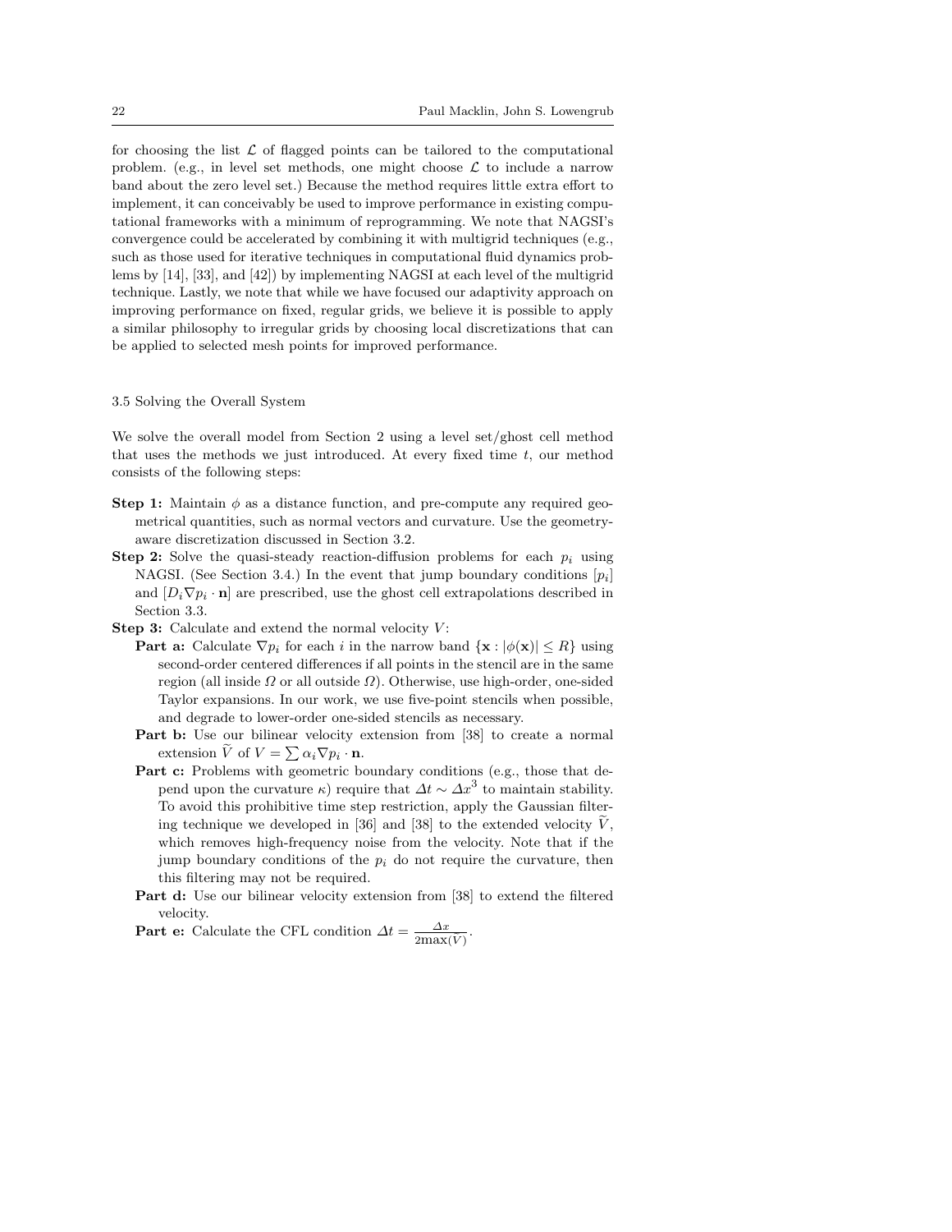for choosing the list $\mathcal{L}$ of flagged points can be tailored to the computational problem. (e.g., in level set methods, one might choose $\mathcal{L}$ to include a narrow band about the zero level set.) Because the method requires little extra effort to implement, it can conceivably be used to improve performance in existing computational frameworks with a minimum of reprogramming. We note that NAGSI's convergence could be accelerated by combining it with multigrid techniques (e.g., such as those used for iterative techniques in computational fluid dynamics problems by [14], [33], and [42]) by implementing NAGSI at each level of the multigrid technique. Lastly, we note that while we have focused our adaptivity approach on improving performance on fixed, regular grids, we believe it is possible to apply a similar philosophy to irregular grids by choosing local discretizations that can be applied to selected mesh points for improved performance.

### 3.5 Solving the Overall System

We solve the overall model from Section 2 using a level set/ghost cell method that uses the methods we just introduced. At every fixed time $t$, our method consists of the following steps:

**Step 1:** Maintain $\phi$ as a distance function, and pre-compute any required geometrical quantities, such as normal vectors and curvature. Use the geometry-aware discretization discussed in Section 3.2.

**Step 2:** Solve the quasi-steady reaction-diffusion problems for each $p_i$ using NAGSI. (See Section 3.4.) In the event that jump boundary conditions $[p_i]$ and $[D_i \nabla p_i \cdot \mathbf{n}]$ are prescribed, use the ghost cell extrapolations described in Section 3.3.

**Step 3:** Calculate and extend the normal velocity $V$:

- **Part a:** Calculate $\nabla p_i$ for each $i$ in the narrow band $\{\mathbf{x} : |\phi(\mathbf{x})| \leq R\}$ using second-order centered differences if all points in the stencil are in the same region (all inside $\Omega$ or all outside $\Omega$). Otherwise, use high-order, one-sided Taylor expansions. In our work, we use five-point stencils when possible, and degrade to lower-order one-sided stencils as necessary.
- **Part b:** Use our bilinear velocity extension from [38] to create a normal extension $\widetilde{V}$ of $V = \sum \alpha_i \nabla p_i \cdot \mathbf{n}$.
- **Part c:** Problems with geometric boundary conditions (e.g., those that depend upon the curvature $\kappa$) require that $\Delta t \sim \Delta x^3$ to maintain stability. To avoid this prohibitive time step restriction, apply the Gaussian filtering technique we developed in [36] and [38] to the extended velocity $\widetilde{V}$, which removes high-frequency noise from the velocity. Note that if the jump boundary conditions of the $p_i$ do not require the curvature, then this filtering may not be required.
- **Part d:** Use our bilinear velocity extension from [38] to extend the filtered velocity.
- **Part e:** Calculate the CFL condition $\Delta t = \frac{\Delta x}{2\max(V)}$.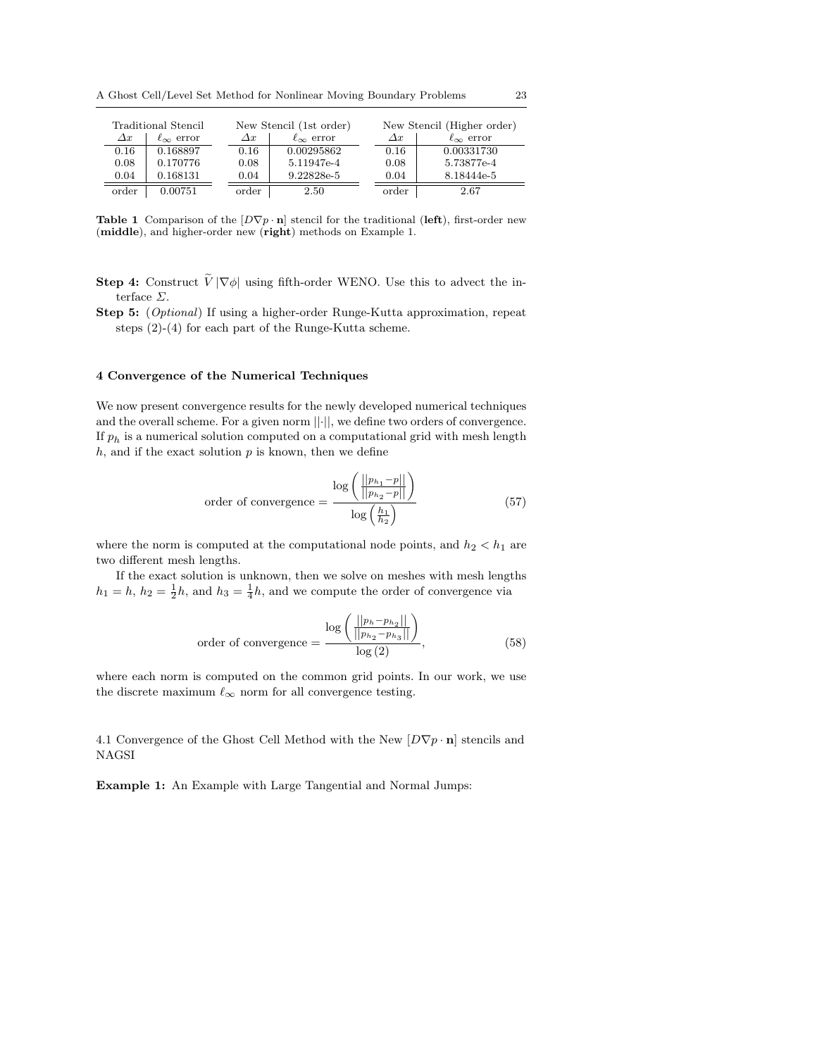| Traditional Stencil | | New Stencil (1st order) | | New Stencil (Higher order) | |
|---|---|---|---|---|---|
| $\Delta x$ | $\ell_\infty$ error | $\Delta x$ | $\ell_\infty$ error | $\Delta x$ | $\ell_\infty$ error |
| 0.16 | 0.168897 | 0.16 | 0.00295862 | 0.16 | 0.00331730 |
| 0.08 | 0.170776 | 0.08 | 5.11947e-4 | 0.08 | 5.73877e-4 |
| 0.04 | 0.168131 | 0.04 | 9.22828e-5 | 0.04 | 8.18444e-5 |
| order | 0.00751 | order | 2.50 | order | 2.67 |

**Table 1** Comparison of the $[D\nabla p \cdot \mathbf{n}]$ stencil for the traditional (**left**), first-order new (**middle**), and higher-order new (**right**) methods on Example 1.

**Step 4:** Construct $\widetilde{V}\,|\nabla\phi|$ using fifth-order WENO. Use this to advect the interface $\Sigma$.

**Step 5:** (*Optional*) If using a higher-order Runge-Kutta approximation, repeat steps (2)-(4) for each part of the Runge-Kutta scheme.

## 4 Convergence of the Numerical Techniques

We now present convergence results for the newly developed numerical techniques and the overall scheme. For a given norm $||\cdot||$, we define two orders of convergence. If $p_h$ is a numerical solution computed on a computational grid with mesh length $h$, and if the exact solution $p$ is known, then we define

$$\text{order of convergence} = \frac{\log\left(\frac{||p_{h_1}-p||}{||p_{h_2}-p||}\right)}{\log\left(\frac{h_1}{h_2}\right)} \tag{57}$$

where the norm is computed at the computational node points, and $h_2 < h_1$ are two different mesh lengths.

If the exact solution is unknown, then we solve on meshes with mesh lengths $h_1 = h$, $h_2 = \frac{1}{2}h$, and $h_3 = \frac{1}{4}h$, and we compute the order of convergence via

$$\text{order of convergence} = \frac{\log\left(\frac{||p_h-p_{h_2}||}{||p_{h_2}-p_{h_3}||}\right)}{\log(2)}, \tag{58}$$

where each norm is computed on the common grid points. In our work, we use the discrete maximum $\ell_\infty$ norm for all convergence testing.

### 4.1 Convergence of the Ghost Cell Method with the New $[D\nabla p \cdot \mathbf{n}]$ stencils and NAGSI

**Example 1:** An Example with Large Tangential and Normal Jumps: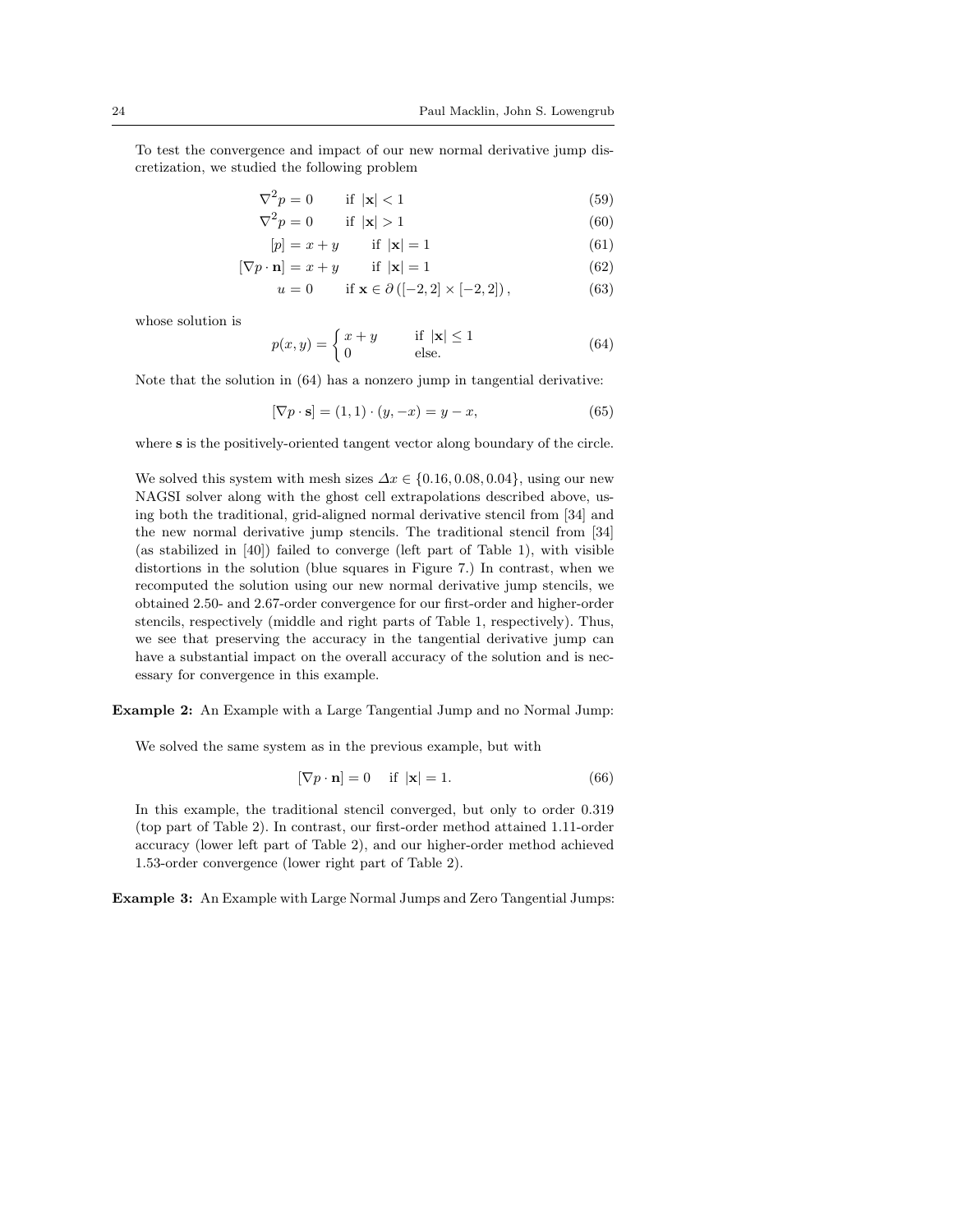To test the convergence and impact of our new normal derivative jump discretization, we studied the following problem

$$\nabla^2 p = 0 \qquad \text{if } |\mathbf{x}| < 1 \tag{59}$$

$$\nabla^2 p = 0 \qquad \text{if } |\mathbf{x}| > 1 \tag{60}$$

$$[p] = x + y \qquad \text{if } |\mathbf{x}| = 1 \tag{61}$$

$$[\nabla p \cdot \mathbf{n}] = x + y \qquad \text{if } |\mathbf{x}| = 1 \tag{62}$$

$$u = 0 \qquad \text{if } \mathbf{x} \in \partial\left([-2,2] \times [-2,2]\right), \tag{63}$$

whose solution is

$$p(x,y) = \begin{cases} x + y & \text{if } |\mathbf{x}| \leq 1 \\ 0 & \text{else.} \end{cases} \tag{64}$$

Note that the solution in (64) has a nonzero jump in tangential derivative:

$$[\nabla p \cdot \mathbf{s}] = (1,1) \cdot (y, -x) = y - x, \tag{65}$$

where $\mathbf{s}$ is the positively-oriented tangent vector along boundary of the circle.

We solved this system with mesh sizes $\Delta x \in \{0.16, 0.08, 0.04\}$, using our new NAGSI solver along with the ghost cell extrapolations described above, using both the traditional, grid-aligned normal derivative stencil from [34] and the new normal derivative jump stencils. The traditional stencil from [34] (as stabilized in [40]) failed to converge (left part of Table 1), with visible distortions in the solution (blue squares in Figure 7.) In contrast, when we recomputed the solution using our new normal derivative jump stencils, we obtained 2.50- and 2.67-order convergence for our first-order and higher-order stencils, respectively (middle and right parts of Table 1, respectively). Thus, we see that preserving the accuracy in the tangential derivative jump can have a substantial impact on the overall accuracy of the solution and is necessary for convergence in this example.

**Example 2:** An Example with a Large Tangential Jump and no Normal Jump:

We solved the same system as in the previous example, but with

$$[\nabla p \cdot \mathbf{n}] = 0 \quad \text{if } |\mathbf{x}| = 1. \tag{66}$$

In this example, the traditional stencil converged, but only to order 0.319 (top part of Table 2). In contrast, our first-order method attained 1.11-order accuracy (lower left part of Table 2), and our higher-order method achieved 1.53-order convergence (lower right part of Table 2).

**Example 3:** An Example with Large Normal Jumps and Zero Tangential Jumps: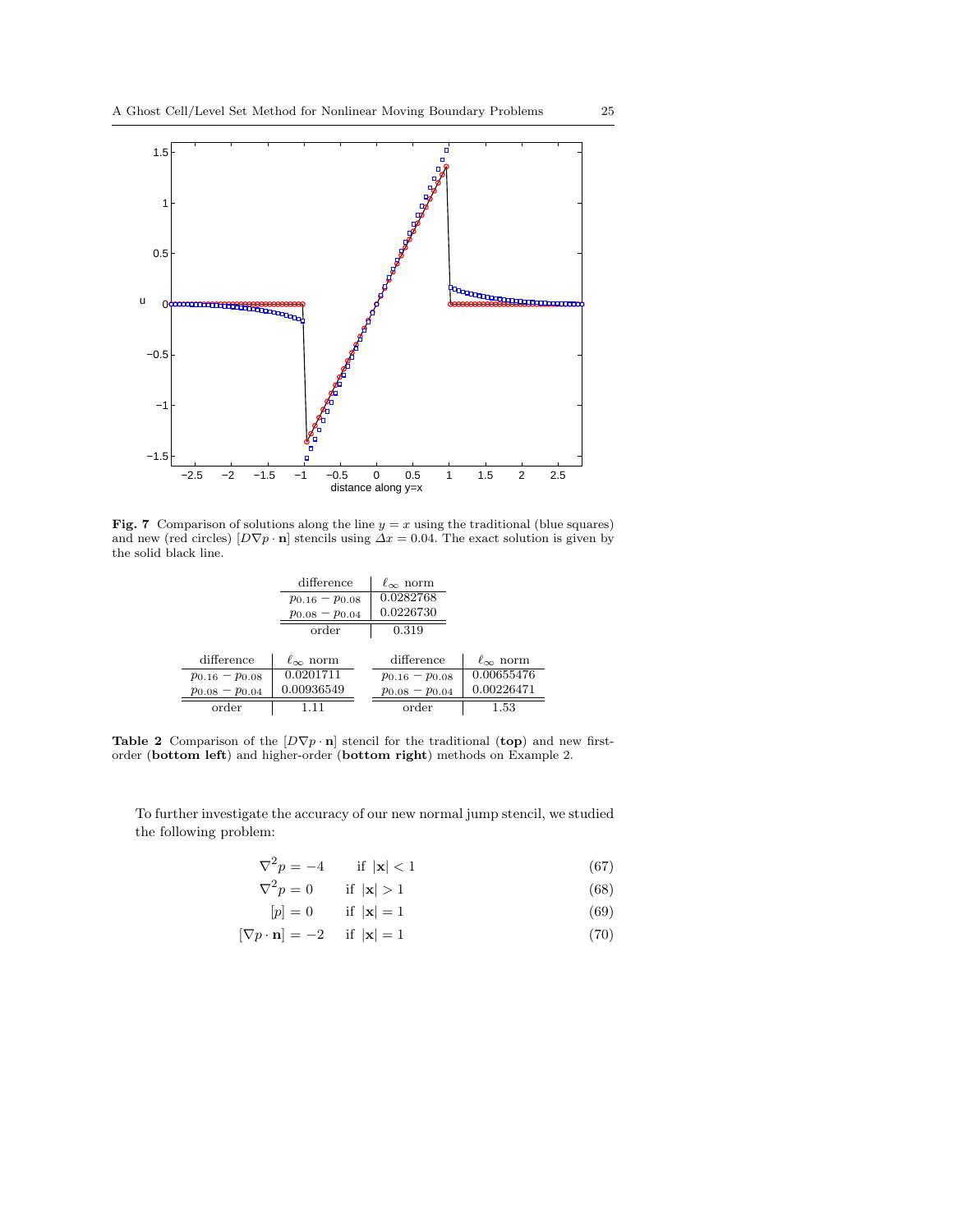**Fig. 7** Comparison of solutions along the line $y = x$ using the traditional (blue squares) and new (red circles) $[D\nabla p \cdot \mathbf{n}]$ stencils using $\Delta x = 0.04$. The exact solution is given by the solid black line.

| difference | $\ell_\infty$ norm |
|---|---|
| $p_{0.16} - p_{0.08}$ | 0.0282768 |
| $p_{0.08} - p_{0.04}$ | 0.0226730 |
| order | 0.319 |

| difference | $\ell_\infty$ norm |
|---|---|
| $p_{0.16} - p_{0.08}$ | 0.0201711 |
| $p_{0.08} - p_{0.04}$ | 0.00936549 |
| order | 1.11 |

| difference | $\ell_\infty$ norm |
|---|---|
| $p_{0.16} - p_{0.08}$ | 0.00655476 |
| $p_{0.08} - p_{0.04}$ | 0.00226471 |
| order | 1.53 |

**Table 2** Comparison of the $[D\nabla p \cdot \mathbf{n}]$ stencil for the traditional (**top**) and new first-order (**bottom left**) and higher-order (**bottom right**) methods on Example 2.

To further investigate the accuracy of our new normal jump stencil, we studied the following problem:

$$\nabla^2 p = -4 \qquad \text{if } |\mathbf{x}| < 1 \tag{67}$$

$$\nabla^2 p = 0 \qquad \text{if } |\mathbf{x}| > 1 \tag{68}$$

$$[p] = 0 \qquad \text{if } |\mathbf{x}| = 1 \tag{69}$$

$$[\nabla p \cdot \mathbf{n}] = -2 \qquad \text{if } |\mathbf{x}| = 1 \tag{70}$$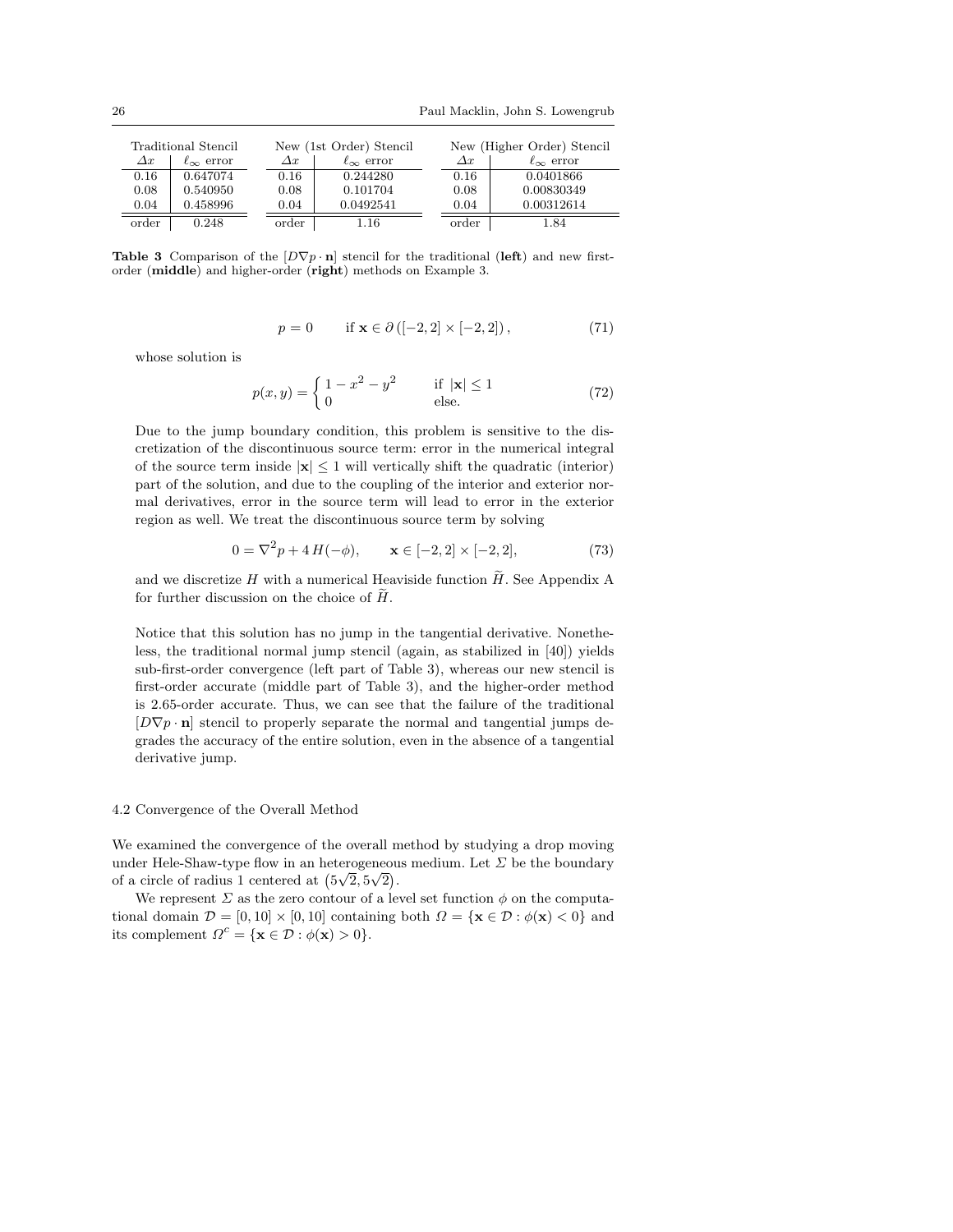| Traditional Stencil | | | New (1st Order) Stencil | | | New (Higher Order) Stencil | |
|---|---|---|---|---|---|---|---|
| $\Delta x$ | $\ell_\infty$ error | | $\Delta x$ | $\ell_\infty$ error | | $\Delta x$ | $\ell_\infty$ error |
| 0.16 | 0.647074 | | 0.16 | 0.244280 | | 0.16 | 0.0401866 |
| 0.08 | 0.540950 | | 0.08 | 0.101704 | | 0.08 | 0.00830349 |
| 0.04 | 0.458996 | | 0.04 | 0.0492541 | | 0.04 | 0.00312614 |
| order | 0.248 | | order | 1.16 | | order | 1.84 |

**Table 3** Comparison of the $[D\nabla p \cdot \mathbf{n}]$ stencil for the traditional (**left**) and new first-order (**middle**) and higher-order (**right**) methods on Example 3.

$$p = 0 \qquad \text{if } \mathbf{x} \in \partial\left([-2,2]\times[-2,2]\right), \tag{71}$$

whose solution is

$$p(x,y) = \begin{cases} 1 - x^2 - y^2 & \text{if } |\mathbf{x}| \leq 1 \\ 0 & \text{else.} \end{cases} \tag{72}$$

Due to the jump boundary condition, this problem is sensitive to the discretization of the discontinuous source term: error in the numerical integral of the source term inside $|\mathbf{x}| \leq 1$ will vertically shift the quadratic (interior) part of the solution, and due to the coupling of the interior and exterior normal derivatives, error in the source term will lead to error in the exterior region as well. We treat the discontinuous source term by solving

$$0 = \nabla^2 p + 4\, H(-\phi), \qquad \mathbf{x} \in [-2,2]\times[-2,2], \tag{73}$$

and we discretize $H$ with a numerical Heaviside function $\widetilde{H}$. See Appendix A for further discussion on the choice of $\widetilde{H}$.

Notice that this solution has no jump in the tangential derivative. Nonetheless, the traditional normal jump stencil (again, as stabilized in [40]) yields sub-first-order convergence (left part of Table 3), whereas our new stencil is first-order accurate (middle part of Table 3), and the higher-order method is 2.65-order accurate. Thus, we can see that the failure of the traditional $[D\nabla p \cdot \mathbf{n}]$ stencil to properly separate the normal and tangential jumps degrades the accuracy of the entire solution, even in the absence of a tangential derivative jump.

### 4.2 Convergence of the Overall Method

We examined the convergence of the overall method by studying a drop moving under Hele-Shaw-type flow in an heterogeneous medium. Let $\Sigma$ be the boundary of a circle of radius 1 centered at $\left(5\sqrt{2}, 5\sqrt{2}\right)$.

We represent $\Sigma$ as the zero contour of a level set function $\phi$ on the computational domain $\mathcal{D} = [0,10]\times[0,10]$ containing both $\Omega = \{\mathbf{x} \in \mathcal{D} : \phi(\mathbf{x}) < 0\}$ and its complement $\Omega^c = \{\mathbf{x} \in \mathcal{D} : \phi(\mathbf{x}) > 0\}$.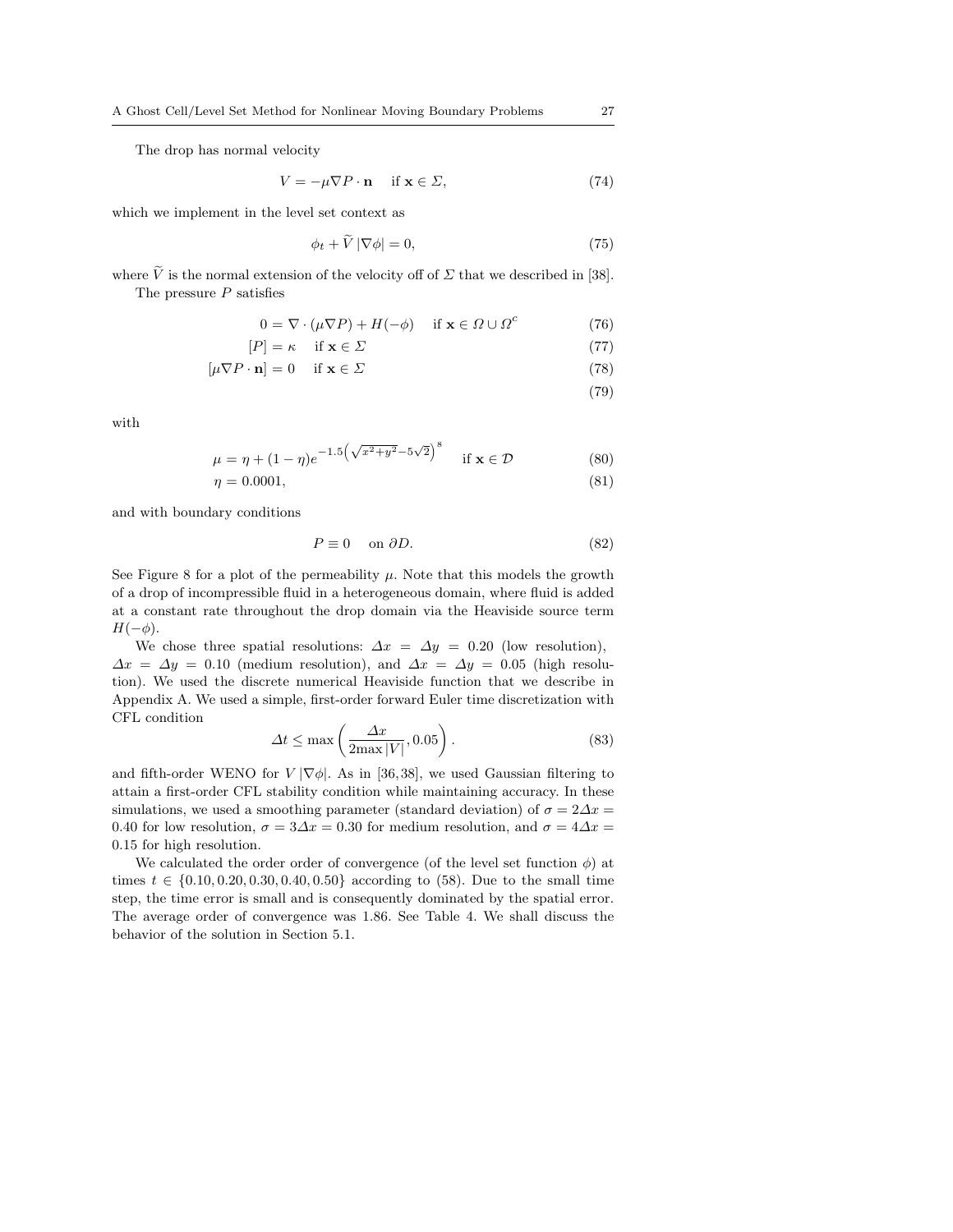The drop has normal velocity

$$V = -\mu \nabla P \cdot \mathbf{n} \quad \text{if } \mathbf{x} \in \Sigma, \tag{74}$$

which we implement in the level set context as

$$\phi_t + \widetilde{V} \, |\nabla \phi| = 0, \tag{75}$$

where $\widetilde{V}$ is the normal extension of the velocity off of $\Sigma$ that we described in [38].

The pressure $P$ satisfies

$$0 = \nabla \cdot (\mu \nabla P) + H(-\phi) \quad \text{if } \mathbf{x} \in \Omega \cup \Omega^c \tag{76}$$

$$[P] = \kappa \quad \text{if } \mathbf{x} \in \Sigma \tag{77}$$

$$[\mu \nabla P \cdot \mathbf{n}] = 0 \quad \text{if } \mathbf{x} \in \Sigma \tag{78}$$

$$\tag{79}$$

with

$$\mu = \eta + (1-\eta) e^{-1.5\left(\sqrt{x^2+y^2} - 5\sqrt{2}\right)^8} \quad \text{if } \mathbf{x} \in \mathcal{D} \tag{80}$$

$$\eta = 0.0001, \tag{81}$$

and with boundary conditions

$$P \equiv 0 \quad \text{on } \partial D. \tag{82}$$

See Figure 8 for a plot of the permeability $\mu$. Note that this models the growth of a drop of incompressible fluid in a heterogeneous domain, where fluid is added at a constant rate throughout the drop domain via the Heaviside source term $H(-\phi)$.

We chose three spatial resolutions: $\Delta x = \Delta y = 0.20$ (low resolution), $\Delta x = \Delta y = 0.10$ (medium resolution), and $\Delta x = \Delta y = 0.05$ (high resolution). We used the discrete numerical Heaviside function that we describe in Appendix A. We used a simple, first-order forward Euler time discretization with CFL condition

$$\Delta t \leq \max\left(\frac{\Delta x}{2\max|V|}, 0.05\right). \tag{83}$$

and fifth-order WENO for $V \, |\nabla \phi|$. As in [36, 38], we used Gaussian filtering to attain a first-order CFL stability condition while maintaining accuracy. In these simulations, we used a smoothing parameter (standard deviation) of $\sigma = 2\Delta x = 0.40$ for low resolution, $\sigma = 3\Delta x = 0.30$ for medium resolution, and $\sigma = 4\Delta x = 0.15$ for high resolution.

We calculated the order order of convergence (of the level set function $\phi$) at times $t \in \{0.10, 0.20, 0.30, 0.40, 0.50\}$ according to (58). Due to the small time step, the time error is small and is consequently dominated by the spatial error. The average order of convergence was 1.86. See Table 4. We shall discuss the behavior of the solution in Section 5.1.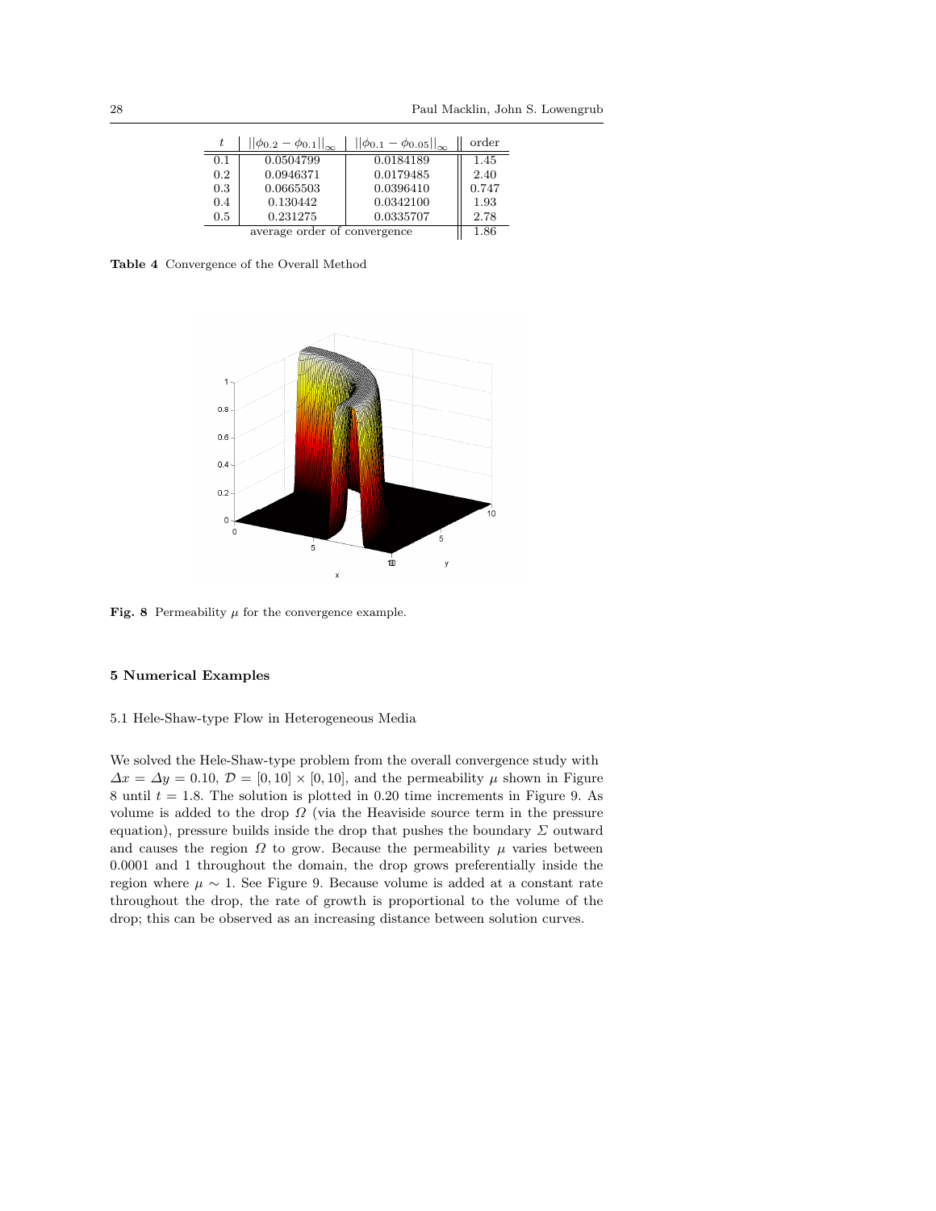| $t$ | $\|\|\phi_{0.2} - \phi_{0.1}\|\|_\infty$ | $\|\|\phi_{0.1} - \phi_{0.05}\|\|_\infty$ | order |
|---|---|---|---|
| 0.1 | 0.0504799 | 0.0184189 | 1.45 |
| 0.2 | 0.0946371 | 0.0179485 | 2.40 |
| 0.3 | 0.0665503 | 0.0396410 | 0.747 |
| 0.4 | 0.130442 | 0.0342100 | 1.93 |
| 0.5 | 0.231275 | 0.0335707 | 2.78 |
| average order of convergence | | | 1.86 |

**Table 4** Convergence of the Overall Method

**Fig. 8** Permeability $\mu$ for the convergence example.

## 5 Numerical Examples

### 5.1 Hele-Shaw-type Flow in Heterogeneous Media

We solved the Hele-Shaw-type problem from the overall convergence study with $\Delta x = \Delta y = 0.10$, $\mathcal{D} = [0, 10] \times [0, 10]$, and the permeability $\mu$ shown in Figure 8 until $t = 1.8$. The solution is plotted in 0.20 time increments in Figure 9. As volume is added to the drop $\Omega$ (via the Heaviside source term in the pressure equation), pressure builds inside the drop that pushes the boundary $\Sigma$ outward and causes the region $\Omega$ to grow. Because the permeability $\mu$ varies between 0.0001 and 1 throughout the domain, the drop grows preferentially inside the region where $\mu \sim 1$. See Figure 9. Because volume is added at a constant rate throughout the drop, the rate of growth is proportional to the volume of the drop; this can be observed as an increasing distance between solution curves.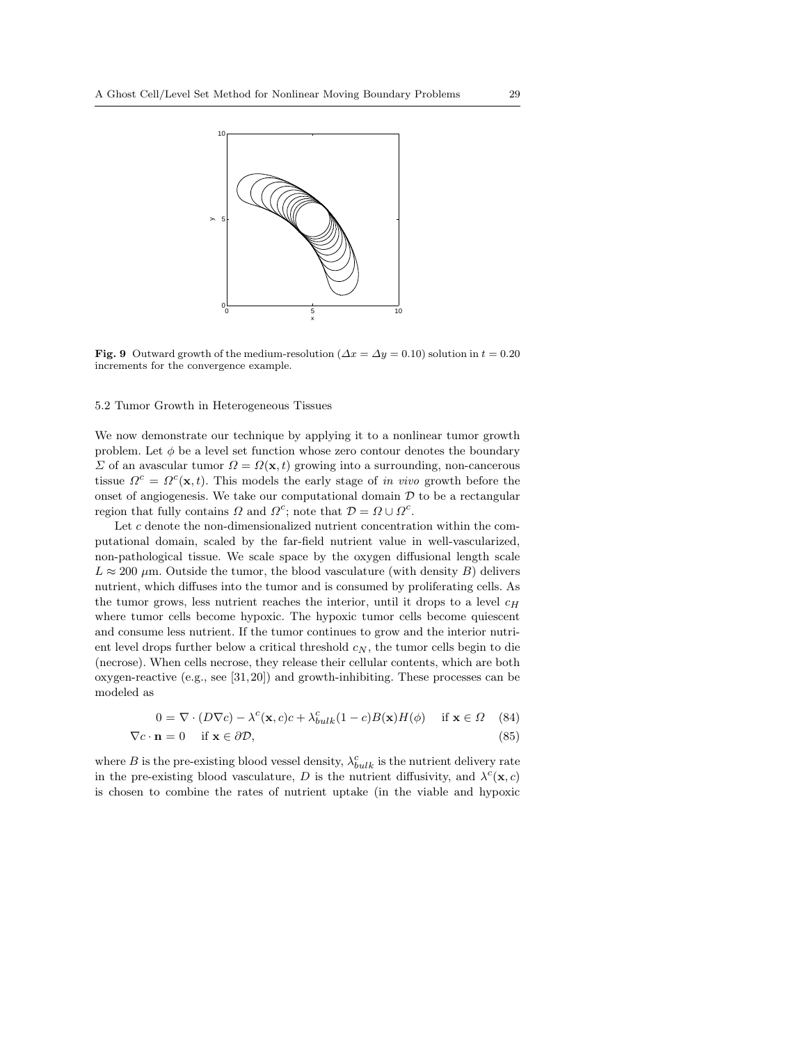**Fig. 9** Outward growth of the medium-resolution ($\Delta x = \Delta y = 0.10$) solution in $t = 0.20$ increments for the convergence example.

### 5.2 Tumor Growth in Heterogeneous Tissues

We now demonstrate our technique by applying it to a nonlinear tumor growth problem. Let $\phi$ be a level set function whose zero contour denotes the boundary $\Sigma$ of an avascular tumor $\Omega = \Omega(\mathbf{x}, t)$ growing into a surrounding, non-cancerous tissue $\Omega^c = \Omega^c(\mathbf{x}, t)$. This models the early stage of *in vivo* growth before the onset of angiogenesis. We take our computational domain $\mathcal{D}$ to be a rectangular region that fully contains $\Omega$ and $\Omega^c$; note that $\mathcal{D} = \Omega \cup \Omega^c$.

Let $c$ denote the non-dimensionalized nutrient concentration within the computational domain, scaled by the far-field nutrient value in well-vascularized, non-pathological tissue. We scale space by the oxygen diffusional length scale $L \approx 200$ $\mu$m. Outside the tumor, the blood vasculature (with density $B$) delivers nutrient, which diffuses into the tumor and is consumed by proliferating cells. As the tumor grows, less nutrient reaches the interior, until it drops to a level $c_H$ where tumor cells become hypoxic. The hypoxic tumor cells become quiescent and consume less nutrient. If the tumor continues to grow and the interior nutrient level drops further below a critical threshold $c_N$, the tumor cells begin to die (necrose). When cells necrose, they release their cellular contents, which are both oxygen-reactive (e.g., see [31, 20]) and growth-inhibiting. These processes can be modeled as

$$0 = \nabla \cdot (D \nabla c) - \lambda^c(\mathbf{x}, c)c + \lambda^c_{bulk}(1 - c)B(\mathbf{x})H(\phi) \quad \text{if } \mathbf{x} \in \Omega \quad (84)$$

$$\nabla c \cdot \mathbf{n} = 0 \quad \text{if } \mathbf{x} \in \partial\mathcal{D}, \quad (85)$$

where $B$ is the pre-existing blood vessel density, $\lambda^c_{bulk}$ is the nutrient delivery rate in the pre-existing blood vasculature, $D$ is the nutrient diffusivity, and $\lambda^c(\mathbf{x}, c)$ is chosen to combine the rates of nutrient uptake (in the viable and hypoxic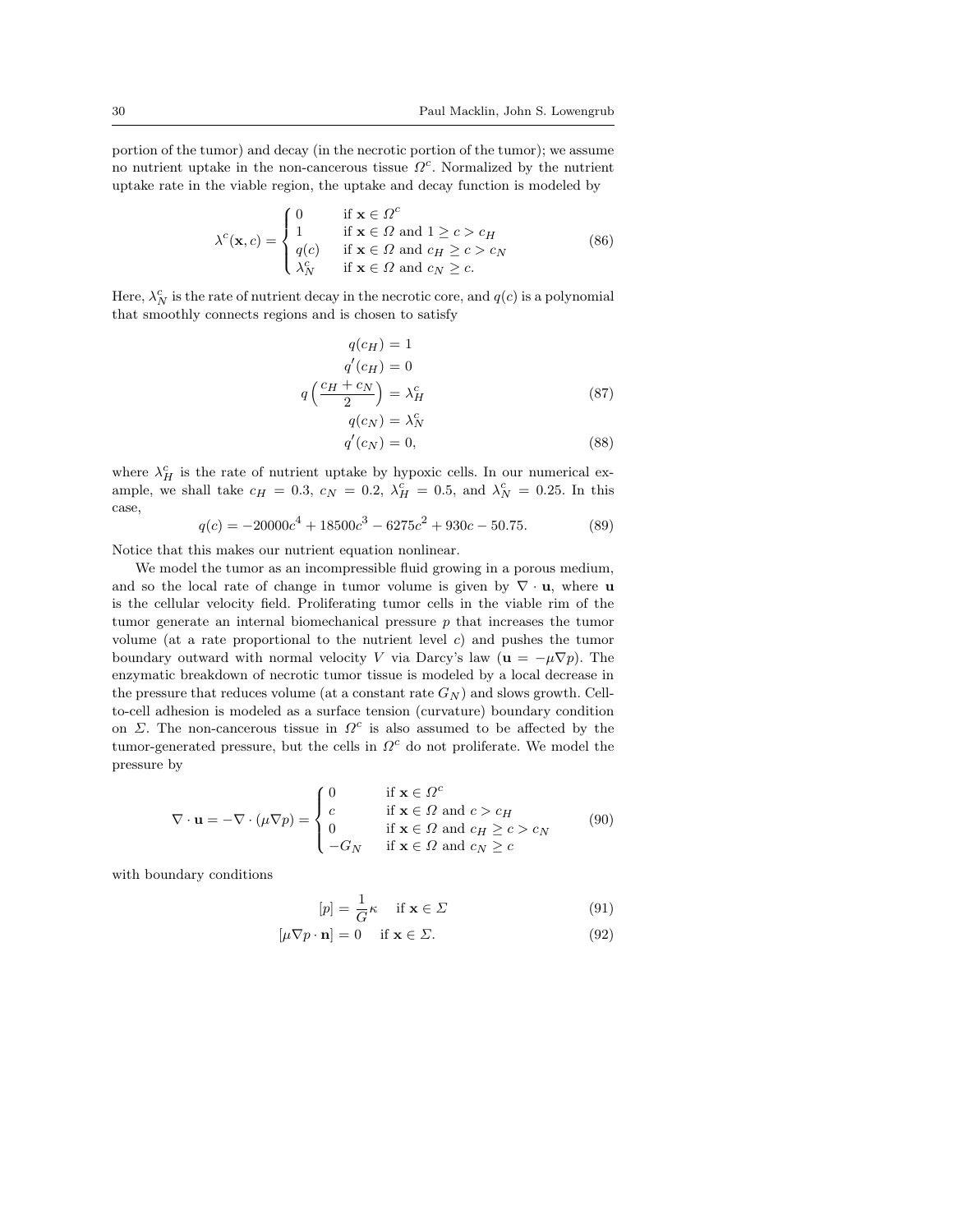portion of the tumor) and decay (in the necrotic portion of the tumor); we assume no nutrient uptake in the non-cancerous tissue $\Omega^c$. Normalized by the nutrient uptake rate in the viable region, the uptake and decay function is modeled by

$$\lambda^c(\mathbf{x}, c) = \begin{cases} 0 & \text{if } \mathbf{x} \in \Omega^c \\ 1 & \text{if } \mathbf{x} \in \Omega \text{ and } 1 \geq c > c_H \\ q(c) & \text{if } \mathbf{x} \in \Omega \text{ and } c_H \geq c > c_N \\ \lambda_N^c & \text{if } \mathbf{x} \in \Omega \text{ and } c_N \geq c. \end{cases} \tag{86}$$

Here, $\lambda_N^c$ is the rate of nutrient decay in the necrotic core, and $q(c)$ is a polynomial that smoothly connects regions and is chosen to satisfy

$$\begin{aligned} q(c_H) &= 1 \\ q'(c_H) &= 0 \\ q\left(\frac{c_H + c_N}{2}\right) &= \lambda_H^c \\ q(c_N) &= \lambda_N^c \end{aligned} \tag{87}$$

$$q'(c_N) = 0, \tag{88}$$

where $\lambda_H^c$ is the rate of nutrient uptake by hypoxic cells. In our numerical example, we shall take $c_H = 0.3$, $c_N = 0.2$, $\lambda_H^c = 0.5$, and $\lambda_N^c = 0.25$. In this case,

$$q(c) = -20000c^4 + 18500c^3 - 6275c^2 + 930c - 50.75. \tag{89}$$

Notice that this makes our nutrient equation nonlinear.

We model the tumor as an incompressible fluid growing in a porous medium, and so the local rate of change in tumor volume is given by $\nabla \cdot \mathbf{u}$, where $\mathbf{u}$ is the cellular velocity field. Proliferating tumor cells in the viable rim of the tumor generate an internal biomechanical pressure $p$ that increases the tumor volume (at a rate proportional to the nutrient level $c$) and pushes the tumor boundary outward with normal velocity $V$ via Darcy's law ($\mathbf{u} = -\mu \nabla p$). The enzymatic breakdown of necrotic tumor tissue is modeled by a local decrease in the pressure that reduces volume (at a constant rate $G_N$) and slows growth. Cell-to-cell adhesion is modeled as a surface tension (curvature) boundary condition on $\Sigma$. The non-cancerous tissue in $\Omega^c$ is also assumed to be affected by the tumor-generated pressure, but the cells in $\Omega^c$ do not proliferate. We model the pressure by

$$\nabla \cdot \mathbf{u} = -\nabla \cdot (\mu \nabla p) = \begin{cases} 0 & \text{if } \mathbf{x} \in \Omega^c \\ c & \text{if } \mathbf{x} \in \Omega \text{ and } c > c_H \\ 0 & \text{if } \mathbf{x} \in \Omega \text{ and } c_H \geq c > c_N \\ -G_N & \text{if } \mathbf{x} \in \Omega \text{ and } c_N \geq c \end{cases} \tag{90}$$

with boundary conditions

$$[p] = \frac{1}{G}\kappa \quad \text{if } \mathbf{x} \in \Sigma \tag{91}$$

$$[\mu \nabla p \cdot \mathbf{n}] = 0 \quad \text{if } \mathbf{x} \in \Sigma. \tag{92}$$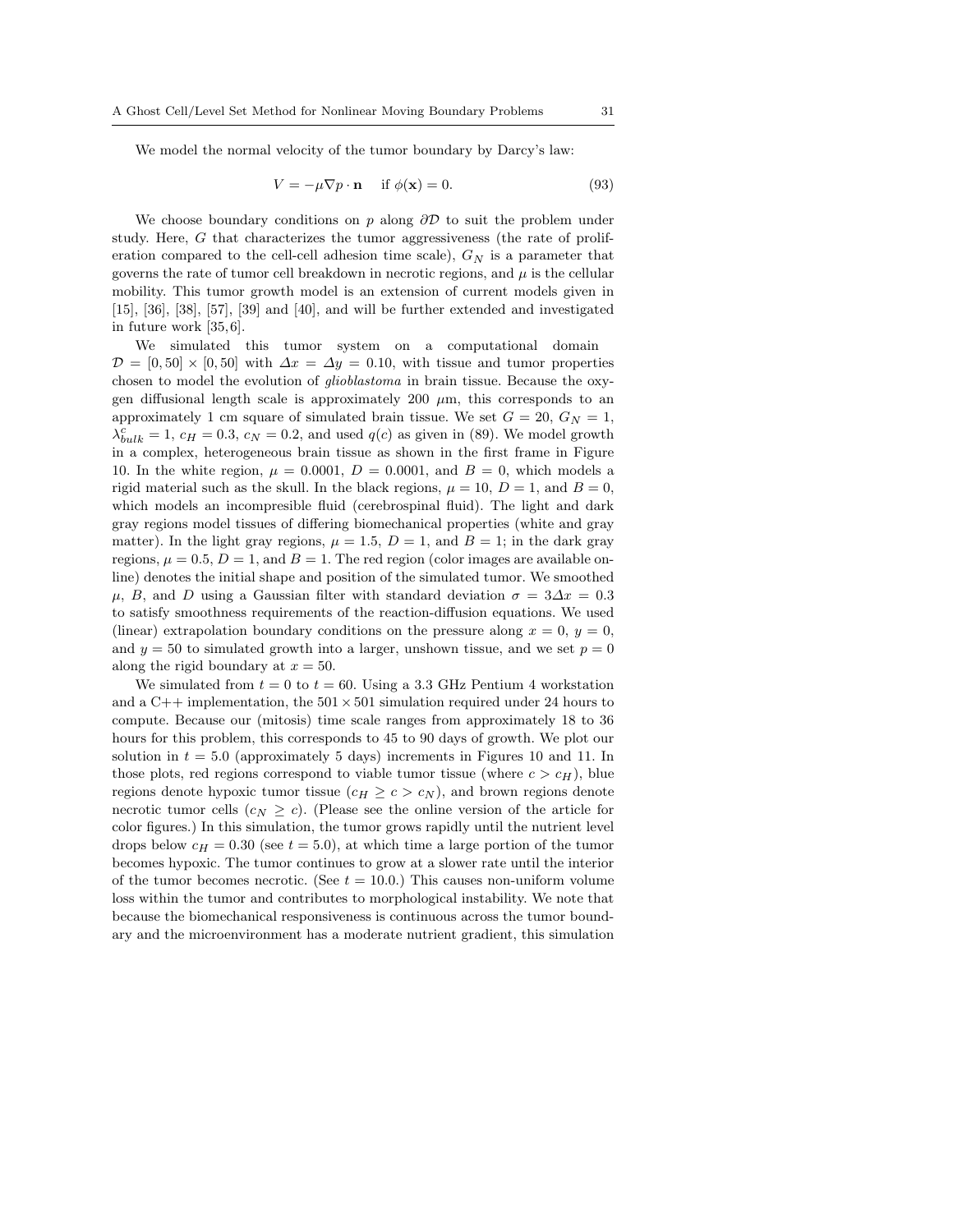We model the normal velocity of the tumor boundary by Darcy's law:

$$V = -\mu \nabla p \cdot \mathbf{n} \quad \text{if } \phi(\mathbf{x}) = 0. \tag{93}$$

We choose boundary conditions on $p$ along $\partial\mathcal{D}$ to suit the problem under study. Here, $G$ that characterizes the tumor aggressiveness (the rate of proliferation compared to the cell-cell adhesion time scale), $G_N$ is a parameter that governs the rate of tumor cell breakdown in necrotic regions, and $\mu$ is the cellular mobility. This tumor growth model is an extension of current models given in [15], [36], [38], [57], [39] and [40], and will be further extended and investigated in future work [35,6].

We simulated this tumor system on a computational domain $\mathcal{D} = [0, 50] \times [0, 50]$ with $\Delta x = \Delta y = 0.10$, with tissue and tumor properties chosen to model the evolution of *glioblastoma* in brain tissue. Because the oxygen diffusional length scale is approximately 200 $\mu$m, this corresponds to an approximately 1 cm square of simulated brain tissue. We set $G = 20$, $G_N = 1$, $\lambda^c_{bulk} = 1$, $c_H = 0.3$, $c_N = 0.2$, and used $q(c)$ as given in (89). We model growth in a complex, heterogeneous brain tissue as shown in the first frame in Figure 10. In the white region, $\mu = 0.0001$, $D = 0.0001$, and $B = 0$, which models a rigid material such as the skull. In the black regions, $\mu = 10$, $D = 1$, and $B = 0$, which models an incompresible fluid (cerebrospinal fluid). The light and dark gray regions model tissues of differing biomechanical properties (white and gray matter). In the light gray regions, $\mu = 1.5$, $D = 1$, and $B = 1$; in the dark gray regions, $\mu = 0.5$, $D = 1$, and $B = 1$. The red region (color images are available online) denotes the initial shape and position of the simulated tumor. We smoothed $\mu$, $B$, and $D$ using a Gaussian filter with standard deviation $\sigma = 3\Delta x = 0.3$ to satisfy smoothness requirements of the reaction-diffusion equations. We used (linear) extrapolation boundary conditions on the pressure along $x = 0$, $y = 0$, and $y = 50$ to simulated growth into a larger, unshown tissue, and we set $p = 0$ along the rigid boundary at $x = 50$.

We simulated from $t = 0$ to $t = 60$. Using a 3.3 GHz Pentium 4 workstation and a C++ implementation, the $501 \times 501$ simulation required under 24 hours to compute. Because our (mitosis) time scale ranges from approximately 18 to 36 hours for this problem, this corresponds to 45 to 90 days of growth. We plot our solution in $t = 5.0$ (approximately 5 days) increments in Figures 10 and 11. In those plots, red regions correspond to viable tumor tissue (where $c > c_H$), blue regions denote hypoxic tumor tissue ($c_H \geq c > c_N$), and brown regions denote necrotic tumor cells ($c_N \geq c$). (Please see the online version of the article for color figures.) In this simulation, the tumor grows rapidly until the nutrient level drops below $c_H = 0.30$ (see $t = 5.0$), at which time a large portion of the tumor becomes hypoxic. The tumor continues to grow at a slower rate until the interior of the tumor becomes necrotic. (See $t = 10.0$.) This causes non-uniform volume loss within the tumor and contributes to morphological instability. We note that because the biomechanical responsiveness is continuous across the tumor boundary and the microenvironment has a moderate nutrient gradient, this simulation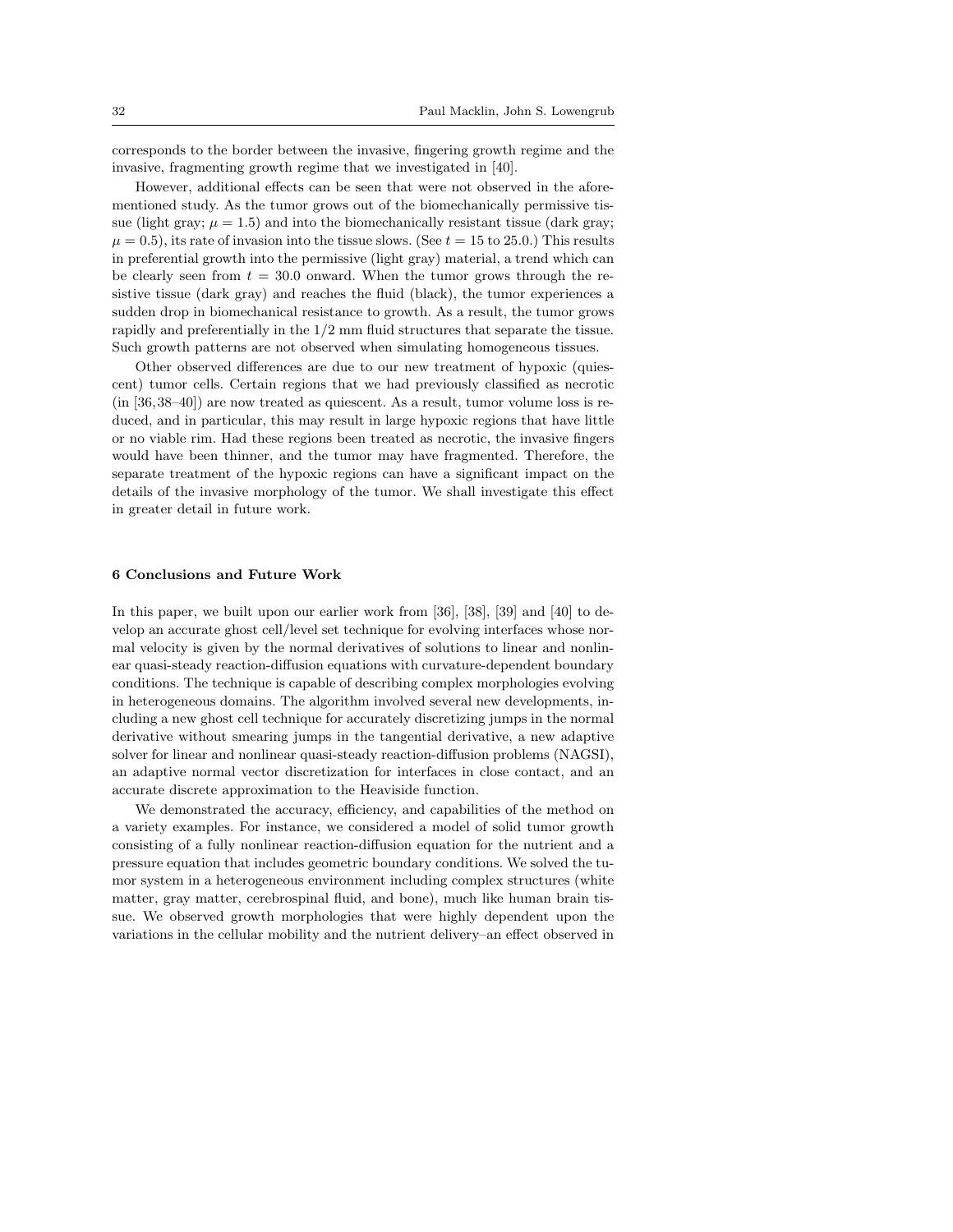corresponds to the border between the invasive, fingering growth regime and the invasive, fragmenting growth regime that we investigated in [40].

However, additional effects can be seen that were not observed in the aforementioned study. As the tumor grows out of the biomechanically permissive tissue (light gray; $\mu = 1.5$) and into the biomechanically resistant tissue (dark gray; $\mu = 0.5$), its rate of invasion into the tissue slows. (See $t = 15$ to 25.0.) This results in preferential growth into the permissive (light gray) material, a trend which can be clearly seen from $t = 30.0$ onward. When the tumor grows through the resistive tissue (dark gray) and reaches the fluid (black), the tumor experiences a sudden drop in biomechanical resistance to growth. As a result, the tumor grows rapidly and preferentially in the 1/2 mm fluid structures that separate the tissue. Such growth patterns are not observed when simulating homogeneous tissues.

Other observed differences are due to our new treatment of hypoxic (quiescent) tumor cells. Certain regions that we had previously classified as necrotic (in [36,38–40]) are now treated as quiescent. As a result, tumor volume loss is reduced, and in particular, this may result in large hypoxic regions that have little or no viable rim. Had these regions been treated as necrotic, the invasive fingers would have been thinner, and the tumor may have fragmented. Therefore, the separate treatment of the hypoxic regions can have a significant impact on the details of the invasive morphology of the tumor. We shall investigate this effect in greater detail in future work.

## 6 Conclusions and Future Work

In this paper, we built upon our earlier work from [36], [38], [39] and [40] to develop an accurate ghost cell/level set technique for evolving interfaces whose normal velocity is given by the normal derivatives of solutions to linear and nonlinear quasi-steady reaction-diffusion equations with curvature-dependent boundary conditions. The technique is capable of describing complex morphologies evolving in heterogeneous domains. The algorithm involved several new developments, including a new ghost cell technique for accurately discretizing jumps in the normal derivative without smearing jumps in the tangential derivative, a new adaptive solver for linear and nonlinear quasi-steady reaction-diffusion problems (NAGSI), an adaptive normal vector discretization for interfaces in close contact, and an accurate discrete approximation to the Heaviside function.

We demonstrated the accuracy, efficiency, and capabilities of the method on a variety examples. For instance, we considered a model of solid tumor growth consisting of a fully nonlinear reaction-diffusion equation for the nutrient and a pressure equation that includes geometric boundary conditions. We solved the tumor system in a heterogeneous environment including complex structures (white matter, gray matter, cerebrospinal fluid, and bone), much like human brain tissue. We observed growth morphologies that were highly dependent upon the variations in the cellular mobility and the nutrient delivery–an effect observed in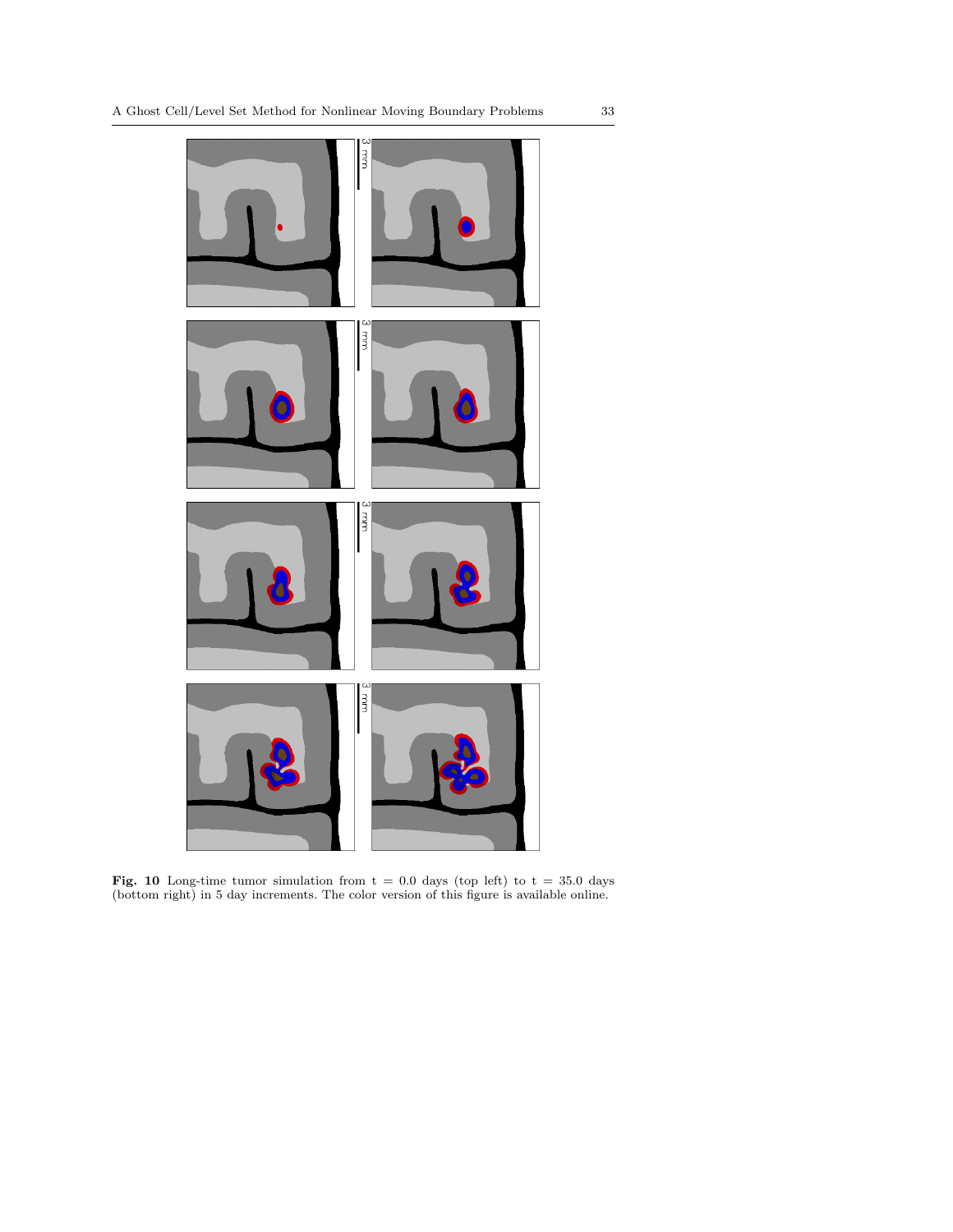**Fig. 10** Long-time tumor simulation from t = 0.0 days (top left) to t = 35.0 days (bottom right) in 5 day increments. The color version of this figure is available online.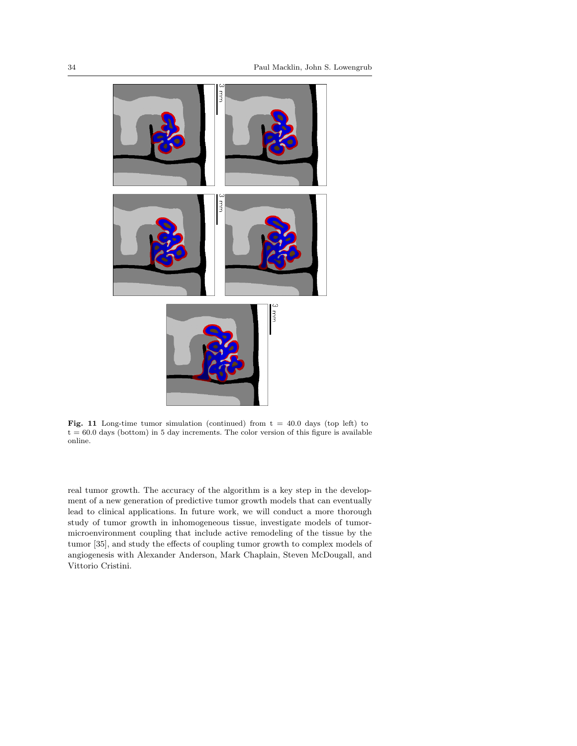**Fig. 11** Long-time tumor simulation (continued) from t = 40.0 days (top left) to t = 60.0 days (bottom) in 5 day increments. The color version of this figure is available online.

real tumor growth. The accuracy of the algorithm is a key step in the development of a new generation of predictive tumor growth models that can eventually lead to clinical applications. In future work, we will conduct a more thorough study of tumor growth in inhomogeneous tissue, investigate models of tumor-microenvironment coupling that include active remodeling of the tissue by the tumor [35], and study the effects of coupling tumor growth to complex models of angiogenesis with Alexander Anderson, Mark Chaplain, Steven McDougall, and Vittorio Cristini.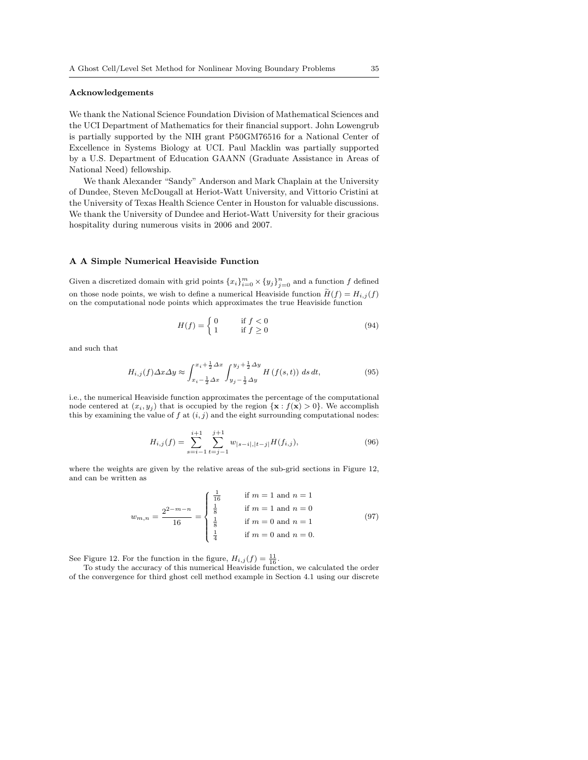## Acknowledgements

We thank the National Science Foundation Division of Mathematical Sciences and the UCI Department of Mathematics for their financial support. John Lowengrub is partially supported by the NIH grant P50GM76516 for a National Center of Excellence in Systems Biology at UCI. Paul Macklin was partially supported by a U.S. Department of Education GAANN (Graduate Assistance in Areas of National Need) fellowship.

We thank Alexander "Sandy" Anderson and Mark Chaplain at the University of Dundee, Steven McDougall at Heriot-Watt University, and Vittorio Cristini at the University of Texas Health Science Center in Houston for valuable discussions. We thank the University of Dundee and Heriot-Watt University for their gracious hospitality during numerous visits in 2006 and 2007.

## A A Simple Numerical Heaviside Function

Given a discretized domain with grid points $\{x_i\}_{i=0}^{m} \times \{y_j\}_{j=0}^{n}$ and a function $f$ defined on those node points, we wish to define a numerical Heaviside function $\widetilde{H}(f) = H_{i,j}(f)$ on the computational node points which approximates the true Heaviside function

$$H(f) = \begin{cases} 0 & \text{if } f < 0 \\ 1 & \text{if } f \geq 0 \end{cases} \tag{94}$$

and such that

$$H_{i,j}(f)\Delta x \Delta y \approx \int_{x_i - \frac{1}{2}\Delta x}^{x_i + \frac{1}{2}\Delta x} \int_{y_j - \frac{1}{2}\Delta y}^{y_j + \frac{1}{2}\Delta y} H\left(f(s,t)\right)\, ds\, dt, \tag{95}$$

i.e., the numerical Heaviside function approximates the percentage of the computational node centered at $(x_i, y_j)$ that is occupied by the region $\{\mathbf{x} : f(\mathbf{x}) > 0\}$. We accomplish this by examining the value of $f$ at $(i,j)$ and the eight surrounding computational nodes:

$$H_{i,j}(f) = \sum_{s=i-1}^{i+1} \sum_{t=j-1}^{j+1} w_{|s-i|,|t-j|} H(f_{i,j}), \tag{96}$$

where the weights are given by the relative areas of the sub-grid sections in Figure 12, and can be written as

$$w_{m,n} = \frac{2^{2-m-n}}{16} = \begin{cases} \frac{1}{16} & \text{if } m = 1 \text{ and } n = 1 \\ \frac{1}{8} & \text{if } m = 1 \text{ and } n = 0 \\ \frac{1}{8} & \text{if } m = 0 \text{ and } n = 1 \\ \frac{1}{4} & \text{if } m = 0 \text{ and } n = 0. \end{cases} \tag{97}$$

See Figure 12. For the function in the figure, $H_{i,j}(f) = \frac{11}{16}$.

To study the accuracy of this numerical Heaviside function, we calculated the order of the convergence for third ghost cell method example in Section 4.1 using our discrete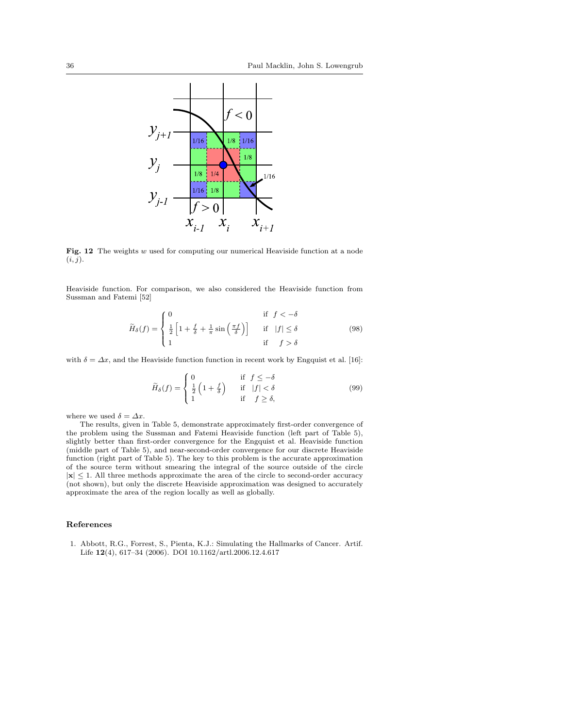**Fig. 12** The weights $w$ used for computing our numerical Heaviside function at a node $(i, j)$.

Heaviside function. For comparison, we also considered the Heaviside function from Sussman and Fatemi [52]

$$\widetilde{H}_\delta(f) = \begin{cases} 0 & \text{if } \; f < -\delta \\ \frac{1}{2}\left[1 + \frac{f}{\delta} + \frac{1}{\pi}\sin\left(\frac{\pi f}{\delta}\right)\right] & \text{if } \; |f| \le \delta \\ 1 & \text{if } \quad f > \delta \end{cases} \tag{98}$$

with $\delta = \Delta x$, and the Heaviside function function in recent work by Engquist et al. [16]:

$$\widetilde{H}_\delta(f) = \begin{cases} 0 & \text{if } \; f \le -\delta \\ \frac{1}{2}\left(1 + \frac{f}{\delta}\right) & \text{if } \; |f| < \delta \\ 1 & \text{if } \quad f \ge \delta, \end{cases} \tag{99}$$

where we used $\delta = \Delta x$.

The results, given in Table 5, demonstrate approximately first-order convergence of the problem using the Sussman and Fatemi Heaviside function (left part of Table 5), slightly better than first-order convergence for the Engquist et al. Heaviside function (middle part of Table 5), and near-second-order convergence for our discrete Heaviside function (right part of Table 5). The key to this problem is the accurate approximation of the source term without smearing the integral of the source outside of the circle $|\mathbf{x}| \le 1$. All three methods approximate the area of the circle to second-order accuracy (not shown), but only the discrete Heaviside approximation was designed to accurately approximate the area of the region locally as well as globally.

## References

1. Abbott, R.G., Forrest, S., Pienta, K.J.: Simulating the Hallmarks of Cancer. Artif. Life **12**(4), 617–34 (2006). DOI 10.1162/artl.2006.12.4.617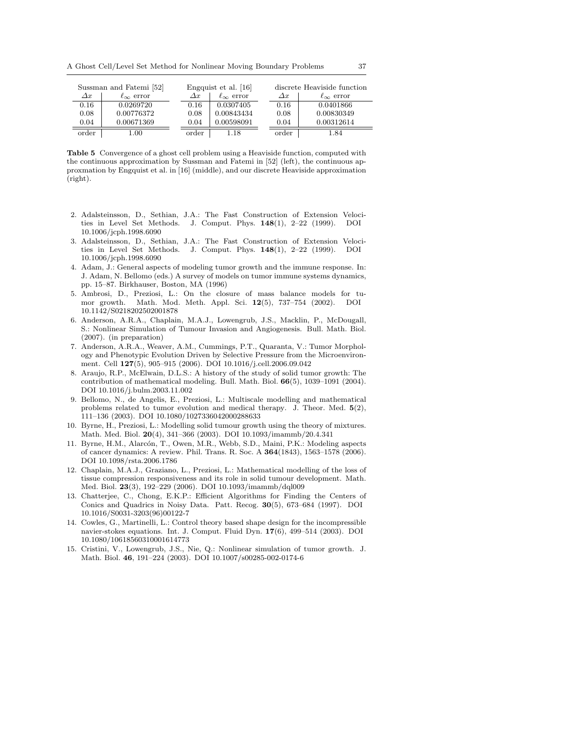| Sussman and Fatemi [52] | | Engquist et al. [16] | | discrete Heaviside function | |
|---|---|---|---|---|---|
| $\Delta x$ | $\ell_\infty$ error | $\Delta x$ | $\ell_\infty$ error | $\Delta x$ | $\ell_\infty$ error |
| 0.16 | 0.0269720 | 0.16 | 0.0307405 | 0.16 | 0.0401866 |
| 0.08 | 0.00776372 | 0.08 | 0.00843434 | 0.08 | 0.00830349 |
| 0.04 | 0.00671369 | 0.04 | 0.00598091 | 0.04 | 0.00312614 |
| order | 1.00 | order | 1.18 | order | 1.84 |

**Table 5** Convergence of a ghost cell problem using a Heaviside function, computed with the continuous approximation by Sussman and Fatemi in [52] (left), the continuous approxmation by Engquist et al. in [16] (middle), and our discrete Heaviside approximation (right).

2. Adalsteinsson, D., Sethian, J.A.: The Fast Construction of Extension Velocities in Level Set Methods. J. Comput. Phys. **148**(1), 2–22 (1999). DOI 10.1006/jcph.1998.6090
3. Adalsteinsson, D., Sethian, J.A.: The Fast Construction of Extension Velocities in Level Set Methods. J. Comput. Phys. **148**(1), 2–22 (1999). DOI 10.1006/jcph.1998.6090
4. Adam, J.: General aspects of modeling tumor growth and the immune response. In: J. Adam, N. Bellomo (eds.) A survey of models on tumor immune systems dynamics, pp. 15–87. Birkhauser, Boston, MA (1996)
5. Ambrosi, D., Preziosi, L.: On the closure of mass balance models for tumor growth. Math. Mod. Meth. Appl. Sci. **12**(5), 737–754 (2002). DOI 10.1142/S0218202502001878
6. Anderson, A.R.A., Chaplain, M.A.J., Lowengrub, J.S., Macklin, P., McDougall, S.: Nonlinear Simulation of Tumour Invasion and Angiogenesis. Bull. Math. Biol. (2007). (in preparation)
7. Anderson, A.R.A., Weaver, A.M., Cummings, P.T., Quaranta, V.: Tumor Morphology and Phenotypic Evolution Driven by Selective Pressure from the Microenvironment. Cell **127**(5), 905–915 (2006). DOI 10.1016/j.cell.2006.09.042
8. Araujo, R.P., McElwain, D.L.S.: A history of the study of solid tumor growth: The contribution of mathematical modeling. Bull. Math. Biol. **66**(5), 1039–1091 (2004). DOI 10.1016/j.bulm.2003.11.002
9. Bellomo, N., de Angelis, E., Preziosi, L.: Multiscale modelling and mathematical problems related to tumor evolution and medical therapy. J. Theor. Med. **5**(2), 111–136 (2003). DOI 10.1080/1027336042000288633
10. Byrne, H., Preziosi, L.: Modelling solid tumour growth using the theory of mixtures. Math. Med. Biol. **20**(4), 341–366 (2003). DOI 10.1093/imammb/20.4.341
11. Byrne, H.M., Alarcón, T., Owen, M.R., Webb, S.D., Maini, P.K.: Modeling aspects of cancer dynamics: A review. Phil. Trans. R. Soc. A **364**(1843), 1563–1578 (2006). DOI 10.1098/rsta.2006.1786
12. Chaplain, M.A.J., Graziano, L., Preziosi, L.: Mathematical modelling of the loss of tissue compression responsiveness and its role in solid tumour development. Math. Med. Biol. **23**(3), 192–229 (2006). DOI 10.1093/imammb/dql009
13. Chatterjee, C., Chong, E.K.P.: Efficient Algorithms for Finding the Centers of Conics and Quadrics in Noisy Data. Patt. Recog. **30**(5), 673–684 (1997). DOI 10.1016/S0031-3203(96)00122-7
14. Cowles, G., Martinelli, L.: Control theory based shape design for the incompressible navier-stokes equations. Int. J. Comput. Fluid Dyn. **17**(6), 499–514 (2003). DOI 10.1080/10618560310001614773
15. Cristini, V., Lowengrub, J.S., Nie, Q.: Nonlinear simulation of tumor growth. J. Math. Biol. **46**, 191–224 (2003). DOI 10.1007/s00285-002-0174-6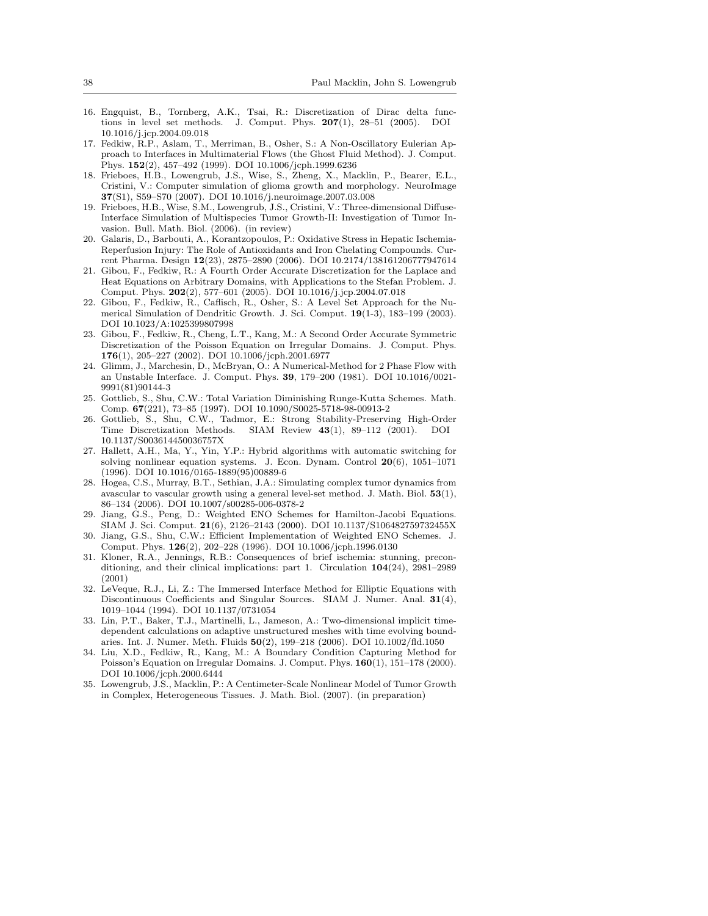16. Engquist, B., Tornberg, A.K., Tsai, R.: Discretization of Dirac delta functions in level set methods. J. Comput. Phys. **207**(1), 28–51 (2005). DOI 10.1016/j.jcp.2004.09.018
17. Fedkiw, R.P., Aslam, T., Merriman, B., Osher, S.: A Non-Oscillatory Eulerian Approach to Interfaces in Multimaterial Flows (the Ghost Fluid Method). J. Comput. Phys. **152**(2), 457–492 (1999). DOI 10.1006/jcph.1999.6236
18. Frieboes, H.B., Lowengrub, J.S., Wise, S., Zheng, X., Macklin, P., Bearer, E.L., Cristini, V.: Computer simulation of glioma growth and morphology. NeuroImage **37**(S1), S59–S70 (2007). DOI 10.1016/j.neuroimage.2007.03.008
19. Frieboes, H.B., Wise, S.M., Lowengrub, J.S., Cristini, V.: Three-dimensional Diffuse-Interface Simulation of Multispecies Tumor Growth-II: Investigation of Tumor Invasion. Bull. Math. Biol. (2006). (in review)
20. Galaris, D., Barbouti, A., Korantzopoulos, P.: Oxidative Stress in Hepatic Ischemia-Reperfusion Injury: The Role of Antioxidants and Iron Chelating Compounds. Current Pharma. Design **12**(23), 2875–2890 (2006). DOI 10.2174/138161206777947614
21. Gibou, F., Fedkiw, R.: A Fourth Order Accurate Discretization for the Laplace and Heat Equations on Arbitrary Domains, with Applications to the Stefan Problem. J. Comput. Phys. **202**(2), 577–601 (2005). DOI 10.1016/j.jcp.2004.07.018
22. Gibou, F., Fedkiw, R., Caflisch, R., Osher, S.: A Level Set Approach for the Numerical Simulation of Dendritic Growth. J. Sci. Comput. **19**(1-3), 183–199 (2003). DOI 10.1023/A:1025399807998
23. Gibou, F., Fedkiw, R., Cheng, L.T., Kang, M.: A Second Order Accurate Symmetric Discretization of the Poisson Equation on Irregular Domains. J. Comput. Phys. **176**(1), 205–227 (2002). DOI 10.1006/jcph.2001.6977
24. Glimm, J., Marchesin, D., McBryan, O.: A Numerical-Method for 2 Phase Flow with an Unstable Interface. J. Comput. Phys. **39**, 179–200 (1981). DOI 10.1016/0021-9991(81)90144-3
25. Gottlieb, S., Shu, C.W.: Total Variation Diminishing Runge-Kutta Schemes. Math. Comp. **67**(221), 73–85 (1997). DOI 10.1090/S0025-5718-98-00913-2
26. Gottlieb, S., Shu, C.W., Tadmor, E.: Strong Stability-Preserving High-Order Time Discretization Methods. SIAM Review **43**(1), 89–112 (2001). DOI 10.1137/S003614450036757X
27. Hallett, A.H., Ma, Y., Yin, Y.P.: Hybrid algorithms with automatic switching for solving nonlinear equation systems. J. Econ. Dynam. Control **20**(6), 1051–1071 (1996). DOI 10.1016/0165-1889(95)00889-6
28. Hogea, C.S., Murray, B.T., Sethian, J.A.: Simulating complex tumor dynamics from avascular to vascular growth using a general level-set method. J. Math. Biol. **53**(1), 86–134 (2006). DOI 10.1007/s00285-006-0378-2
29. Jiang, G.S., Peng, D.: Weighted ENO Schemes for Hamilton-Jacobi Equations. SIAM J. Sci. Comput. **21**(6), 2126–2143 (2000). DOI 10.1137/S106482759732455X
30. Jiang, G.S., Shu, C.W.: Efficient Implementation of Weighted ENO Schemes. J. Comput. Phys. **126**(2), 202–228 (1996). DOI 10.1006/jcph.1996.0130
31. Kloner, R.A., Jennings, R.B.: Consequences of brief ischemia: stunning, preconditioning, and their clinical implications: part 1. Circulation **104**(24), 2981–2989 (2001)
32. LeVeque, R.J., Li, Z.: The Immersed Interface Method for Elliptic Equations with Discontinuous Coefficients and Singular Sources. SIAM J. Numer. Anal. **31**(4), 1019–1044 (1994). DOI 10.1137/0731054
33. Lin, P.T., Baker, T.J., Martinelli, L., Jameson, A.: Two-dimensional implicit time-dependent calculations on adaptive unstructured meshes with time evolving boundaries. Int. J. Numer. Meth. Fluids **50**(2), 199–218 (2006). DOI 10.1002/fld.1050
34. Liu, X.D., Fedkiw, R., Kang, M.: A Boundary Condition Capturing Method for Poisson's Equation on Irregular Domains. J. Comput. Phys. **160**(1), 151–178 (2000). DOI 10.1006/jcph.2000.6444
35. Lowengrub, J.S., Macklin, P.: A Centimeter-Scale Nonlinear Model of Tumor Growth in Complex, Heterogeneous Tissues. J. Math. Biol. (2007). (in preparation)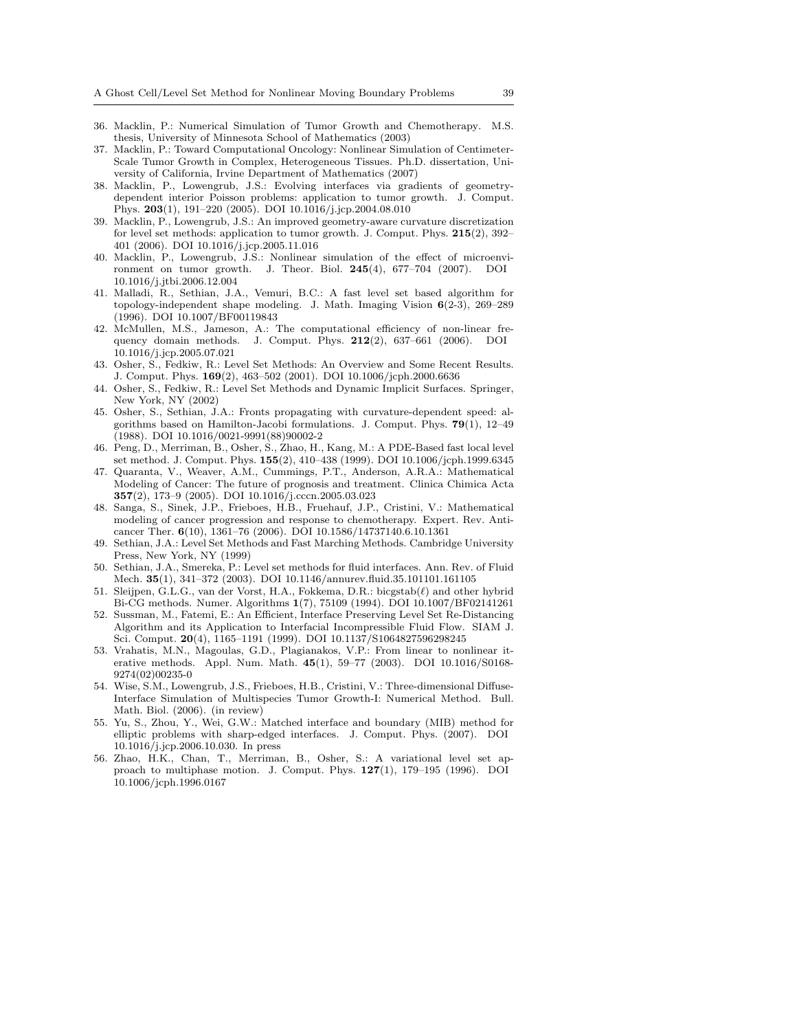36. Macklin, P.: Numerical Simulation of Tumor Growth and Chemotherapy. M.S. thesis, University of Minnesota School of Mathematics (2003)
37. Macklin, P.: Toward Computational Oncology: Nonlinear Simulation of Centimeter-Scale Tumor Growth in Complex, Heterogeneous Tissues. Ph.D. dissertation, University of California, Irvine Department of Mathematics (2007)
38. Macklin, P., Lowengrub, J.S.: Evolving interfaces via gradients of geometry-dependent interior Poisson problems: application to tumor growth. J. Comput. Phys. **203**(1), 191–220 (2005). DOI 10.1016/j.jcp.2004.08.010
39. Macklin, P., Lowengrub, J.S.: An improved geometry-aware curvature discretization for level set methods: application to tumor growth. J. Comput. Phys. **215**(2), 392–401 (2006). DOI 10.1016/j.jcp.2005.11.016
40. Macklin, P., Lowengrub, J.S.: Nonlinear simulation of the effect of microenvironment on tumor growth. J. Theor. Biol. **245**(4), 677–704 (2007). DOI 10.1016/j.jtbi.2006.12.004
41. Malladi, R., Sethian, J.A., Vemuri, B.C.: A fast level set based algorithm for topology-independent shape modeling. J. Math. Imaging Vision **6**(2-3), 269–289 (1996). DOI 10.1007/BF00119843
42. McMullen, M.S., Jameson, A.: The computational efficiency of non-linear frequency domain methods. J. Comput. Phys. **212**(2), 637–661 (2006). DOI 10.1016/j.jcp.2005.07.021
43. Osher, S., Fedkiw, R.: Level Set Methods: An Overview and Some Recent Results. J. Comput. Phys. **169**(2), 463–502 (2001). DOI 10.1006/jcph.2000.6636
44. Osher, S., Fedkiw, R.: Level Set Methods and Dynamic Implicit Surfaces. Springer, New York, NY (2002)
45. Osher, S., Sethian, J.A.: Fronts propagating with curvature-dependent speed: algorithms based on Hamilton-Jacobi formulations. J. Comput. Phys. **79**(1), 12–49 (1988). DOI 10.1016/0021-9991(88)90002-2
46. Peng, D., Merriman, B., Osher, S., Zhao, H., Kang, M.: A PDE-Based fast local level set method. J. Comput. Phys. **155**(2), 410–438 (1999). DOI 10.1006/jcph.1999.6345
47. Quaranta, V., Weaver, A.M., Cummings, P.T., Anderson, A.R.A.: Mathematical Modeling of Cancer: The future of prognosis and treatment. Clinica Chimica Acta **357**(2), 173–9 (2005). DOI 10.1016/j.cccn.2005.03.023
48. Sanga, S., Sinek, J.P., Frieboes, H.B., Fruehauf, J.P., Cristini, V.: Mathematical modeling of cancer progression and response to chemotherapy. Expert. Rev. Anticancer Ther. **6**(10), 1361–76 (2006). DOI 10.1586/14737140.6.10.1361
49. Sethian, J.A.: Level Set Methods and Fast Marching Methods. Cambridge University Press, New York, NY (1999)
50. Sethian, J.A., Smereka, P.: Level set methods for fluid interfaces. Ann. Rev. of Fluid Mech. **35**(1), 341–372 (2003). DOI 10.1146/annurev.fluid.35.101101.161105
51. Sleijpen, G.L.G., van der Vorst, H.A., Fokkema, D.R.: bicgstab($\ell$) and other hybrid Bi-CG methods. Numer. Algorithms **1**(7), 75109 (1994). DOI 10.1007/BF02141261
52. Sussman, M., Fatemi, E.: An Efficient, Interface Preserving Level Set Re-Distancing Algorithm and its Application to Interfacial Incompressible Fluid Flow. SIAM J. Sci. Comput. **20**(4), 1165–1191 (1999). DOI 10.1137/S1064827596298245
53. Vrahatis, M.N., Magoulas, G.D., Plagianakos, V.P.: From linear to nonlinear iterative methods. Appl. Num. Math. **45**(1), 59–77 (2003). DOI 10.1016/S0168-9274(02)00235-0
54. Wise, S.M., Lowengrub, J.S., Frieboes, H.B., Cristini, V.: Three-dimensional Diffuse-Interface Simulation of Multispecies Tumor Growth-I: Numerical Method. Bull. Math. Biol. (2006). (in review)
55. Yu, S., Zhou, Y., Wei, G.W.: Matched interface and boundary (MIB) method for elliptic problems with sharp-edged interfaces. J. Comput. Phys. (2007). DOI 10.1016/j.jcp.2006.10.030. In press
56. Zhao, H.K., Chan, T., Merriman, B., Osher, S.: A variational level set approach to multiphase motion. J. Comput. Phys. **127**(1), 179–195 (1996). DOI 10.1006/jcph.1996.0167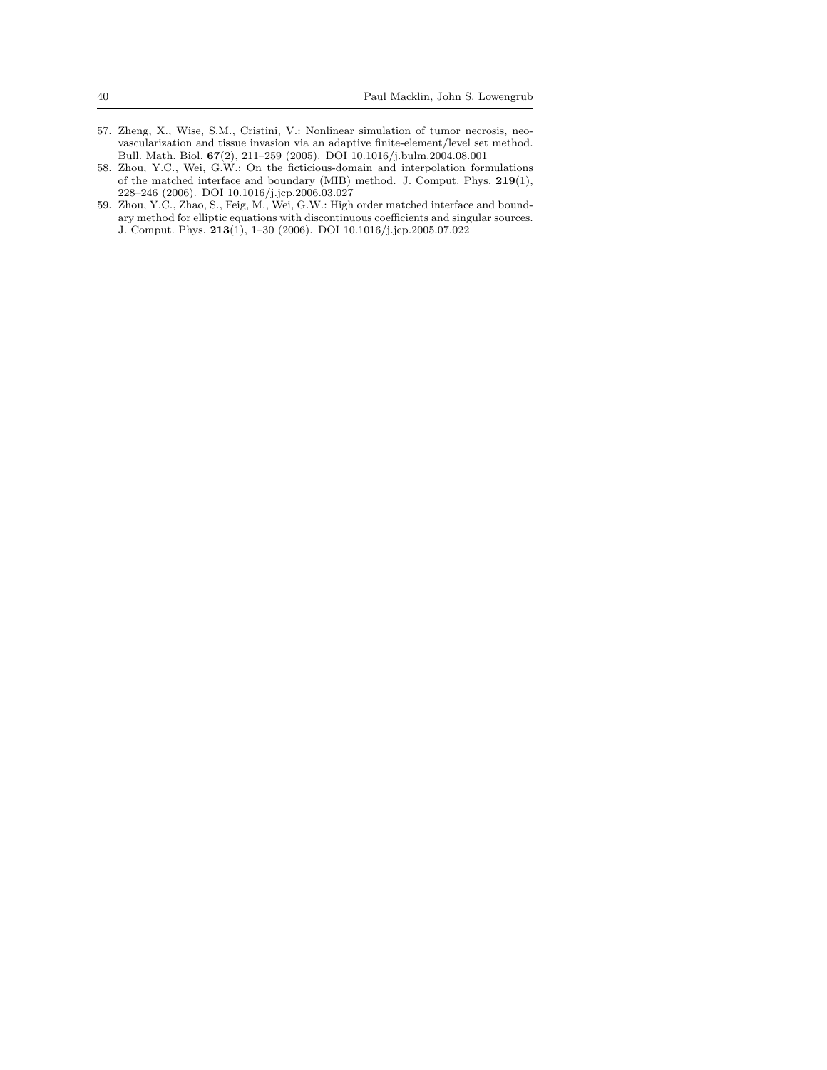57. Zheng, X., Wise, S.M., Cristini, V.: Nonlinear simulation of tumor necrosis, neovascularization and tissue invasion via an adaptive finite-element/level set method. Bull. Math. Biol. **67**(2), 211–259 (2005). DOI 10.1016/j.bulm.2004.08.001
58. Zhou, Y.C., Wei, G.W.: On the ficticious-domain and interpolation formulations of the matched interface and boundary (MIB) method. J. Comput. Phys. **219**(1), 228–246 (2006). DOI 10.1016/j.jcp.2006.03.027
59. Zhou, Y.C., Zhao, S., Feig, M., Wei, G.W.: High order matched interface and boundary method for elliptic equations with discontinuous coefficients and singular sources. J. Comput. Phys. **213**(1), 1–30 (2006). DOI 10.1016/j.jcp.2005.07.022